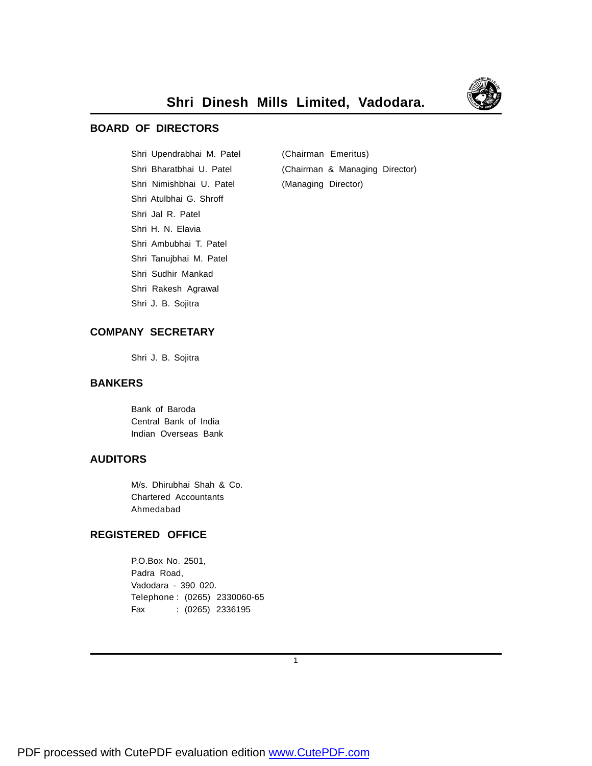# Shri Dinesh Mills Limited, Vadodara.

## BOARD OF DIRECTORS

| | |
|---|---|
| Shri Upendrabhai M. Patel | (Chairman Emeritus) |
| Shri Bharatbhai U. Patel | (Chairman & Managing Director) |
| Shri Nimishbhai U. Patel | (Managing Director) |
| Shri Atulbhai G. Shroff | |
| Shri Jal R. Patel | |
| Shri H. N. Elavia | |
| Shri Ambubhai T. Patel | |
| Shri Tanujbhai M. Patel | |
| Shri Sudhir Mankad | |
| Shri Rakesh Agrawal | |
| Shri J. B. Sojitra | |

## COMPANY SECRETARY

Shri J. B. Sojitra

## BANKERS

Bank of Baroda
Central Bank of India
Indian Overseas Bank

## AUDITORS

M/s. Dhirubhai Shah & Co.
Chartered Accountants
Ahmedabad

## REGISTERED OFFICE

P.O.Box No. 2501,
Padra Road,
Vadodara - 390 020.
Telephone : (0265) 2330060-65
Fax : (0265) 2336195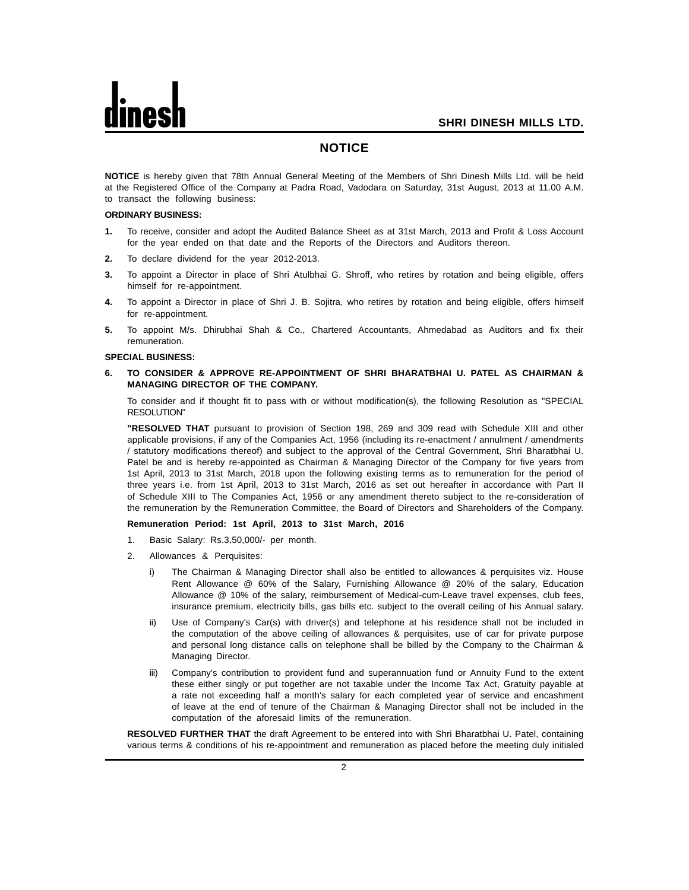# NOTICE

**NOTICE** is hereby given that 78th Annual General Meeting of the Members of Shri Dinesh Mills Ltd. will be held at the Registered Office of the Company at Padra Road, Vadodara on Saturday, 31st August, 2013 at 11.00 A.M. to transact the following business:

**ORDINARY BUSINESS:**

**1.** To receive, consider and adopt the Audited Balance Sheet as at 31st March, 2013 and Profit & Loss Account for the year ended on that date and the Reports of the Directors and Auditors thereon.

**2.** To declare dividend for the year 2012-2013.

**3.** To appoint a Director in place of Shri Atulbhai G. Shroff, who retires by rotation and being eligible, offers himself for re-appointment.

**4.** To appoint a Director in place of Shri J. B. Sojitra, who retires by rotation and being eligible, offers himself for re-appointment.

**5.** To appoint M/s. Dhirubhai Shah & Co., Chartered Accountants, Ahmedabad as Auditors and fix their remuneration.

**SPECIAL BUSINESS:**

**6. TO CONSIDER & APPROVE RE-APPOINTMENT OF SHRI BHARATBHAI U. PATEL AS CHAIRMAN & MANAGING DIRECTOR OF THE COMPANY.**

To consider and if thought fit to pass with or without modification(s), the following Resolution as "SPECIAL RESOLUTION"

**"RESOLVED THAT** pursuant to provision of Section 198, 269 and 309 read with Schedule XIII and other applicable provisions, if any of the Companies Act, 1956 (including its re-enactment / annulment / amendments / statutory modifications thereof) and subject to the approval of the Central Government, Shri Bharatbhai U. Patel be and is hereby re-appointed as Chairman & Managing Director of the Company for five years from 1st April, 2013 to 31st March, 2018 upon the following existing terms as to remuneration for the period of three years i.e. from 1st April, 2013 to 31st March, 2016 as set out hereafter in accordance with Part II of Schedule XIII to The Companies Act, 1956 or any amendment thereto subject to the re-consideration of the remuneration by the Remuneration Committee, the Board of Directors and Shareholders of the Company.

**Remuneration Period: 1st April, 2013 to 31st March, 2016**

1. Basic Salary: Rs.3,50,000/- per month.

2. Allowances & Perquisites:

   i) The Chairman & Managing Director shall also be entitled to allowances & perquisites viz. House Rent Allowance @ 60% of the Salary, Furnishing Allowance @ 20% of the salary, Education Allowance @ 10% of the salary, reimbursement of Medical-cum-Leave travel expenses, club fees, insurance premium, electricity bills, gas bills etc. subject to the overall ceiling of his Annual salary.

   ii) Use of Company's Car(s) with driver(s) and telephone at his residence shall not be included in the computation of the above ceiling of allowances & perquisites, use of car for private purpose and personal long distance calls on telephone shall be billed by the Company to the Chairman & Managing Director.

   iii) Company's contribution to provident fund and superannuation fund or Annuity Fund to the extent these either singly or put together are not taxable under the Income Tax Act, Gratuity payable at a rate not exceeding half a month's salary for each completed year of service and encashment of leave at the end of tenure of the Chairman & Managing Director shall not be included in the computation of the aforesaid limits of the remuneration.

**RESOLVED FURTHER THAT** the draft Agreement to be entered into with Shri Bharatbhai U. Patel, containing various terms & conditions of his re-appointment and remuneration as placed before the meeting duly initialed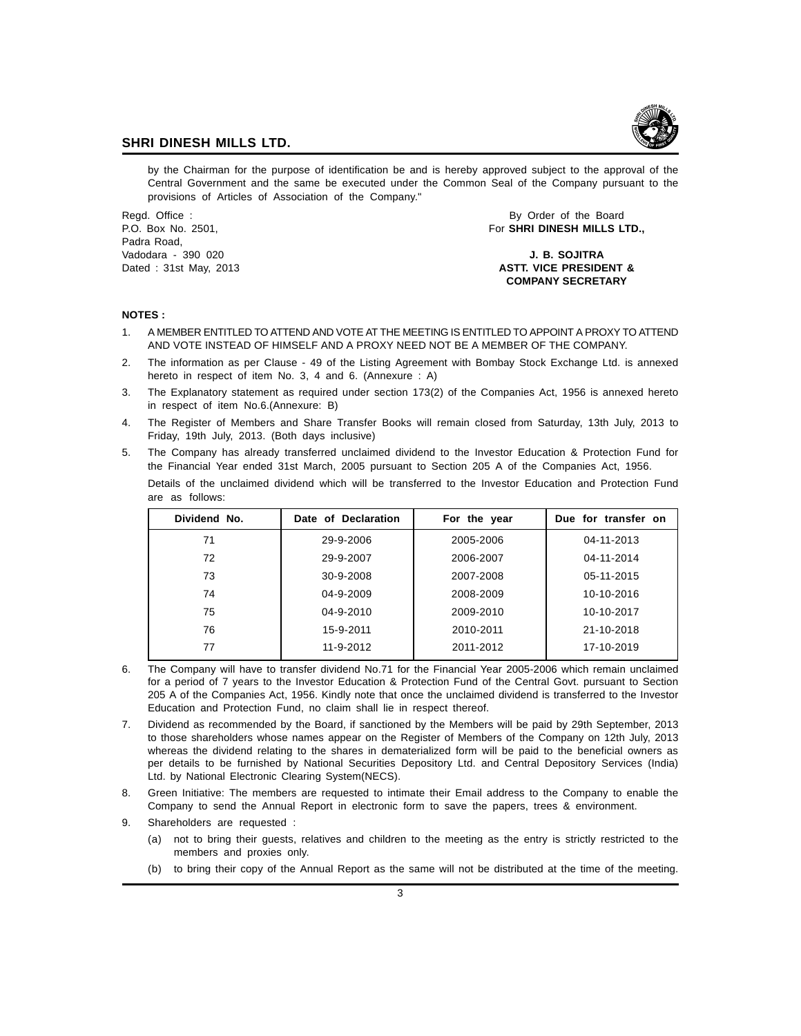by the Chairman for the purpose of identification be and is hereby approved subject to the approval of the Central Government and the same be executed under the Common Seal of the Company pursuant to the provisions of Articles of Association of the Company."

Regd. Office :
P.O. Box No. 2501,
Padra Road,
Vadodara - 390 020
Dated : 31st May, 2013

By Order of the Board
For **SHRI DINESH MILLS LTD.,**

**J. B. SOJITRA**
**ASTT. VICE PRESIDENT &**
**COMPANY SECRETARY**

**NOTES :**

1. A MEMBER ENTITLED TO ATTEND AND VOTE AT THE MEETING IS ENTITLED TO APPOINT A PROXY TO ATTEND AND VOTE INSTEAD OF HIMSELF AND A PROXY NEED NOT BE A MEMBER OF THE COMPANY.
2. The information as per Clause - 49 of the Listing Agreement with Bombay Stock Exchange Ltd. is annexed hereto in respect of item No. 3, 4 and 6. (Annexure : A)
3. The Explanatory statement as required under section 173(2) of the Companies Act, 1956 is annexed hereto in respect of item No.6.(Annexure: B)
4. The Register of Members and Share Transfer Books will remain closed from Saturday, 13th July, 2013 to Friday, 19th July, 2013. (Both days inclusive)
5. The Company has already transferred unclaimed dividend to the Investor Education & Protection Fund for the Financial Year ended 31st March, 2005 pursuant to Section 205 A of the Companies Act, 1956.

   Details of the unclaimed dividend which will be transferred to the Investor Education and Protection Fund are as follows:

| Dividend No. | Date of Declaration | For the year | Due for transfer on |
|---|---|---|---|
| 71 | 29-9-2006 | 2005-2006 | 04-11-2013 |
| 72 | 29-9-2007 | 2006-2007 | 04-11-2014 |
| 73 | 30-9-2008 | 2007-2008 | 05-11-2015 |
| 74 | 04-9-2009 | 2008-2009 | 10-10-2016 |
| 75 | 04-9-2010 | 2009-2010 | 10-10-2017 |
| 76 | 15-9-2011 | 2010-2011 | 21-10-2018 |
| 77 | 11-9-2012 | 2011-2012 | 17-10-2019 |

6. The Company will have to transfer dividend No.71 for the Financial Year 2005-2006 which remain unclaimed for a period of 7 years to the Investor Education & Protection Fund of the Central Govt. pursuant to Section 205 A of the Companies Act, 1956. Kindly note that once the unclaimed dividend is transferred to the Investor Education and Protection Fund, no claim shall lie in respect thereof.
7. Dividend as recommended by the Board, if sanctioned by the Members will be paid by 29th September, 2013 to those shareholders whose names appear on the Register of Members of the Company on 12th July, 2013 whereas the dividend relating to the shares in dematerialized form will be paid to the beneficial owners as per details to be furnished by National Securities Depository Ltd. and Central Depository Services (India) Ltd. by National Electronic Clearing System(NECS).
8. Green Initiative: The members are requested to intimate their Email address to the Company to enable the Company to send the Annual Report in electronic form to save the papers, trees & environment.
9. Shareholders are requested :
   (a) not to bring their guests, relatives and children to the meeting as the entry is strictly restricted to the members and proxies only.
   (b) to bring their copy of the Annual Report as the same will not be distributed at the time of the meeting.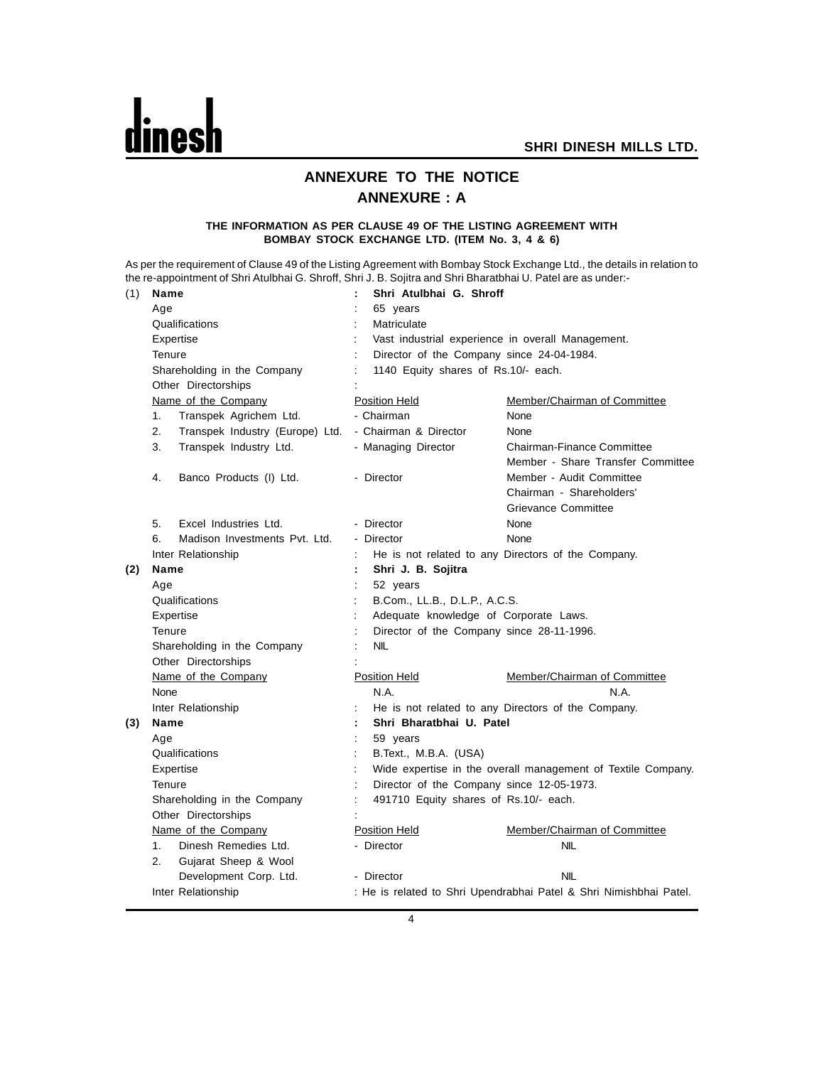# ANNEXURE TO THE NOTICE

## ANNEXURE : A

**THE INFORMATION AS PER CLAUSE 49 OF THE LISTING AGREEMENT WITH BOMBAY STOCK EXCHANGE LTD. (ITEM No. 3, 4 & 6)**

As per the requirement of Clause 49 of the Listing Agreement with Bombay Stock Exchange Ltd., the details in relation to the re-appointment of Shri Atulbhai G. Shroff, Shri J. B. Sojitra and Shri Bharatbhai U. Patel are as under:-

(1) **Name** : **Shri Atulbhai G. Shroff**

Age : 65 years

Qualifications : Matriculate

Expertise : Vast industrial experience in overall Management.

Tenure : Director of the Company since 24-04-1984.

Shareholding in the Company : 1140 Equity shares of Rs.10/- each.

Other Directorships :

| Name of the Company | Position Held | Member/Chairman of Committee |
|---|---|---|
| 1. Transpek Agrichem Ltd. | - Chairman | None |
| 2. Transpek Industry (Europe) Ltd. | - Chairman & Director | None |
| 3. Transpek Industry Ltd. | - Managing Director | Chairman-Finance Committee<br>Member - Share Transfer Committee |
| 4. Banco Products (I) Ltd. | - Director | Member - Audit Committee<br>Chairman - Shareholders' Grievance Committee |
| 5. Excel Industries Ltd. | - Director | None |
| 6. Madison Investments Pvt. Ltd. | - Director | None |

Inter Relationship : He is not related to any Directors of the Company.

(2) **Name** : **Shri J. B. Sojitra**

Age : 52 years

Qualifications : B.Com., LL.B., D.L.P., A.C.S.

Expertise : Adequate knowledge of Corporate Laws.

Tenure : Director of the Company since 28-11-1996.

Shareholding in the Company : NIL

Other Directorships :

| Name of the Company | Position Held | Member/Chairman of Committee |
|---|---|---|
| None | N.A. | N.A. |

Inter Relationship : He is not related to any Directors of the Company.

(3) **Name** : **Shri Bharatbhai U. Patel**

Age : 59 years

Qualifications : B.Text., M.B.A. (USA)

Expertise : Wide expertise in the overall management of Textile Company.

Tenure : Director of the Company since 12-05-1973.

Shareholding in the Company : 491710 Equity shares of Rs.10/- each.

Other Directorships :

| Name of the Company | Position Held | Member/Chairman of Committee |
|---|---|---|
| 1. Dinesh Remedies Ltd. | - Director | NIL |
| 2. Gujarat Sheep & Wool Development Corp. Ltd. | - Director | NIL |

Inter Relationship : He is related to Shri Upendrabhai Patel & Shri Nimishbhai Patel.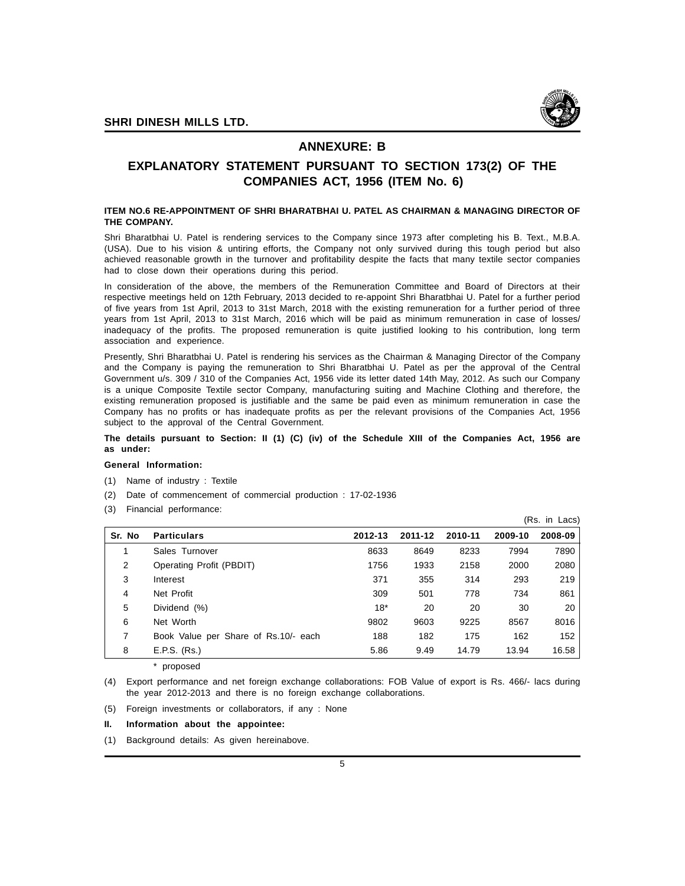## ANNEXURE: B

## EXPLANATORY STATEMENT PURSUANT TO SECTION 173(2) OF THE COMPANIES ACT, 1956 (ITEM No. 6)

**ITEM NO.6 RE-APPOINTMENT OF SHRI BHARATBHAI U. PATEL AS CHAIRMAN & MANAGING DIRECTOR OF THE COMPANY.**

Shri Bharatbhai U. Patel is rendering services to the Company since 1973 after completing his B. Text., M.B.A. (USA). Due to his vision & untiring efforts, the Company not only survived during this tough period but also achieved reasonable growth in the turnover and profitability despite the facts that many textile sector companies had to close down their operations during this period.

In consideration of the above, the members of the Remuneration Committee and Board of Directors at their respective meetings held on 12th February, 2013 decided to re-appoint Shri Bharatbhai U. Patel for a further period of five years from 1st April, 2013 to 31st March, 2018 with the existing remuneration for a further period of three years from 1st April, 2013 to 31st March, 2016 which will be paid as minimum remuneration in case of losses/ inadequacy of the profits. The proposed remuneration is quite justified looking to his contribution, long term association and experience.

Presently, Shri Bharatbhai U. Patel is rendering his services as the Chairman & Managing Director of the Company and the Company is paying the remuneration to Shri Bharatbhai U. Patel as per the approval of the Central Government u/s. 309 / 310 of the Companies Act, 1956 vide its letter dated 14th May, 2012. As such our Company is a unique Composite Textile sector Company, manufacturing suiting and Machine Clothing and therefore, the existing remuneration proposed is justifiable and the same be paid even as minimum remuneration in case the Company has no profits or has inadequate profits as per the relevant provisions of the Companies Act, 1956 subject to the approval of the Central Government.

**The details pursuant to Section: II (1) (C) (iv) of the Schedule XIII of the Companies Act, 1956 are as under:**

**General Information:**

(1) Name of industry : Textile

(2) Date of commencement of commercial production : 17-02-1936

(3) Financial performance:

(Rs. in Lacs)

| Sr. No | Particulars | 2012-13 | 2011-12 | 2010-11 | 2009-10 | 2008-09 |
|---|---|---|---|---|---|---|
| 1 | Sales Turnover | 8633 | 8649 | 8233 | 7994 | 7890 |
| 2 | Operating Profit (PBDIT) | 1756 | 1933 | 2158 | 2000 | 2080 |
| 3 | Interest | 371 | 355 | 314 | 293 | 219 |
| 4 | Net Profit | 309 | 501 | 778 | 734 | 861 |
| 5 | Dividend (%) | 18* | 20 | 20 | 30 | 20 |
| 6 | Net Worth | 9802 | 9603 | 9225 | 8567 | 8016 |
| 7 | Book Value per Share of Rs.10/- each | 188 | 182 | 175 | 162 | 152 |
| 8 | E.P.S. (Rs.) | 5.86 | 9.49 | 14.79 | 13.94 | 16.58 |

\* proposed

(4) Export performance and net foreign exchange collaborations: FOB Value of export is Rs. 466/- lacs during the year 2012-2013 and there is no foreign exchange collaborations.

(5) Foreign investments or collaborators, if any : None

**II. Information about the appointee:**

(1) Background details: As given hereinabove.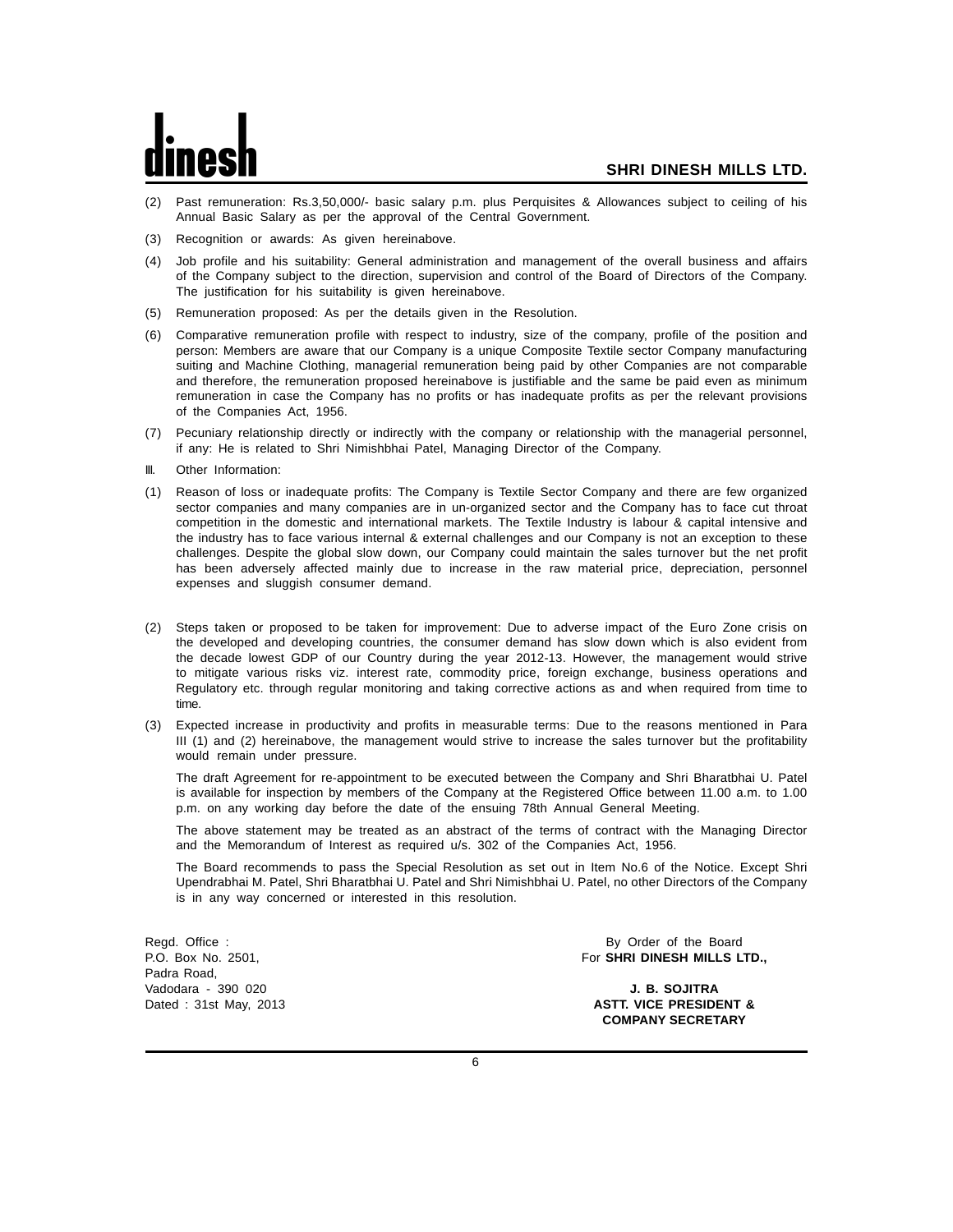(2) Past remuneration: Rs.3,50,000/- basic salary p.m. plus Perquisites & Allowances subject to ceiling of his Annual Basic Salary as per the approval of the Central Government.

(3) Recognition or awards: As given hereinabove.

(4) Job profile and his suitability: General administration and management of the overall business and affairs of the Company subject to the direction, supervision and control of the Board of Directors of the Company. The justification for his suitability is given hereinabove.

(5) Remuneration proposed: As per the details given in the Resolution.

(6) Comparative remuneration profile with respect to industry, size of the company, profile of the position and person: Members are aware that our Company is a unique Composite Textile sector Company manufacturing suiting and Machine Clothing, managerial remuneration being paid by other Companies are not comparable and therefore, the remuneration proposed hereinabove is justifiable and the same be paid even as minimum remuneration in case the Company has no profits or has inadequate profits as per the relevant provisions of the Companies Act, 1956.

(7) Pecuniary relationship directly or indirectly with the company or relationship with the managerial personnel, if any: He is related to Shri Nimishbhai Patel, Managing Director of the Company.

III. Other Information:

(1) Reason of loss or inadequate profits: The Company is Textile Sector Company and there are few organized sector companies and many companies are in un-organized sector and the Company has to face cut throat competition in the domestic and international markets. The Textile Industry is labour & capital intensive and the industry has to face various internal & external challenges and our Company is not an exception to these challenges. Despite the global slow down, our Company could maintain the sales turnover but the net profit has been adversely affected mainly due to increase in the raw material price, depreciation, personnel expenses and sluggish consumer demand.

(2) Steps taken or proposed to be taken for improvement: Due to adverse impact of the Euro Zone crisis on the developed and developing countries, the consumer demand has slow down which is also evident from the decade lowest GDP of our Country during the year 2012-13. However, the management would strive to mitigate various risks viz. interest rate, commodity price, foreign exchange, business operations and Regulatory etc. through regular monitoring and taking corrective actions as and when required from time to time.

(3) Expected increase in productivity and profits in measurable terms: Due to the reasons mentioned in Para III (1) and (2) hereinabove, the management would strive to increase the sales turnover but the profitability would remain under pressure.

The draft Agreement for re-appointment to be executed between the Company and Shri Bharatbhai U. Patel is available for inspection by members of the Company at the Registered Office between 11.00 a.m. to 1.00 p.m. on any working day before the date of the ensuing 78th Annual General Meeting.

The above statement may be treated as an abstract of the terms of contract with the Managing Director and the Memorandum of Interest as required u/s. 302 of the Companies Act, 1956.

The Board recommends to pass the Special Resolution as set out in Item No.6 of the Notice. Except Shri Upendrabhai M. Patel, Shri Bharatbhai U. Patel and Shri Nimishbhai U. Patel, no other Directors of the Company is in any way concerned or interested in this resolution.

Regd. Office :
P.O. Box No. 2501,
Padra Road,
Vadodara - 390 020
Dated : 31st May, 2013

By Order of the Board
For **SHRI DINESH MILLS LTD.,**

**J. B. SOJITRA**
**ASTT. VICE PRESIDENT &**
**COMPANY SECRETARY**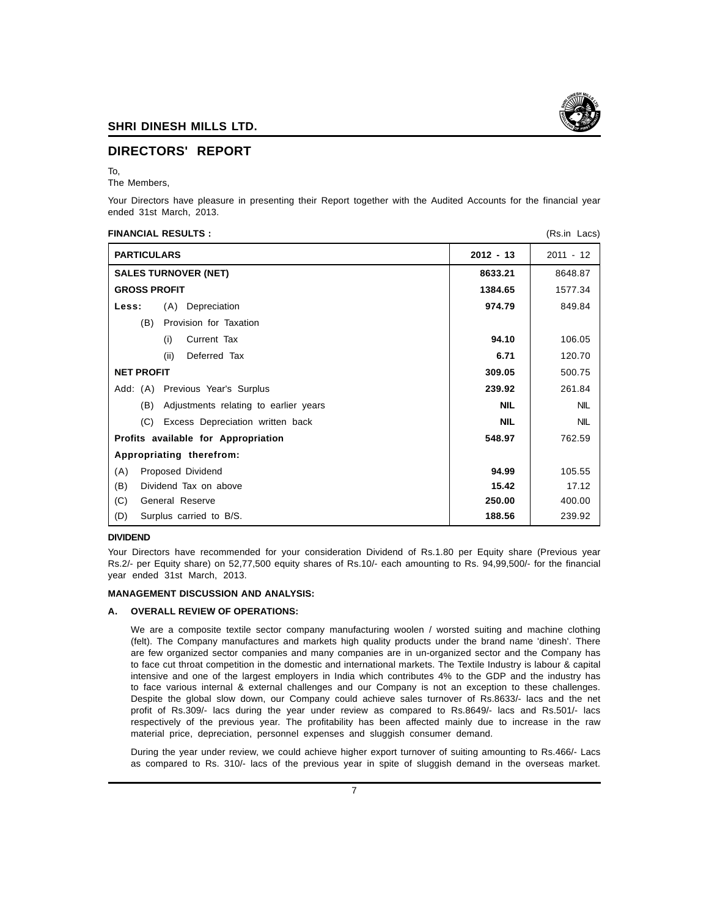## DIRECTORS' REPORT

To,
The Members,

Your Directors have pleasure in presenting their Report together with the Audited Accounts for the financial year ended 31st March, 2013.

**FINANCIAL RESULTS :** (Rs.in Lacs)

| PARTICULARS | 2012 - 13 | 2011 - 12 |
|---|---|---|
| **SALES TURNOVER (NET)** | **8633.21** | 8648.87 |
| **GROSS PROFIT** | **1384.65** | 1577.34 |
| **Less:** (A) Depreciation | **974.79** | 849.84 |
| (B) Provision for Taxation | | |
| (i) Current Tax | **94.10** | 106.05 |
| (ii) Deferred Tax | **6.71** | 120.70 |
| **NET PROFIT** | **309.05** | 500.75 |
| Add: (A) Previous Year's Surplus | **239.92** | 261.84 |
| (B) Adjustments relating to earlier years | **NIL** | NIL |
| (C) Excess Depreciation written back | **NIL** | NIL |
| **Profits available for Appropriation** | **548.97** | 762.59 |
| **Appropriating therefrom:** | | |
| (A) Proposed Dividend | **94.99** | 105.55 |
| (B) Dividend Tax on above | **15.42** | 17.12 |
| (C) General Reserve | **250.00** | 400.00 |
| (D) Surplus carried to B/S. | **188.56** | 239.92 |

**DIVIDEND**

Your Directors have recommended for your consideration Dividend of Rs.1.80 per Equity share (Previous year Rs.2/- per Equity share) on 52,77,500 equity shares of Rs.10/- each amounting to Rs. 94,99,500/- for the financial year ended 31st March, 2013.

**MANAGEMENT DISCUSSION AND ANALYSIS:**

**A. OVERALL REVIEW OF OPERATIONS:**

We are a composite textile sector company manufacturing woolen / worsted suiting and machine clothing (felt). The Company manufactures and markets high quality products under the brand name 'dinesh'. There are few organized sector companies and many companies are in un-organized sector and the Company has to face cut throat competition in the domestic and international markets. The Textile Industry is labour & capital intensive and one of the largest employers in India which contributes 4% to the GDP and the industry has to face various internal & external challenges and our Company is not an exception to these challenges. Despite the global slow down, our Company could achieve sales turnover of Rs.8633/- lacs and the net profit of Rs.309/- lacs during the year under review as compared to Rs.8649/- lacs and Rs.501/- lacs respectively of the previous year. The profitability has been affected mainly due to increase in the raw material price, depreciation, personnel expenses and sluggish consumer demand.

During the year under review, we could achieve higher export turnover of suiting amounting to Rs.466/- Lacs as compared to Rs. 310/- lacs of the previous year in spite of sluggish demand in the overseas market.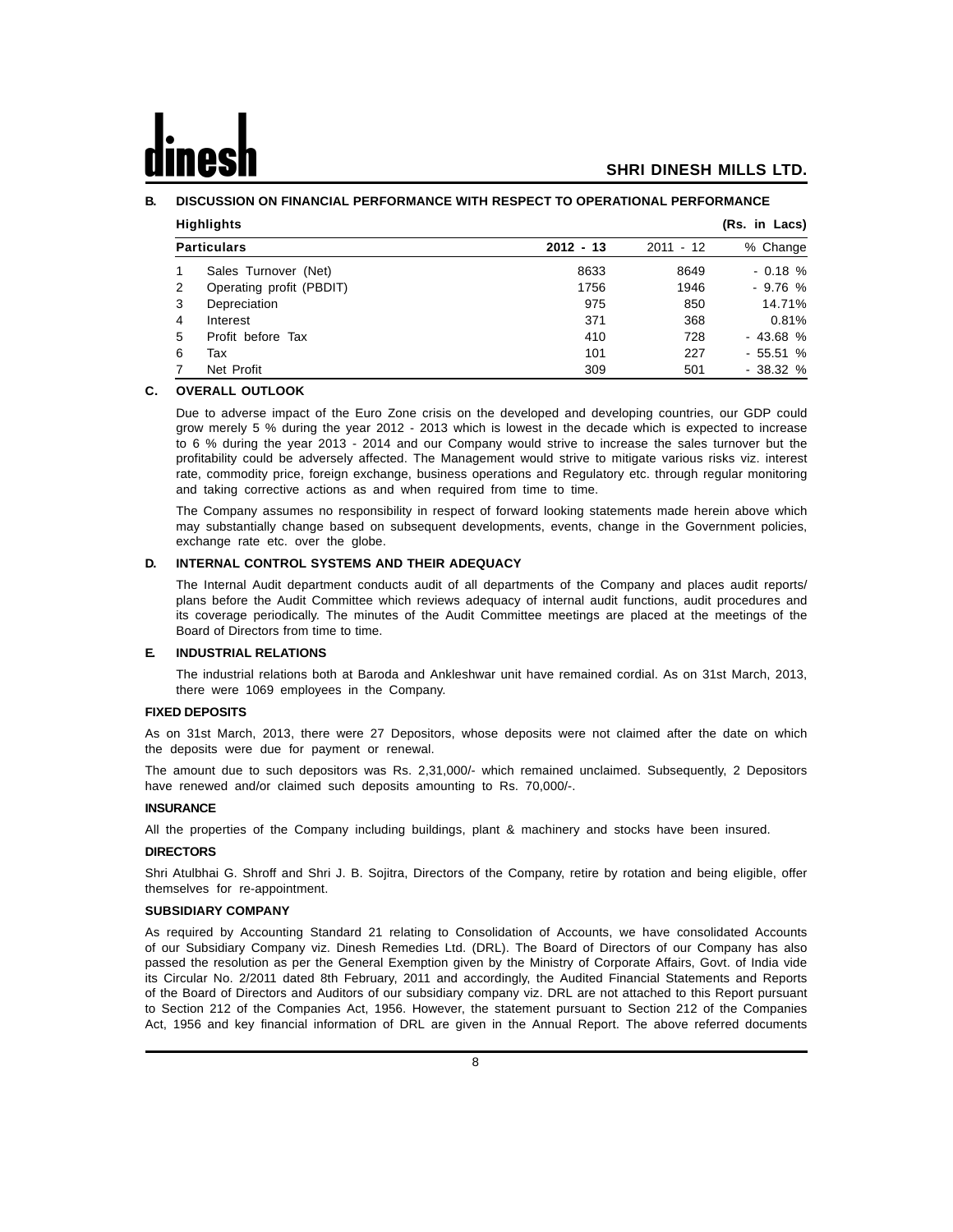## B. DISCUSSION ON FINANCIAL PERFORMANCE WITH RESPECT TO OPERATIONAL PERFORMANCE

**Highlights** **(Rs. in Lacs)**

| | **Particulars** | **2012 - 13** | 2011 - 12 | % Change |
|---|---|---|---|---|
| 1 | Sales Turnover (Net) | 8633 | 8649 | - 0.18 % |
| 2 | Operating profit (PBDIT) | 1756 | 1946 | - 9.76 % |
| 3 | Depreciation | 975 | 850 | 14.71% |
| 4 | Interest | 371 | 368 | 0.81% |
| 5 | Profit before Tax | 410 | 728 | - 43.68 % |
| 6 | Tax | 101 | 227 | - 55.51 % |
| 7 | Net Profit | 309 | 501 | - 38.32 % |

## C. OVERALL OUTLOOK

Due to adverse impact of the Euro Zone crisis on the developed and developing countries, our GDP could grow merely 5 % during the year 2012 - 2013 which is lowest in the decade which is expected to increase to 6 % during the year 2013 - 2014 and our Company would strive to increase the sales turnover but the profitability could be adversely affected. The Management would strive to mitigate various risks viz. interest rate, commodity price, foreign exchange, business operations and Regulatory etc. through regular monitoring and taking corrective actions as and when required from time to time.

The Company assumes no responsibility in respect of forward looking statements made herein above which may substantially change based on subsequent developments, events, change in the Government policies, exchange rate etc. over the globe.

## D. INTERNAL CONTROL SYSTEMS AND THEIR ADEQUACY

The Internal Audit department conducts audit of all departments of the Company and places audit reports/ plans before the Audit Committee which reviews adequacy of internal audit functions, audit procedures and its coverage periodically. The minutes of the Audit Committee meetings are placed at the meetings of the Board of Directors from time to time.

## E. INDUSTRIAL RELATIONS

The industrial relations both at Baroda and Ankleshwar unit have remained cordial. As on 31st March, 2013, there were 1069 employees in the Company.

### FIXED DEPOSITS

As on 31st March, 2013, there were 27 Depositors, whose deposits were not claimed after the date on which the deposits were due for payment or renewal.

The amount due to such depositors was Rs. 2,31,000/- which remained unclaimed. Subsequently, 2 Depositors have renewed and/or claimed such deposits amounting to Rs. 70,000/-.

### INSURANCE

All the properties of the Company including buildings, plant & machinery and stocks have been insured.

### DIRECTORS

Shri Atulbhai G. Shroff and Shri J. B. Sojitra, Directors of the Company, retire by rotation and being eligible, offer themselves for re-appointment.

### SUBSIDIARY COMPANY

As required by Accounting Standard 21 relating to Consolidation of Accounts, we have consolidated Accounts of our Subsidiary Company viz. Dinesh Remedies Ltd. (DRL). The Board of Directors of our Company has also passed the resolution as per the General Exemption given by the Ministry of Corporate Affairs, Govt. of India vide its Circular No. 2/2011 dated 8th February, 2011 and accordingly, the Audited Financial Statements and Reports of the Board of Directors and Auditors of our subsidiary company viz. DRL are not attached to this Report pursuant to Section 212 of the Companies Act, 1956. However, the statement pursuant to Section 212 of the Companies Act, 1956 and key financial information of DRL are given in the Annual Report. The above referred documents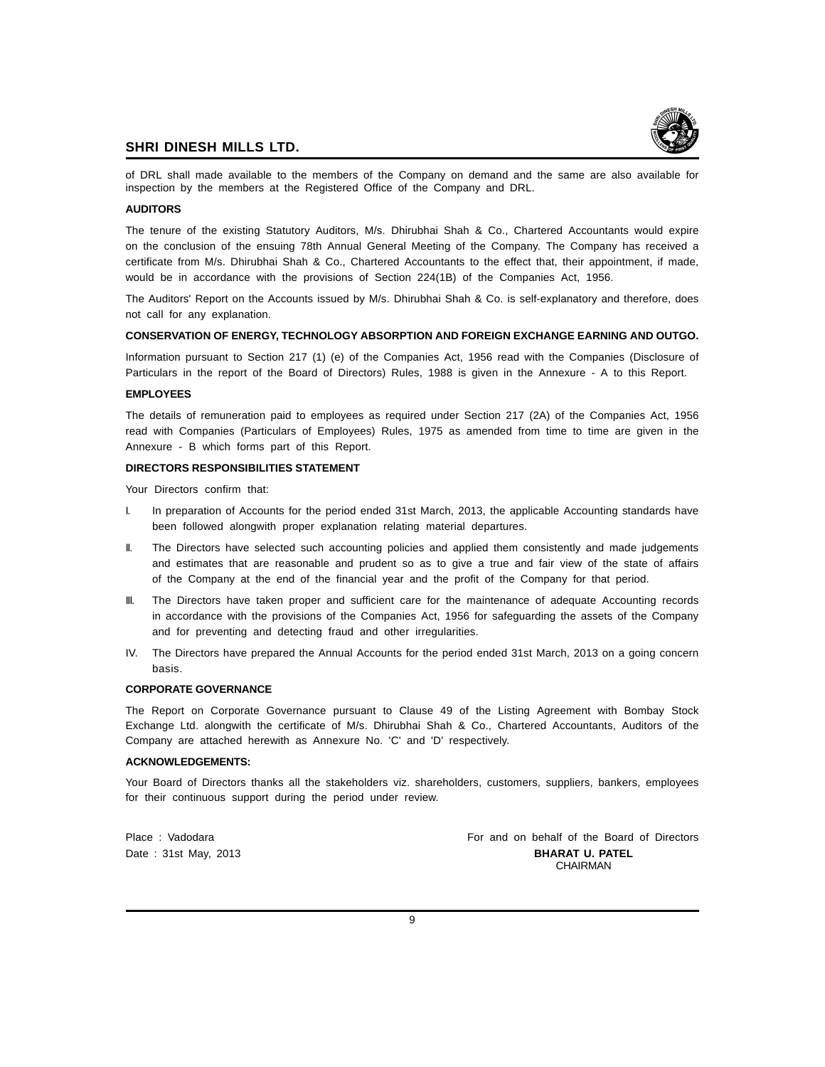of DRL shall made available to the members of the Company on demand and the same are also available for inspection by the members at the Registered Office of the Company and DRL.

**AUDITORS**

The tenure of the existing Statutory Auditors, M/s. Dhirubhai Shah & Co., Chartered Accountants would expire on the conclusion of the ensuing 78th Annual General Meeting of the Company. The Company has received a certificate from M/s. Dhirubhai Shah & Co., Chartered Accountants to the effect that, their appointment, if made, would be in accordance with the provisions of Section 224(1B) of the Companies Act, 1956.

The Auditors' Report on the Accounts issued by M/s. Dhirubhai Shah & Co. is self-explanatory and therefore, does not call for any explanation.

**CONSERVATION OF ENERGY, TECHNOLOGY ABSORPTION AND FOREIGN EXCHANGE EARNING AND OUTGO.**

Information pursuant to Section 217 (1) (e) of the Companies Act, 1956 read with the Companies (Disclosure of Particulars in the report of the Board of Directors) Rules, 1988 is given in the Annexure - A to this Report.

**EMPLOYEES**

The details of remuneration paid to employees as required under Section 217 (2A) of the Companies Act, 1956 read with Companies (Particulars of Employees) Rules, 1975 as amended from time to time are given in the Annexure - B which forms part of this Report.

**DIRECTORS RESPONSIBILITIES STATEMENT**

Your Directors confirm that:

I. In preparation of Accounts for the period ended 31st March, 2013, the applicable Accounting standards have been followed alongwith proper explanation relating material departures.

II. The Directors have selected such accounting policies and applied them consistently and made judgements and estimates that are reasonable and prudent so as to give a true and fair view of the state of affairs of the Company at the end of the financial year and the profit of the Company for that period.

III. The Directors have taken proper and sufficient care for the maintenance of adequate Accounting records in accordance with the provisions of the Companies Act, 1956 for safeguarding the assets of the Company and for preventing and detecting fraud and other irregularities.

IV. The Directors have prepared the Annual Accounts for the period ended 31st March, 2013 on a going concern basis.

**CORPORATE GOVERNANCE**

The Report on Corporate Governance pursuant to Clause 49 of the Listing Agreement with Bombay Stock Exchange Ltd. alongwith the certificate of M/s. Dhirubhai Shah & Co., Chartered Accountants, Auditors of the Company are attached herewith as Annexure No. 'C' and 'D' respectively.

**ACKNOWLEDGEMENTS:**

Your Board of Directors thanks all the stakeholders viz. shareholders, customers, suppliers, bankers, employees for their continuous support during the period under review.

Place : Vadodara
Date : 31st May, 2013

For and on behalf of the Board of Directors
**BHARAT U. PATEL**
CHAIRMAN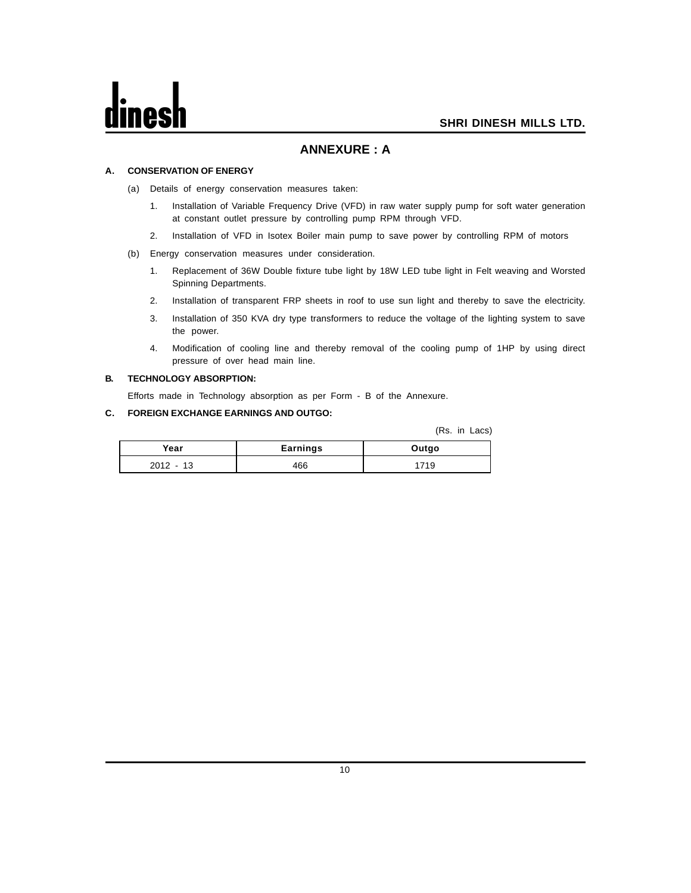# ANNEXURE : A

**A. CONSERVATION OF ENERGY**

(a) Details of energy conservation measures taken:

1. Installation of Variable Frequency Drive (VFD) in raw water supply pump for soft water generation at constant outlet pressure by controlling pump RPM through VFD.
2. Installation of VFD in Isotex Boiler main pump to save power by controlling RPM of motors

(b) Energy conservation measures under consideration.

1. Replacement of 36W Double fixture tube light by 18W LED tube light in Felt weaving and Worsted Spinning Departments.
2. Installation of transparent FRP sheets in roof to use sun light and thereby to save the electricity.
3. Installation of 350 KVA dry type transformers to reduce the voltage of the lighting system to save the power.
4. Modification of cooling line and thereby removal of the cooling pump of 1HP by using direct pressure of over head main line.

**B. TECHNOLOGY ABSORPTION:**

Efforts made in Technology absorption as per Form - B of the Annexure.

**C. FOREIGN EXCHANGE EARNINGS AND OUTGO:**

(Rs. in Lacs)

| Year | Earnings | Outgo |
|---|---|---|
| 2012 - 13 | 466 | 1719 |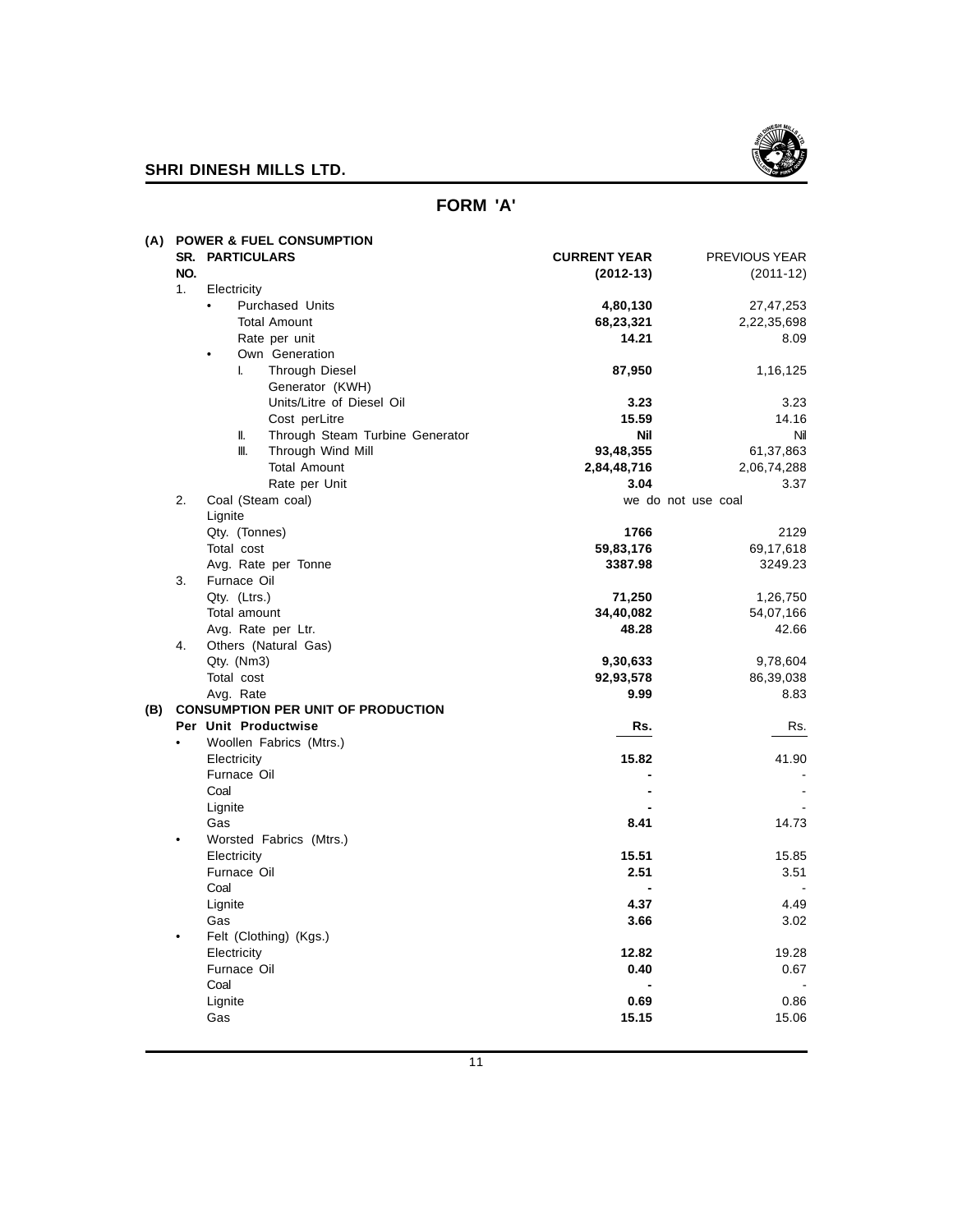## FORM 'A'

| | SR. NO. | PARTICULARS | CURRENT YEAR (2012-13) | PREVIOUS YEAR (2011-12) |
|---|---|---|---|---|
| **(A)** | | **POWER & FUEL CONSUMPTION** | | |
| | 1. | Electricity | | |
| | | • Purchased Units | **4,80,130** | 27,47,253 |
| | | Total Amount | **68,23,321** | 2,22,35,698 |
| | | Rate per unit | **14.21** | 8.09 |
| | | • Own Generation | | |
| | | I. Through Diesel Generator (KWH) | **87,950** | 1,16,125 |
| | | Units/Litre of Diesel Oil | **3.23** | 3.23 |
| | | Cost perLitre | **15.59** | 14.16 |
| | | II. Through Steam Turbine Generator | **Nil** | Nil |
| | | III. Through Wind Mill | **93,48,355** | 61,37,863 |
| | | Total Amount | **2,84,48,716** | 2,06,74,288 |
| | | Rate per Unit | **3.04** | 3.37 |
| | 2. | Coal (Steam coal) | we do not use coal | |
| | | Lignite | | |
| | | Qty. (Tonnes) | **1766** | 2129 |
| | | Total cost | **59,83,176** | 69,17,618 |
| | | Avg. Rate per Tonne | **3387.98** | 3249.23 |
| | 3. | Furnace Oil | | |
| | | Qty. (Ltrs.) | **71,250** | 1,26,750 |
| | | Total amount | **34,40,082** | 54,07,166 |
| | | Avg. Rate per Ltr. | **48.28** | 42.66 |
| | 4. | Others (Natural Gas) | | |
| | | Qty. (Nm3) | **9,30,633** | 9,78,604 |
| | | Total cost | **92,93,578** | 86,39,038 |
| | | Avg. Rate | **9.99** | 8.83 |
| **(B)** | | **CONSUMPTION PER UNIT OF PRODUCTION** | | |
| | | **Per Unit Productwise** | **Rs.** | Rs. |
| | • | Woollen Fabrics (Mtrs.) | | |
| | | Electricity | **15.82** | 41.90 |
| | | Furnace Oil | **-** | - |
| | | Coal | **-** | - |
| | | Lignite | **-** | - |
| | | Gas | **8.41** | 14.73 |
| | • | Worsted Fabrics (Mtrs.) | | |
| | | Electricity | **15.51** | 15.85 |
| | | Furnace Oil | **2.51** | 3.51 |
| | | Coal | **-** | - |
| | | Lignite | **4.37** | 4.49 |
| | | Gas | **3.66** | 3.02 |
| | • | Felt (Clothing) (Kgs.) | | |
| | | Electricity | **12.82** | 19.28 |
| | | Furnace Oil | **0.40** | 0.67 |
| | | Coal | **-** | - |
| | | Lignite | **0.69** | 0.86 |
| | | Gas | **15.15** | 15.06 |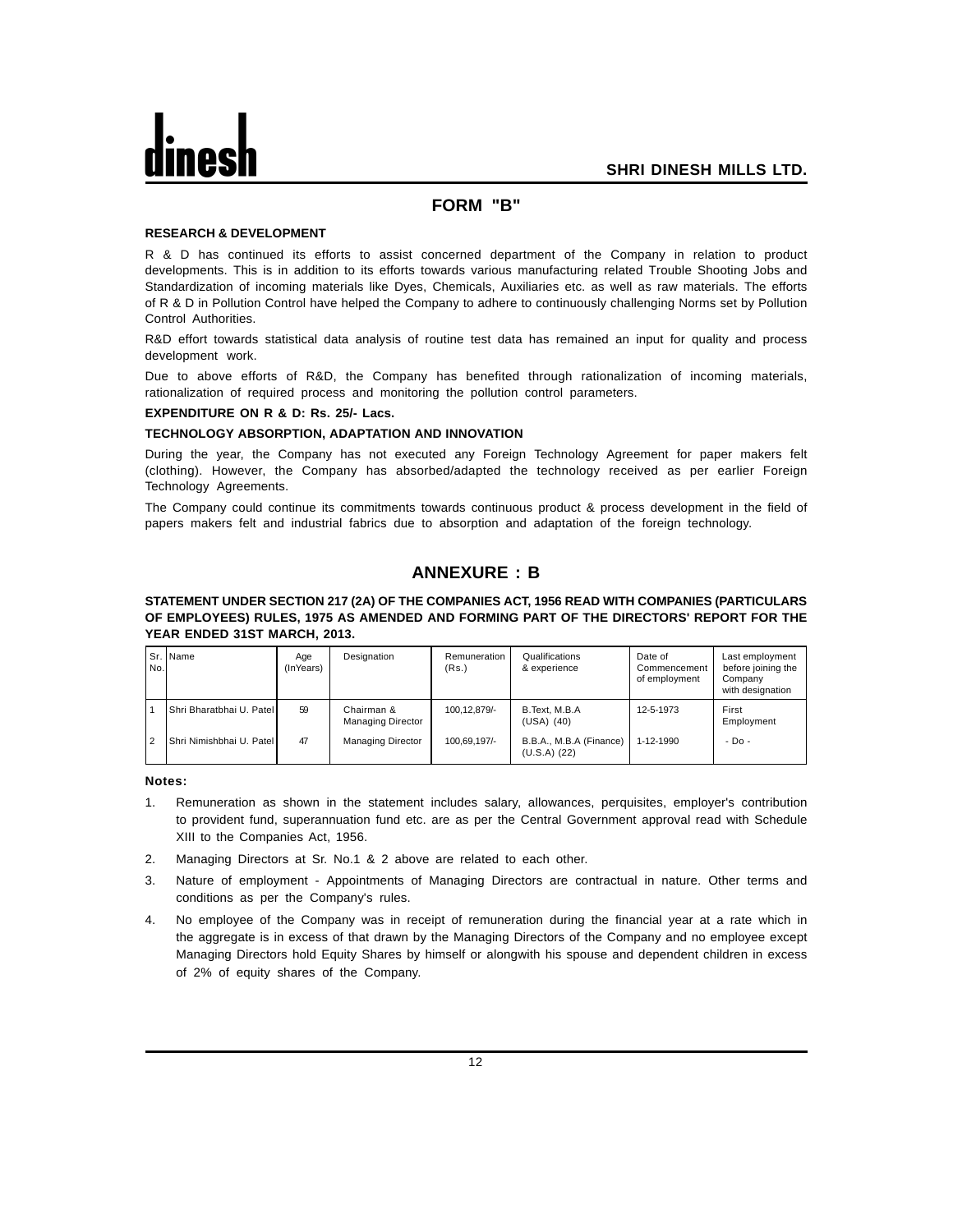# FORM "B"

**RESEARCH & DEVELOPMENT**

R & D has continued its efforts to assist concerned department of the Company in relation to product developments. This is in addition to its efforts towards various manufacturing related Trouble Shooting Jobs and Standardization of incoming materials like Dyes, Chemicals, Auxiliaries etc. as well as raw materials. The efforts of R & D in Pollution Control have helped the Company to adhere to continuously challenging Norms set by Pollution Control Authorities.

R&D effort towards statistical data analysis of routine test data has remained an input for quality and process development work.

Due to above efforts of R&D, the Company has benefited through rationalization of incoming materials, rationalization of required process and monitoring the pollution control parameters.

**EXPENDITURE ON R & D: Rs. 25/- Lacs.**

**TECHNOLOGY ABSORPTION, ADAPTATION AND INNOVATION**

During the year, the Company has not executed any Foreign Technology Agreement for paper makers felt (clothing). However, the Company has absorbed/adapted the technology received as per earlier Foreign Technology Agreements.

The Company could continue its commitments towards continuous product & process development in the field of papers makers felt and industrial fabrics due to absorption and adaptation of the foreign technology.

# ANNEXURE : B

**STATEMENT UNDER SECTION 217 (2A) OF THE COMPANIES ACT, 1956 READ WITH COMPANIES (PARTICULARS OF EMPLOYEES) RULES, 1975 AS AMENDED AND FORMING PART OF THE DIRECTORS' REPORT FOR THE YEAR ENDED 31ST MARCH, 2013.**

| Sr. No. | Name | Age (InYears) | Designation | Remuneration (Rs.) | Qualifications & experience | Date of Commencement of employment | Last employment before joining the Company with designation |
|---|---|---|---|---|---|---|---|
| 1 | Shri Bharatbhai U. Patel | 59 | Chairman & Managing Director | 100,12,879/- | B.Text, M.B.A (USA) (40) | 12-5-1973 | First Employment |
| 2 | Shri Nimishbhai U. Patel | 47 | Managing Director | 100,69,197/- | B.B.A., M.B.A (Finance) (U.S.A) (22) | 1-12-1990 | - Do - |

**Notes:**

1. Remuneration as shown in the statement includes salary, allowances, perquisites, employer's contribution to provident fund, superannuation fund etc. are as per the Central Government approval read with Schedule XIII to the Companies Act, 1956.
2. Managing Directors at Sr. No.1 & 2 above are related to each other.
3. Nature of employment - Appointments of Managing Directors are contractual in nature. Other terms and conditions as per the Company's rules.
4. No employee of the Company was in receipt of remuneration during the financial year at a rate which in the aggregate is in excess of that drawn by the Managing Directors of the Company and no employee except Managing Directors hold Equity Shares by himself or alongwith his spouse and dependent children in excess of 2% of equity shares of the Company.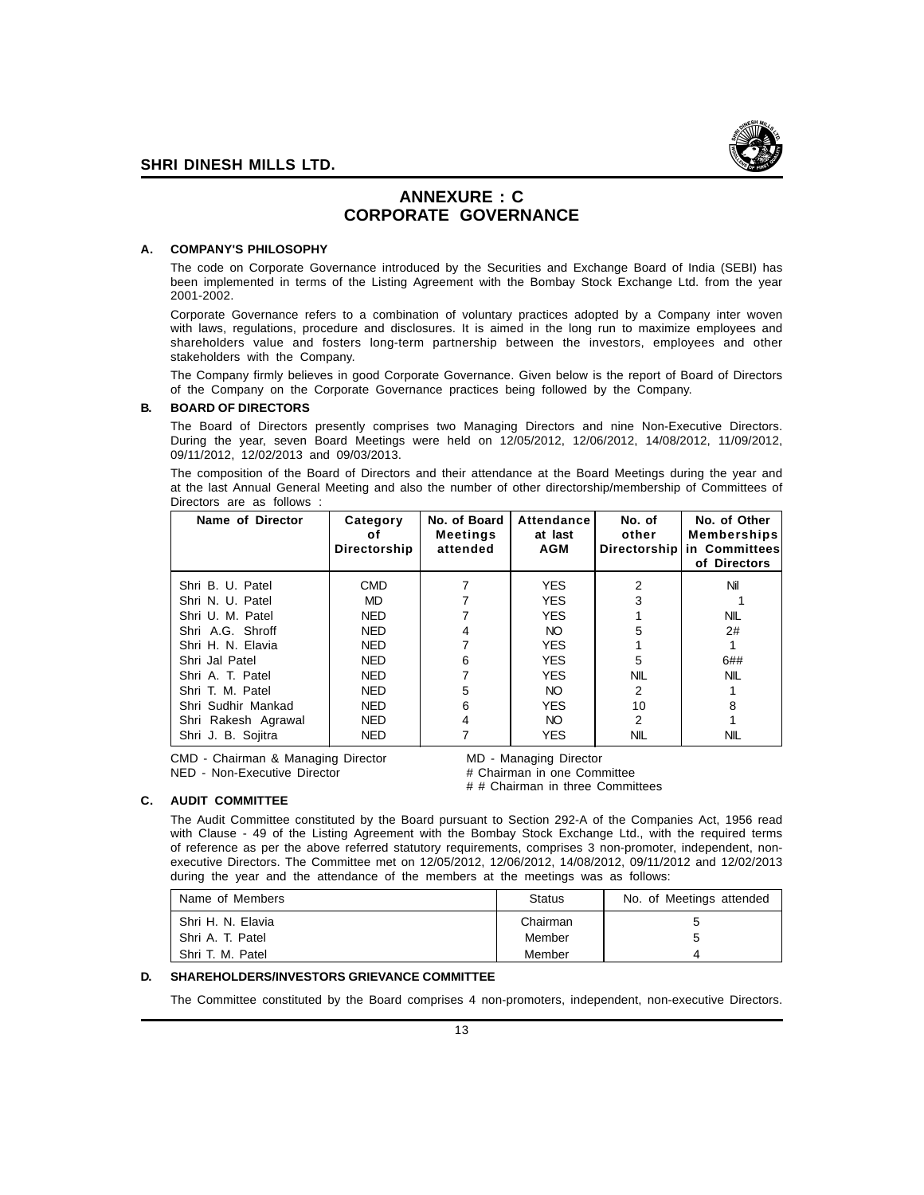# ANNEXURE : C
# CORPORATE GOVERNANCE

## A. COMPANY'S PHILOSOPHY

The code on Corporate Governance introduced by the Securities and Exchange Board of India (SEBI) has been implemented in terms of the Listing Agreement with the Bombay Stock Exchange Ltd. from the year 2001-2002.

Corporate Governance refers to a combination of voluntary practices adopted by a Company inter woven with laws, regulations, procedure and disclosures. It is aimed in the long run to maximize employees and shareholders value and fosters long-term partnership between the investors, employees and other stakeholders with the Company.

The Company firmly believes in good Corporate Governance. Given below is the report of Board of Directors of the Company on the Corporate Governance practices being followed by the Company.

## B. BOARD OF DIRECTORS

The Board of Directors presently comprises two Managing Directors and nine Non-Executive Directors. During the year, seven Board Meetings were held on 12/05/2012, 12/06/2012, 14/08/2012, 11/09/2012, 09/11/2012, 12/02/2013 and 09/03/2013.

The composition of the Board of Directors and their attendance at the Board Meetings during the year and at the last Annual General Meeting and also the number of other directorship/membership of Committees of Directors are as follows :

| Name of Director | Category of Directorship | No. of Board Meetings attended | Attendance at last AGM | No. of other Directorship | No. of Other Memberships in Committees of Directors |
|---|---|---|---|---|---|
| Shri B. U. Patel | CMD | 7 | YES | 2 | Nil |
| Shri N. U. Patel | MD | 7 | YES | 3 | 1 |
| Shri U. M. Patel | NED | 7 | YES | 1 | NIL |
| Shri A.G. Shroff | NED | 4 | NO | 5 | 2# |
| Shri H. N. Elavia | NED | 7 | YES | 1 | 1 |
| Shri Jal Patel | NED | 6 | YES | 5 | 6## |
| Shri A. T. Patel | NED | 7 | YES | NIL | NIL |
| Shri T. M. Patel | NED | 5 | NO | 2 | 1 |
| Shri Sudhir Mankad | NED | 6 | YES | 10 | 8 |
| Shri Rakesh Agrawal | NED | 4 | NO | 2 | 1 |
| Shri J. B. Sojitra | NED | 7 | YES | NIL | NIL |

CMD - Chairman & Managing Director
NED - Non-Executive Director
MD - Managing Director
# Chairman in one Committee
# # Chairman in three Committees

## C. AUDIT COMMITTEE

The Audit Committee constituted by the Board pursuant to Section 292-A of the Companies Act, 1956 read with Clause - 49 of the Listing Agreement with the Bombay Stock Exchange Ltd., with the required terms of reference as per the above referred statutory requirements, comprises 3 non-promoter, independent, non-executive Directors. The Committee met on 12/05/2012, 12/06/2012, 14/08/2012, 09/11/2012 and 12/02/2013 during the year and the attendance of the members at the meetings was as follows:

| Name of Members | Status | No. of Meetings attended |
|---|---|---|
| Shri H. N. Elavia | Chairman | 5 |
| Shri A. T. Patel | Member | 5 |
| Shri T. M. Patel | Member | 4 |

## D. SHAREHOLDERS/INVESTORS GRIEVANCE COMMITTEE

The Committee constituted by the Board comprises 4 non-promoters, independent, non-executive Directors.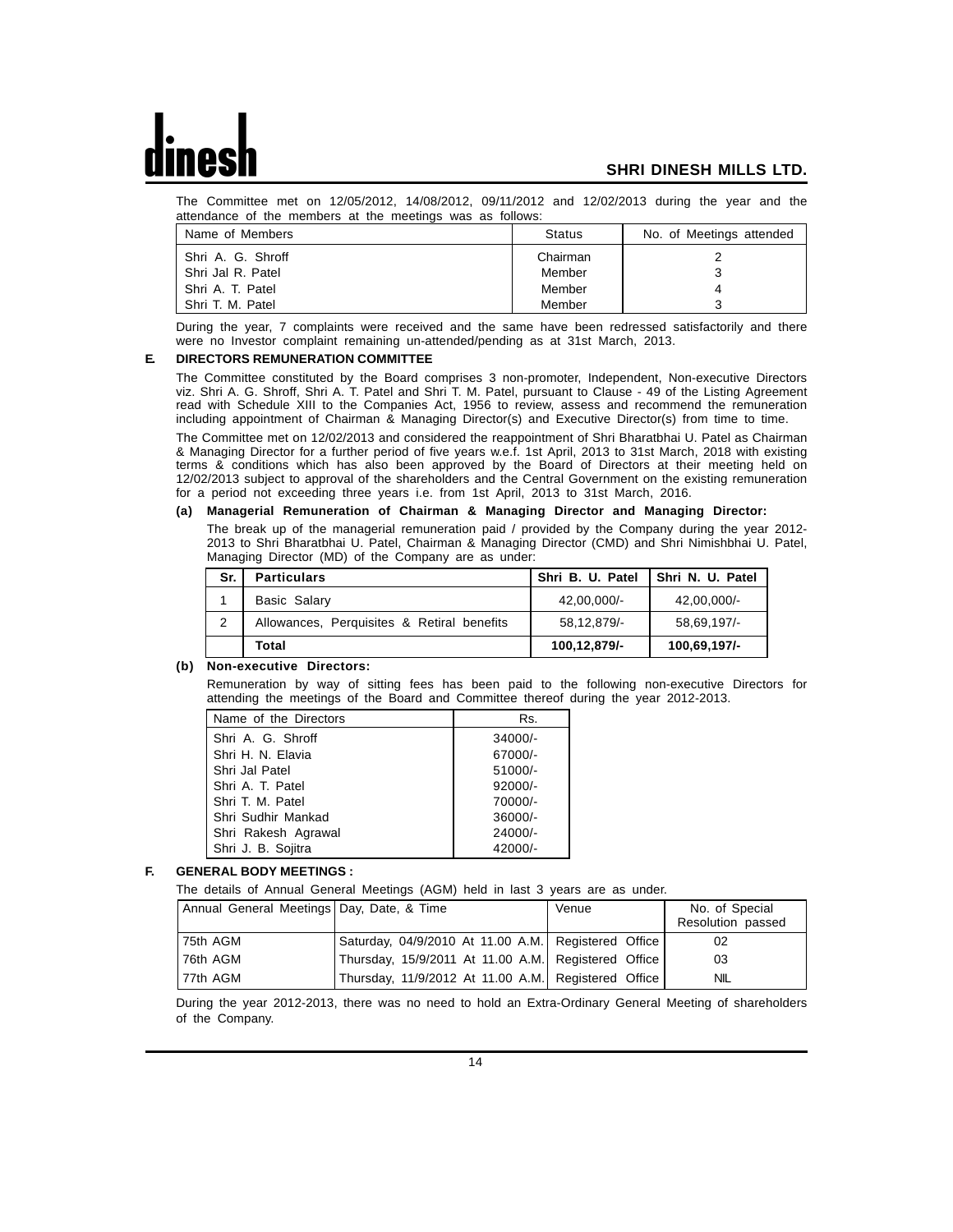The Committee met on 12/05/2012, 14/08/2012, 09/11/2012 and 12/02/2013 during the year and the attendance of the members at the meetings was as follows:

| Name of Members | Status | No. of Meetings attended |
|---|---|---|
| Shri A. G. Shroff | Chairman | 2 |
| Shri Jal R. Patel | Member | 3 |
| Shri A. T. Patel | Member | 4 |
| Shri T. M. Patel | Member | 3 |

During the year, 7 complaints were received and the same have been redressed satisfactorily and there were no Investor complaint remaining un-attended/pending as at 31st March, 2013.

## E. DIRECTORS REMUNERATION COMMITTEE

The Committee constituted by the Board comprises 3 non-promoter, Independent, Non-executive Directors viz. Shri A. G. Shroff, Shri A. T. Patel and Shri T. M. Patel, pursuant to Clause - 49 of the Listing Agreement read with Schedule XIII to the Companies Act, 1956 to review, assess and recommend the remuneration including appointment of Chairman & Managing Director(s) and Executive Director(s) from time to time.

The Committee met on 12/02/2013 and considered the reappointment of Shri Bharatbhai U. Patel as Chairman & Managing Director for a further period of five years w.e.f. 1st April, 2013 to 31st March, 2018 with existing terms & conditions which has also been approved by the Board of Directors at their meeting held on 12/02/2013 subject to approval of the shareholders and the Central Government on the existing remuneration for a period not exceeding three years i.e. from 1st April, 2013 to 31st March, 2016.

**(a) Managerial Remuneration of Chairman & Managing Director and Managing Director:**

The break up of the managerial remuneration paid / provided by the Company during the year 2012-2013 to Shri Bharatbhai U. Patel, Chairman & Managing Director (CMD) and Shri Nimishbhai U. Patel, Managing Director (MD) of the Company are as under:

| Sr. | Particulars | Shri B. U. Patel | Shri N. U. Patel |
|---|---|---|---|
| 1 | Basic Salary | 42,00,000/- | 42,00,000/- |
| 2 | Allowances, Perquisites & Retiral benefits | 58,12,879/- | 58,69,197/- |
| | **Total** | **100,12,879/-** | **100,69,197/-** |

**(b) Non-executive Directors:**

Remuneration by way of sitting fees has been paid to the following non-executive Directors for attending the meetings of the Board and Committee thereof during the year 2012-2013.

| Name of the Directors | Rs. |
|---|---|
| Shri A. G. Shroff | 34000/- |
| Shri H. N. Elavia | 67000/- |
| Shri Jal Patel | 51000/- |
| Shri A. T. Patel | 92000/- |
| Shri T. M. Patel | 70000/- |
| Shri Sudhir Mankad | 36000/- |
| Shri Rakesh Agrawal | 24000/- |
| Shri J. B. Sojitra | 42000/- |

## F. GENERAL BODY MEETINGS :

The details of Annual General Meetings (AGM) held in last 3 years are as under.

| Annual General Meetings | Day, Date, & Time | Venue | No. of Special Resolution passed |
|---|---|---|---|
| 75th AGM | Saturday, 04/9/2010 At 11.00 A.M. | Registered Office | 02 |
| 76th AGM | Thursday, 15/9/2011 At 11.00 A.M. | Registered Office | 03 |
| 77th AGM | Thursday, 11/9/2012 At 11.00 A.M. | Registered Office | NIL |

During the year 2012-2013, there was no need to hold an Extra-Ordinary General Meeting of shareholders of the Company.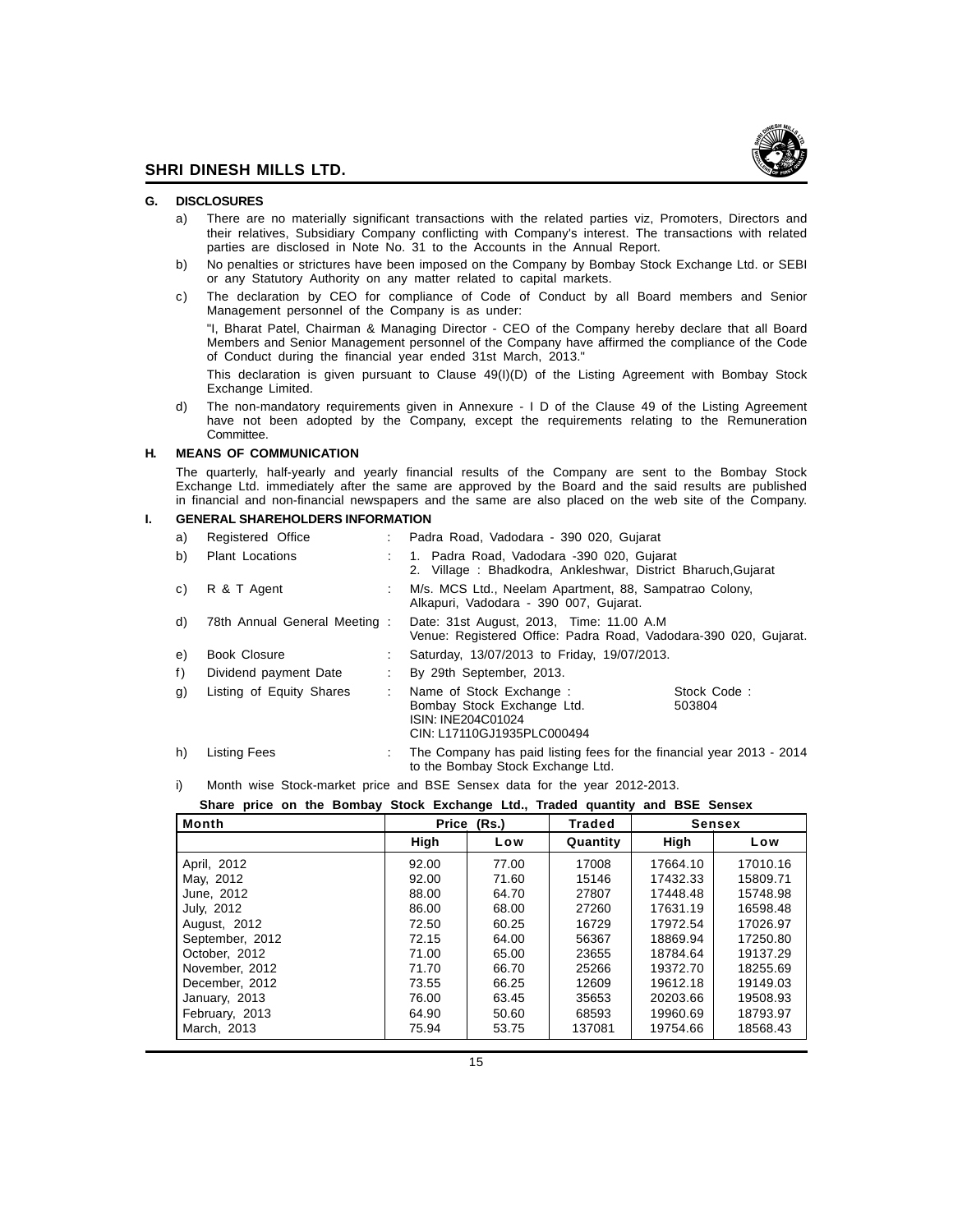## G. DISCLOSURES

a) There are no materially significant transactions with the related parties viz, Promoters, Directors and their relatives, Subsidiary Company conflicting with Company's interest. The transactions with related parties are disclosed in Note No. 31 to the Accounts in the Annual Report.

b) No penalties or strictures have been imposed on the Company by Bombay Stock Exchange Ltd. or SEBI or any Statutory Authority on any matter related to capital markets.

c) The declaration by CEO for compliance of Code of Conduct by all Board members and Senior Management personnel of the Company is as under:

"I, Bharat Patel, Chairman & Managing Director - CEO of the Company hereby declare that all Board Members and Senior Management personnel of the Company have affirmed the compliance of the Code of Conduct during the financial year ended 31st March, 2013."

This declaration is given pursuant to Clause 49(I)(D) of the Listing Agreement with Bombay Stock Exchange Limited.

d) The non-mandatory requirements given in Annexure - I D of the Clause 49 of the Listing Agreement have not been adopted by the Company, except the requirements relating to the Remuneration Committee.

## H. MEANS OF COMMUNICATION

The quarterly, half-yearly and yearly financial results of the Company are sent to the Bombay Stock Exchange Ltd. immediately after the same are approved by the Board and the said results are published in financial and non-financial newspapers and the same are also placed on the web site of the Company.

## I. GENERAL SHAREHOLDERS INFORMATION

a) Registered Office : Padra Road, Vadodara - 390 020, Gujarat

b) Plant Locations :
1. Padra Road, Vadodara -390 020, Gujarat
2. Village : Bhadkodra, Ankleshwar, District Bharuch,Gujarat

c) R & T Agent : M/s. MCS Ltd., Neelam Apartment, 88, Sampatrao Colony, Alkapuri, Vadodara - 390 007, Gujarat.

d) 78th Annual General Meeting : Date: 31st August, 2013, Time: 11.00 A.M
Venue: Registered Office: Padra Road, Vadodara-390 020, Gujarat.

e) Book Closure : Saturday, 13/07/2013 to Friday, 19/07/2013.

f) Dividend payment Date : By 29th September, 2013.

g) Listing of Equity Shares : Name of Stock Exchange : Bombay Stock Exchange Ltd. — Stock Code : 503804
ISIN: INE204C01024
CIN: L17110GJ1935PLC000494

h) Listing Fees : The Company has paid listing fees for the financial year 2013 - 2014 to the Bombay Stock Exchange Ltd.

i) Month wise Stock-market price and BSE Sensex data for the year 2012-2013.

**Share price on the Bombay Stock Exchange Ltd., Traded quantity and BSE Sensex**

| Month | Price (Rs.) | | Traded | Sensex | |
|---|---|---|---|---|---|
| | High | Low | Quantity | High | Low |
| April, 2012 | 92.00 | 77.00 | 17008 | 17664.10 | 17010.16 |
| May, 2012 | 92.00 | 71.60 | 15146 | 17432.33 | 15809.71 |
| June, 2012 | 88.00 | 64.70 | 27807 | 17448.48 | 15748.98 |
| July, 2012 | 86.00 | 68.00 | 27260 | 17631.19 | 16598.48 |
| August, 2012 | 72.50 | 60.25 | 16729 | 17972.54 | 17026.97 |
| September, 2012 | 72.15 | 64.00 | 56367 | 18869.94 | 17250.80 |
| October, 2012 | 71.00 | 65.00 | 23655 | 18784.64 | 19137.29 |
| November, 2012 | 71.70 | 66.70 | 25266 | 19372.70 | 18255.69 |
| December, 2012 | 73.55 | 66.25 | 12609 | 19612.18 | 19149.03 |
| January, 2013 | 76.00 | 63.45 | 35653 | 20203.66 | 19508.93 |
| February, 2013 | 64.90 | 50.60 | 68593 | 19960.69 | 18793.97 |
| March, 2013 | 75.94 | 53.75 | 137081 | 19754.66 | 18568.43 |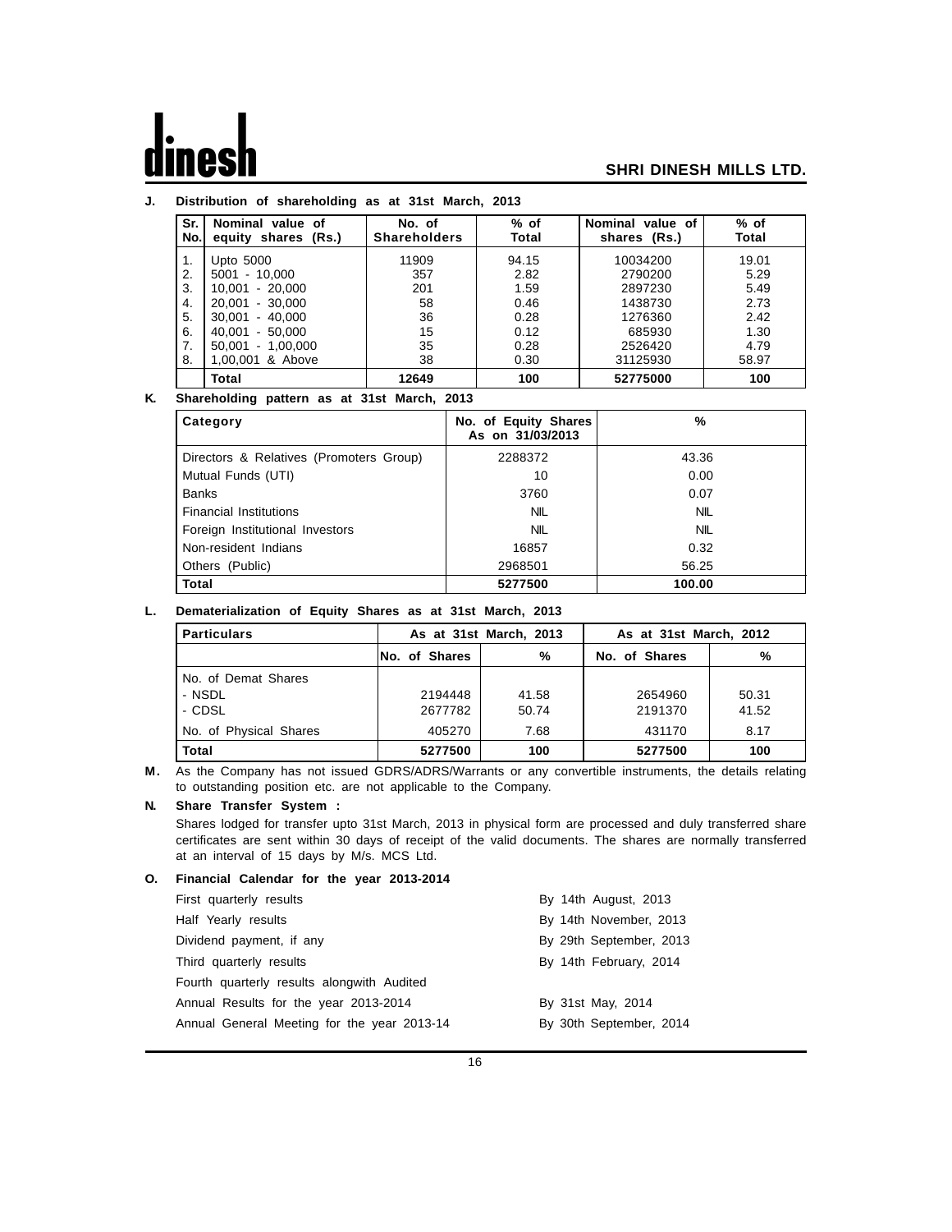**J. Distribution of shareholding as at 31st March, 2013**

| Sr. No. | Nominal value of equity shares (Rs.) | No. of Shareholders | % of Total | Nominal value of shares (Rs.) | % of Total |
|---|---|---|---|---|---|
| 1. | Upto 5000 | 11909 | 94.15 | 10034200 | 19.01 |
| 2. | 5001 - 10,000 | 357 | 2.82 | 2790200 | 5.29 |
| 3. | 10,001 - 20,000 | 201 | 1.59 | 2897230 | 5.49 |
| 4. | 20,001 - 30,000 | 58 | 0.46 | 1438730 | 2.73 |
| 5. | 30,001 - 40,000 | 36 | 0.28 | 1276360 | 2.42 |
| 6. | 40,001 - 50,000 | 15 | 0.12 | 685930 | 1.30 |
| 7. | 50,001 - 1,00,000 | 35 | 0.28 | 2526420 | 4.79 |
| 8. | 1,00,001 & Above | 38 | 0.30 | 31125930 | 58.97 |
| | **Total** | **12649** | **100** | **52775000** | **100** |

**K. Shareholding pattern as at 31st March, 2013**

| Category | No. of Equity Shares As on 31/03/2013 | % |
|---|---|---|
| Directors & Relatives (Promoters Group) | 2288372 | 43.36 |
| Mutual Funds (UTI) | 10 | 0.00 |
| Banks | 3760 | 0.07 |
| Financial Institutions | NIL | NIL |
| Foreign Institutional Investors | NIL | NIL |
| Non-resident Indians | 16857 | 0.32 |
| Others (Public) | 2968501 | 56.25 |
| **Total** | **5277500** | **100.00** |

**L. Dematerialization of Equity Shares as at 31st March, 2013**

| Particulars | As at 31st March, 2013 | | As at 31st March, 2012 | |
|---|---|---|---|---|
| | No. of Shares | % | No. of Shares | % |
| No. of Demat Shares | | | | |
| - NSDL | 2194448 | 41.58 | 2654960 | 50.31 |
| - CDSL | 2677782 | 50.74 | 2191370 | 41.52 |
| No. of Physical Shares | 405270 | 7.68 | 431170 | 8.17 |
| **Total** | **5277500** | **100** | **5277500** | **100** |

**M.** As the Company has not issued GDRS/ADRS/Warrants or any convertible instruments, the details relating to outstanding position etc. are not applicable to the Company.

**N. Share Transfer System :**

Shares lodged for transfer upto 31st March, 2013 in physical form are processed and duly transferred share certificates are sent within 30 days of receipt of the valid documents. The shares are normally transferred at an interval of 15 days by M/s. MCS Ltd.

**O. Financial Calendar for the year 2013-2014**

| | |
|---|---|
| First quarterly results | By 14th August, 2013 |
| Half Yearly results | By 14th November, 2013 |
| Dividend payment, if any | By 29th September, 2013 |
| Third quarterly results | By 14th February, 2014 |
| Fourth quarterly results alongwith Audited Annual Results for the year 2013-2014 | By 31st May, 2014 |
| Annual General Meeting for the year 2013-14 | By 30th September, 2014 |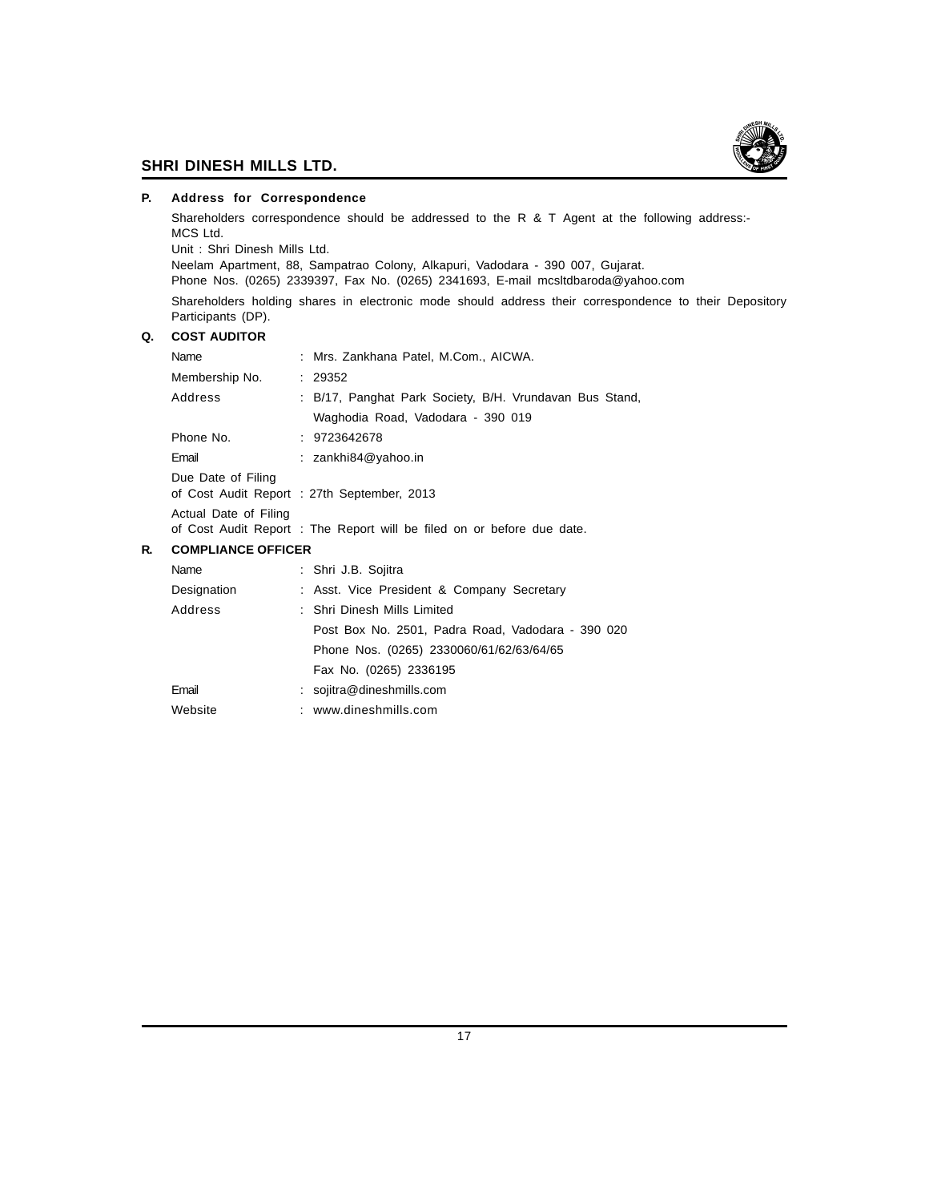**P. Address for Correspondence**

Shareholders correspondence should be addressed to the R & T Agent at the following address:-
MCS Ltd.
Unit : Shri Dinesh Mills Ltd.
Neelam Apartment, 88, Sampatrao Colony, Alkapuri, Vadodara - 390 007, Gujarat.
Phone Nos. (0265) 2339397, Fax No. (0265) 2341693, E-mail mcsltdbaroda@yahoo.com

Shareholders holding shares in electronic mode should address their correspondence to their Depository Participants (DP).

**Q. COST AUDITOR**

| | |
|---|---|
| Name | : Mrs. Zankhana Patel, M.Com., AICWA. |
| Membership No. | : 29352 |
| Address | : B/17, Panghat Park Society, B/H. Vrundavan Bus Stand, Waghodia Road, Vadodara - 390 019 |
| Phone No. | : 9723642678 |
| Email | : zankhi84@yahoo.in |
| Due Date of Filing of Cost Audit Report | : 27th September, 2013 |
| Actual Date of Filing of Cost Audit Report | : The Report will be filed on or before due date. |

**R. COMPLIANCE OFFICER**

| | |
|---|---|
| Name | : Shri J.B. Sojitra |
| Designation | : Asst. Vice President & Company Secretary |
| Address | : Shri Dinesh Mills Limited<br>Post Box No. 2501, Padra Road, Vadodara - 390 020<br>Phone Nos. (0265) 2330060/61/62/63/64/65<br>Fax No. (0265) 2336195 |
| Email | : sojitra@dineshmills.com |
| Website | : www.dineshmills.com |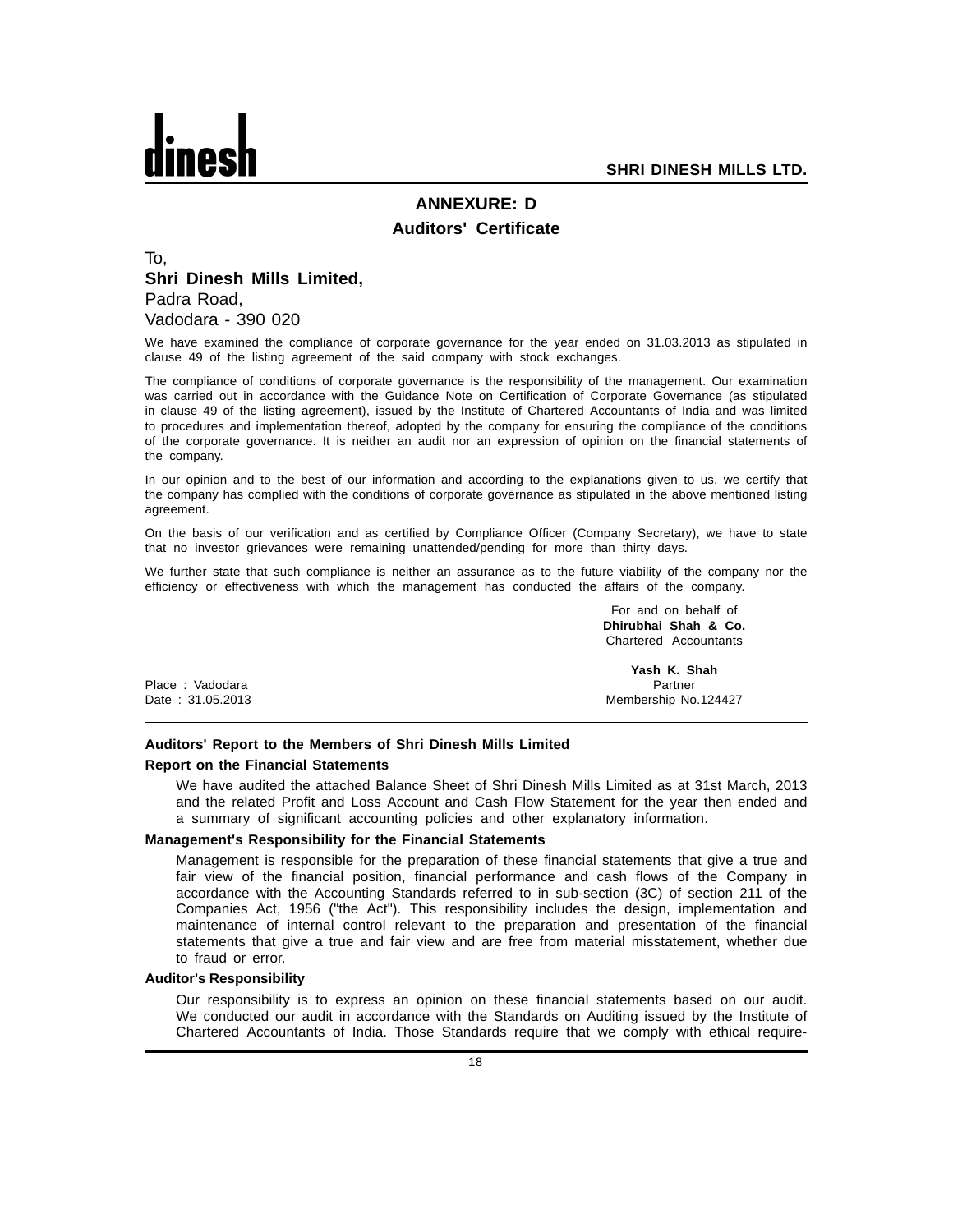# ANNEXURE: D

## Auditors' Certificate

To,

**Shri Dinesh Mills Limited,**

Padra Road,

Vadodara - 390 020

We have examined the compliance of corporate governance for the year ended on 31.03.2013 as stipulated in clause 49 of the listing agreement of the said company with stock exchanges.

The compliance of conditions of corporate governance is the responsibility of the management. Our examination was carried out in accordance with the Guidance Note on Certification of Corporate Governance (as stipulated in clause 49 of the listing agreement), issued by the Institute of Chartered Accountants of India and was limited to procedures and implementation thereof, adopted by the company for ensuring the compliance of the conditions of the corporate governance. It is neither an audit nor an expression of opinion on the financial statements of the company.

In our opinion and to the best of our information and according to the explanations given to us, we certify that the company has complied with the conditions of corporate governance as stipulated in the above mentioned listing agreement.

On the basis of our verification and as certified by Compliance Officer (Company Secretary), we have to state that no investor grievances were remaining unattended/pending for more than thirty days.

We further state that such compliance is neither an assurance as to the future viability of the company nor the efficiency or effectiveness with which the management has conducted the affairs of the company.

For and on behalf of
**Dhirubhai Shah & Co.**
Chartered Accountants

**Yash K. Shah**
Partner
Membership No.124427

Place : Vadodara
Date : 31.05.2013

---

**Auditors' Report to the Members of Shri Dinesh Mills Limited**

**Report on the Financial Statements**

We have audited the attached Balance Sheet of Shri Dinesh Mills Limited as at 31st March, 2013 and the related Profit and Loss Account and Cash Flow Statement for the year then ended and a summary of significant accounting policies and other explanatory information.

**Management's Responsibility for the Financial Statements**

Management is responsible for the preparation of these financial statements that give a true and fair view of the financial position, financial performance and cash flows of the Company in accordance with the Accounting Standards referred to in sub-section (3C) of section 211 of the Companies Act, 1956 ("the Act"). This responsibility includes the design, implementation and maintenance of internal control relevant to the preparation and presentation of the financial statements that give a true and fair view and are free from material misstatement, whether due to fraud or error.

**Auditor's Responsibility**

Our responsibility is to express an opinion on these financial statements based on our audit. We conducted our audit in accordance with the Standards on Auditing issued by the Institute of Chartered Accountants of India. Those Standards require that we comply with ethical require-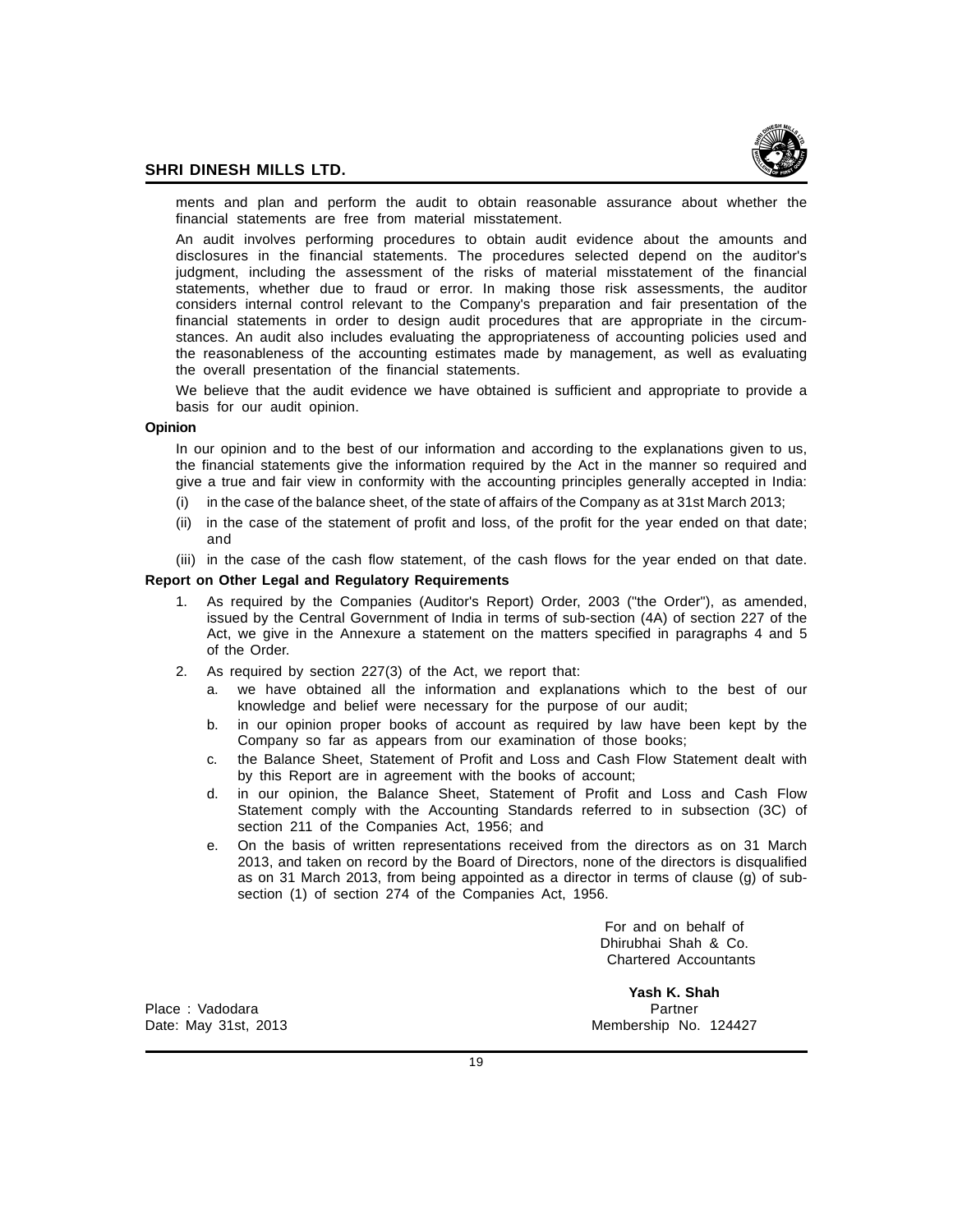ments and plan and perform the audit to obtain reasonable assurance about whether the financial statements are free from material misstatement.

An audit involves performing procedures to obtain audit evidence about the amounts and disclosures in the financial statements. The procedures selected depend on the auditor's judgment, including the assessment of the risks of material misstatement of the financial statements, whether due to fraud or error. In making those risk assessments, the auditor considers internal control relevant to the Company's preparation and fair presentation of the financial statements in order to design audit procedures that are appropriate in the circumstances. An audit also includes evaluating the appropriateness of accounting policies used and the reasonableness of the accounting estimates made by management, as well as evaluating the overall presentation of the financial statements.

We believe that the audit evidence we have obtained is sufficient and appropriate to provide a basis for our audit opinion.

**Opinion**

In our opinion and to the best of our information and according to the explanations given to us, the financial statements give the information required by the Act in the manner so required and give a true and fair view in conformity with the accounting principles generally accepted in India:

(i) in the case of the balance sheet, of the state of affairs of the Company as at 31st March 2013;

(ii) in the case of the statement of profit and loss, of the profit for the year ended on that date; and

(iii) in the case of the cash flow statement, of the cash flows for the year ended on that date.

**Report on Other Legal and Regulatory Requirements**

1. As required by the Companies (Auditor's Report) Order, 2003 ("the Order"), as amended, issued by the Central Government of India in terms of sub-section (4A) of section 227 of the Act, we give in the Annexure a statement on the matters specified in paragraphs 4 and 5 of the Order.

2. As required by section 227(3) of the Act, we report that:

   a. we have obtained all the information and explanations which to the best of our knowledge and belief were necessary for the purpose of our audit;

   b. in our opinion proper books of account as required by law have been kept by the Company so far as appears from our examination of those books;

   c. the Balance Sheet, Statement of Profit and Loss and Cash Flow Statement dealt with by this Report are in agreement with the books of account;

   d. in our opinion, the Balance Sheet, Statement of Profit and Loss and Cash Flow Statement comply with the Accounting Standards referred to in subsection (3C) of section 211 of the Companies Act, 1956; and

   e. On the basis of written representations received from the directors as on 31 March 2013, and taken on record by the Board of Directors, none of the directors is disqualified as on 31 March 2013, from being appointed as a director in terms of clause (g) of sub-section (1) of section 274 of the Companies Act, 1956.

For and on behalf of
Dhirubhai Shah & Co.
Chartered Accountants

**Yash K. Shah**
Partner
Membership No. 124427

Place : Vadodara
Date: May 31st, 2013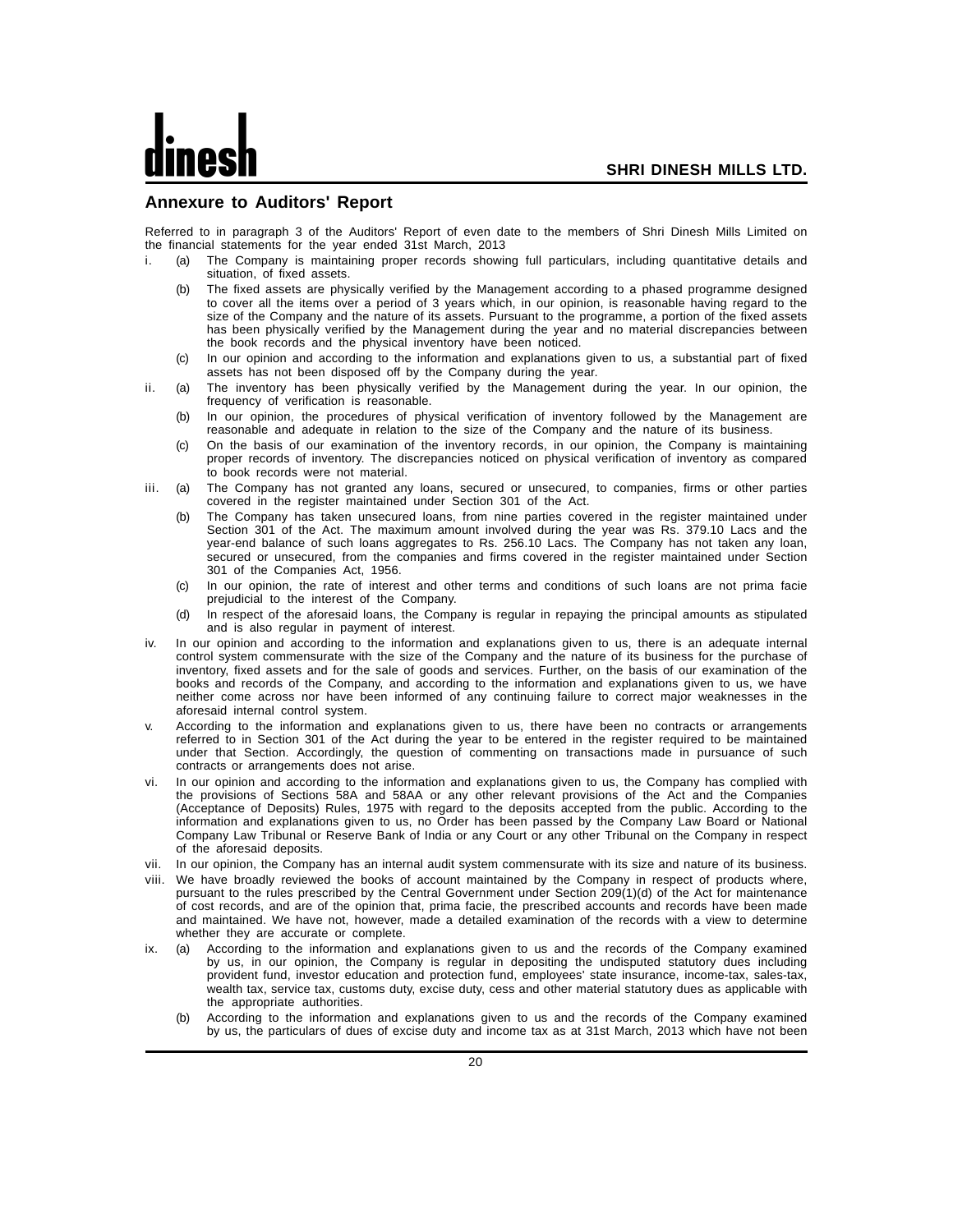## Annexure to Auditors' Report

Referred to in paragraph 3 of the Auditors' Report of even date to the members of Shri Dinesh Mills Limited on the financial statements for the year ended 31st March, 2013

i. (a) The Company is maintaining proper records showing full particulars, including quantitative details and situation, of fixed assets.

   (b) The fixed assets are physically verified by the Management according to a phased programme designed to cover all the items over a period of 3 years which, in our opinion, is reasonable having regard to the size of the Company and the nature of its assets. Pursuant to the programme, a portion of the fixed assets has been physically verified by the Management during the year and no material discrepancies between the book records and the physical inventory have been noticed.

   (c) In our opinion and according to the information and explanations given to us, a substantial part of fixed assets has not been disposed off by the Company during the year.

ii. (a) The inventory has been physically verified by the Management during the year. In our opinion, the frequency of verification is reasonable.

   (b) In our opinion, the procedures of physical verification of inventory followed by the Management are reasonable and adequate in relation to the size of the Company and the nature of its business.

   (c) On the basis of our examination of the inventory records, in our opinion, the Company is maintaining proper records of inventory. The discrepancies noticed on physical verification of inventory as compared to book records were not material.

iii. (a) The Company has not granted any loans, secured or unsecured, to companies, firms or other parties covered in the register maintained under Section 301 of the Act.

   (b) The Company has taken unsecured loans, from nine parties covered in the register maintained under Section 301 of the Act. The maximum amount involved during the year was Rs. 379.10 Lacs and the year-end balance of such loans aggregates to Rs. 256.10 Lacs. The Company has not taken any loan, secured or unsecured, from the companies and firms covered in the register maintained under Section 301 of the Companies Act, 1956.

   (c) In our opinion, the rate of interest and other terms and conditions of such loans are not prima facie prejudicial to the interest of the Company.

   (d) In respect of the aforesaid loans, the Company is regular in repaying the principal amounts as stipulated and is also regular in payment of interest.

iv. In our opinion and according to the information and explanations given to us, there is an adequate internal control system commensurate with the size of the Company and the nature of its business for the purchase of inventory, fixed assets and for the sale of goods and services. Further, on the basis of our examination of the books and records of the Company, and according to the information and explanations given to us, we have neither come across nor have been informed of any continuing failure to correct major weaknesses in the aforesaid internal control system.

v. According to the information and explanations given to us, there have been no contracts or arrangements referred to in Section 301 of the Act during the year to be entered in the register required to be maintained under that Section. Accordingly, the question of commenting on transactions made in pursuance of such contracts or arrangements does not arise.

vi. In our opinion and according to the information and explanations given to us, the Company has complied with the provisions of Sections 58A and 58AA or any other relevant provisions of the Act and the Companies (Acceptance of Deposits) Rules, 1975 with regard to the deposits accepted from the public. According to the information and explanations given to us, no Order has been passed by the Company Law Board or National Company Law Tribunal or Reserve Bank of India or any Court or any other Tribunal on the Company in respect of the aforesaid deposits.

vii. In our opinion, the Company has an internal audit system commensurate with its size and nature of its business.

viii. We have broadly reviewed the books of account maintained by the Company in respect of products where, pursuant to the rules prescribed by the Central Government under Section 209(1)(d) of the Act for maintenance of cost records, and are of the opinion that, prima facie, the prescribed accounts and records have been made and maintained. We have not, however, made a detailed examination of the records with a view to determine whether they are accurate or complete.

ix. (a) According to the information and explanations given to us and the records of the Company examined by us, in our opinion, the Company is regular in depositing the undisputed statutory dues including provident fund, investor education and protection fund, employees' state insurance, income-tax, sales-tax, wealth tax, service tax, customs duty, excise duty, cess and other material statutory dues as applicable with the appropriate authorities.

   (b) According to the information and explanations given to us and the records of the Company examined by us, the particulars of dues of excise duty and income tax as at 31st March, 2013 which have not been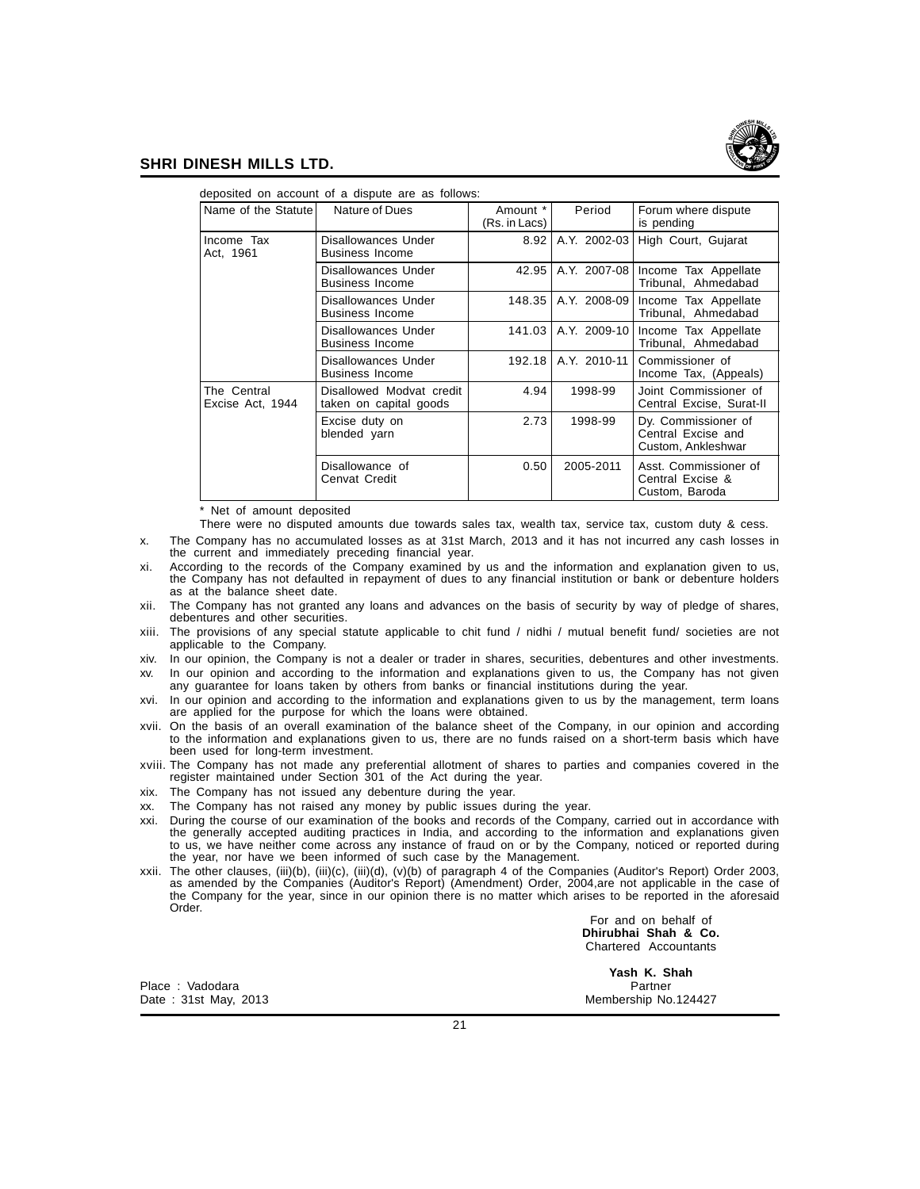deposited on account of a dispute are as follows:

| Name of the Statute | Nature of Dues | Amount * (Rs. in Lacs) | Period | Forum where dispute is pending |
|---|---|---|---|---|
| Income Tax Act, 1961 | Disallowances Under Business Income | 8.92 | A.Y. 2002-03 | High Court, Gujarat |
| | Disallowances Under Business Income | 42.95 | A.Y. 2007-08 | Income Tax Appellate Tribunal, Ahmedabad |
| | Disallowances Under Business Income | 148.35 | A.Y. 2008-09 | Income Tax Appellate Tribunal, Ahmedabad |
| | Disallowances Under Business Income | 141.03 | A.Y. 2009-10 | Income Tax Appellate Tribunal, Ahmedabad |
| | Disallowances Under Business Income | 192.18 | A.Y. 2010-11 | Commissioner of Income Tax, (Appeals) |
| The Central Excise Act, 1944 | Disallowed Modvat credit taken on capital goods | 4.94 | 1998-99 | Joint Commissioner of Central Excise, Surat-II |
| | Excise duty on blended yarn | 2.73 | 1998-99 | Dy. Commissioner of Central Excise and Custom, Ankleshwar |
| | Disallowance of Cenvat Credit | 0.50 | 2005-2011 | Asst. Commissioner of Central Excise & Custom, Baroda |

\* Net of amount deposited

There were no disputed amounts due towards sales tax, wealth tax, service tax, custom duty & cess.

x. The Company has no accumulated losses as at 31st March, 2013 and it has not incurred any cash losses in the current and immediately preceding financial year.

xi. According to the records of the Company examined by us and the information and explanation given to us, the Company has not defaulted in repayment of dues to any financial institution or bank or debenture holders as at the balance sheet date.

xii. The Company has not granted any loans and advances on the basis of security by way of pledge of shares, debentures and other securities.

xiii. The provisions of any special statute applicable to chit fund / nidhi / mutual benefit fund/ societies are not applicable to the Company.

xiv. In our opinion, the Company is not a dealer or trader in shares, securities, debentures and other investments.

xv. In our opinion and according to the information and explanations given to us, the Company has not given any guarantee for loans taken by others from banks or financial institutions during the year.

xvi. In our opinion and according to the information and explanations given to us by the management, term loans are applied for the purpose for which the loans were obtained.

xvii. On the basis of an overall examination of the balance sheet of the Company, in our opinion and according to the information and explanations given to us, there are no funds raised on a short-term basis which have been used for long-term investment.

xviii. The Company has not made any preferential allotment of shares to parties and companies covered in the register maintained under Section 301 of the Act during the year.

xix. The Company has not issued any debenture during the year.

xx. The Company has not raised any money by public issues during the year.

xxi. During the course of our examination of the books and records of the Company, carried out in accordance with the generally accepted auditing practices in India, and according to the information and explanations given to us, we have neither come across any instance of fraud on or by the Company, noticed or reported during the year, nor have we been informed of such case by the Management.

xxii. The other clauses, (iii)(b), (iii)(c), (iii)(d), (v)(b) of paragraph 4 of the Companies (Auditor's Report) Order 2003, as amended by the Companies (Auditor's Report) (Amendment) Order, 2004,are not applicable in the case of the Company for the year, since in our opinion there is no matter which arises to be reported in the aforesaid Order.

For and on behalf of
**Dhirubhai Shah & Co.**
Chartered Accountants

**Yash K. Shah**
Partner
Membership No.124427

Place : Vadodara
Date : 31st May, 2013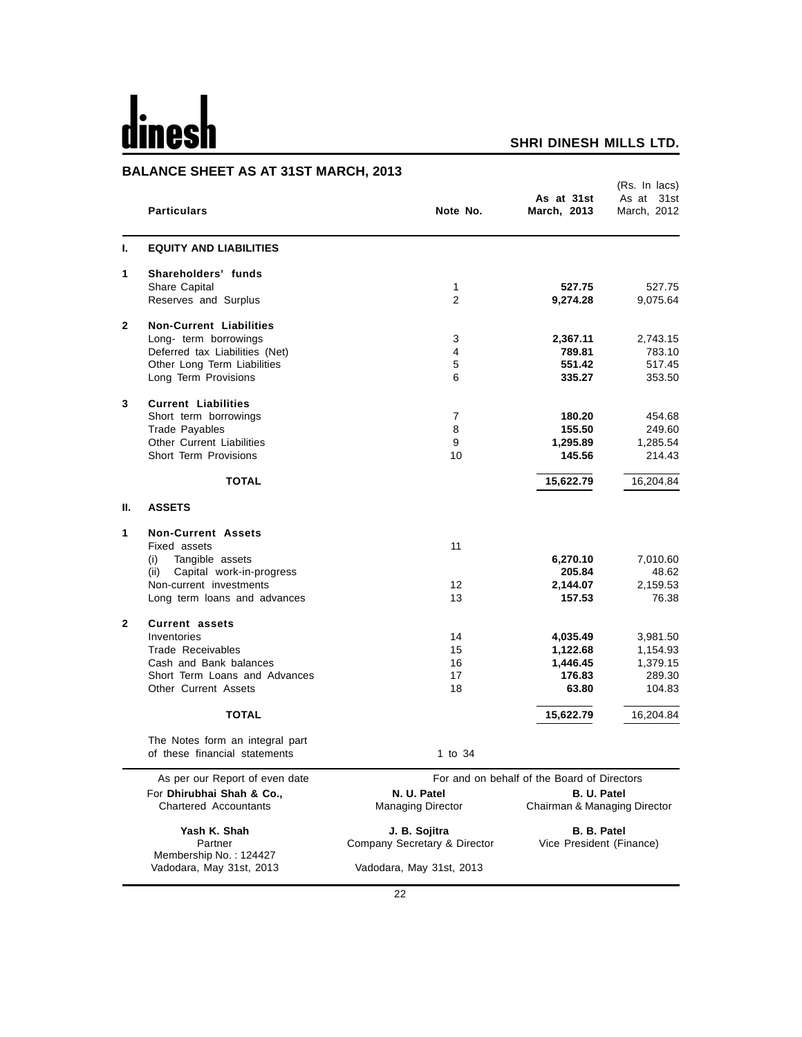# dinesh

**SHRI DINESH MILLS LTD.**

## BALANCE SHEET AS AT 31ST MARCH, 2013

(Rs. In lacs)

| | Particulars | Note No. | As at 31st March, 2013 | As at 31st March, 2012 |
|---|---|---|---|---|
| **I.** | **EQUITY AND LIABILITIES** | | | |
| **1** | **Shareholders' funds** | | | |
| | Share Capital | 1 | **527.75** | 527.75 |
| | Reserves and Surplus | 2 | **9,274.28** | 9,075.64 |
| **2** | **Non-Current Liabilities** | | | |
| | Long- term borrowings | 3 | **2,367.11** | 2,743.15 |
| | Deferred tax Liabilities (Net) | 4 | **789.81** | 783.10 |
| | Other Long Term Liabilities | 5 | **551.42** | 517.45 |
| | Long Term Provisions | 6 | **335.27** | 353.50 |
| **3** | **Current Liabilities** | | | |
| | Short term borrowings | 7 | **180.20** | 454.68 |
| | Trade Payables | 8 | **155.50** | 249.60 |
| | Other Current Liabilities | 9 | **1,295.89** | 1,285.54 |
| | Short Term Provisions | 10 | **145.56** | 214.43 |
| | **TOTAL** | | **15,622.79** | 16,204.84 |
| **II.** | **ASSETS** | | | |
| **1** | **Non-Current Assets** | | | |
| | Fixed assets | 11 | | |
| | (i) Tangible assets | | **6,270.10** | 7,010.60 |
| | (ii) Capital work-in-progress | | **205.84** | 48.62 |
| | Non-current investments | 12 | **2,144.07** | 2,159.53 |
| | Long term loans and advances | 13 | **157.53** | 76.38 |
| **2** | **Current assets** | | | |
| | Inventories | 14 | **4,035.49** | 3,981.50 |
| | Trade Receivables | 15 | **1,122.68** | 1,154.93 |
| | Cash and Bank balances | 16 | **1,446.45** | 1,379.15 |
| | Short Term Loans and Advances | 17 | **176.83** | 289.30 |
| | Other Current Assets | 18 | **63.80** | 104.83 |
| | **TOTAL** | | **15,622.79** | 16,204.84 |
| | The Notes form an integral part of these financial statements | 1 to 34 | | |

As per our Report of even date
For **Dhirubhai Shah & Co.,**
Chartered Accountants

**Yash K. Shah**
Partner
Membership No. : 124427
Vadodara, May 31st, 2013

For and on behalf of the Board of Directors

**N. U. Patel**
Managing Director

**B. U. Patel**
Chairman & Managing Director

**J. B. Sojitra**
Company Secretary & Director

**B. B. Patel**
Vice President (Finance)

Vadodara, May 31st, 2013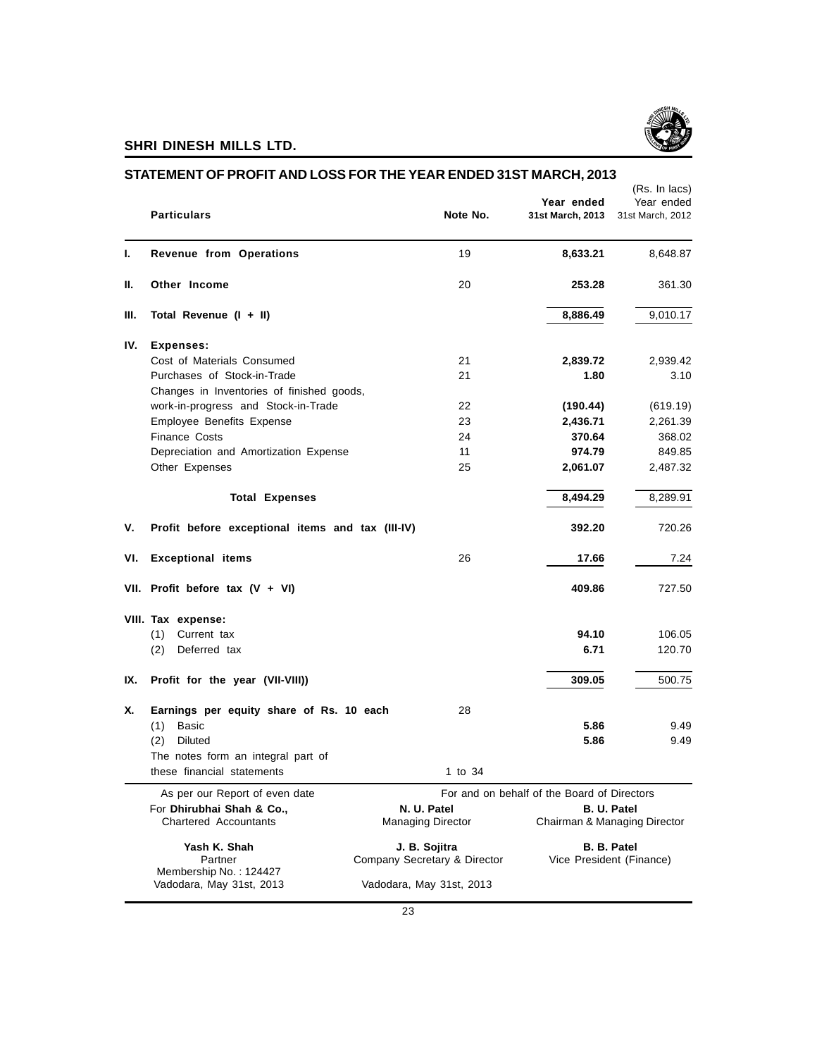# SHRI DINESH MILLS LTD.

## STATEMENT OF PROFIT AND LOSS FOR THE YEAR ENDED 31ST MARCH, 2013

(Rs. In lacs)

| | Particulars | Note No. | Year ended 31st March, 2013 | Year ended 31st March, 2012 |
|---|---|---|---|---|
| I. | **Revenue from Operations** | 19 | **8,633.21** | 8,648.87 |
| II. | **Other Income** | 20 | **253.28** | 361.30 |
| III. | **Total Revenue (I + II)** | | **8,886.49** | 9,010.17 |
| IV. | **Expenses:** | | | |
| | Cost of Materials Consumed | 21 | **2,839.72** | 2,939.42 |
| | Purchases of Stock-in-Trade | 21 | **1.80** | 3.10 |
| | Changes in Inventories of finished goods, work-in-progress and Stock-in-Trade | 22 | **(190.44)** | (619.19) |
| | Employee Benefits Expense | 23 | **2,436.71** | 2,261.39 |
| | Finance Costs | 24 | **370.64** | 368.02 |
| | Depreciation and Amortization Expense | 11 | **974.79** | 849.85 |
| | Other Expenses | 25 | **2,061.07** | 2,487.32 |
| | **Total Expenses** | | **8,494.29** | 8,289.91 |
| V. | **Profit before exceptional items and tax (III-IV)** | | **392.20** | 720.26 |
| VI. | **Exceptional items** | 26 | **17.66** | 7.24 |
| VII. | **Profit before tax (V + VI)** | | **409.86** | 727.50 |
| VIII. | **Tax expense:** | | | |
| | (1) Current tax | | **94.10** | 106.05 |
| | (2) Deferred tax | | **6.71** | 120.70 |
| IX. | **Profit for the year (VII-VIII))** | | **309.05** | 500.75 |
| X. | **Earnings per equity share of Rs. 10 each** | 28 | | |
| | (1) Basic | | **5.86** | 9.49 |
| | (2) Diluted | | **5.86** | 9.49 |
| | The notes form an integral part of these financial statements | 1 to 34 | | |

As per our Report of even date

For **Dhirubhai Shah & Co.,**
Chartered Accountants

**Yash K. Shah**
Partner
Membership No. : 124427
Vadodara, May 31st, 2013

For and on behalf of the Board of Directors

**N. U. Patel**
Managing Director

**B. U. Patel**
Chairman & Managing Director

**J. B. Sojitra**
Company Secretary & Director

**B. B. Patel**
Vice President (Finance)

Vadodara, May 31st, 2013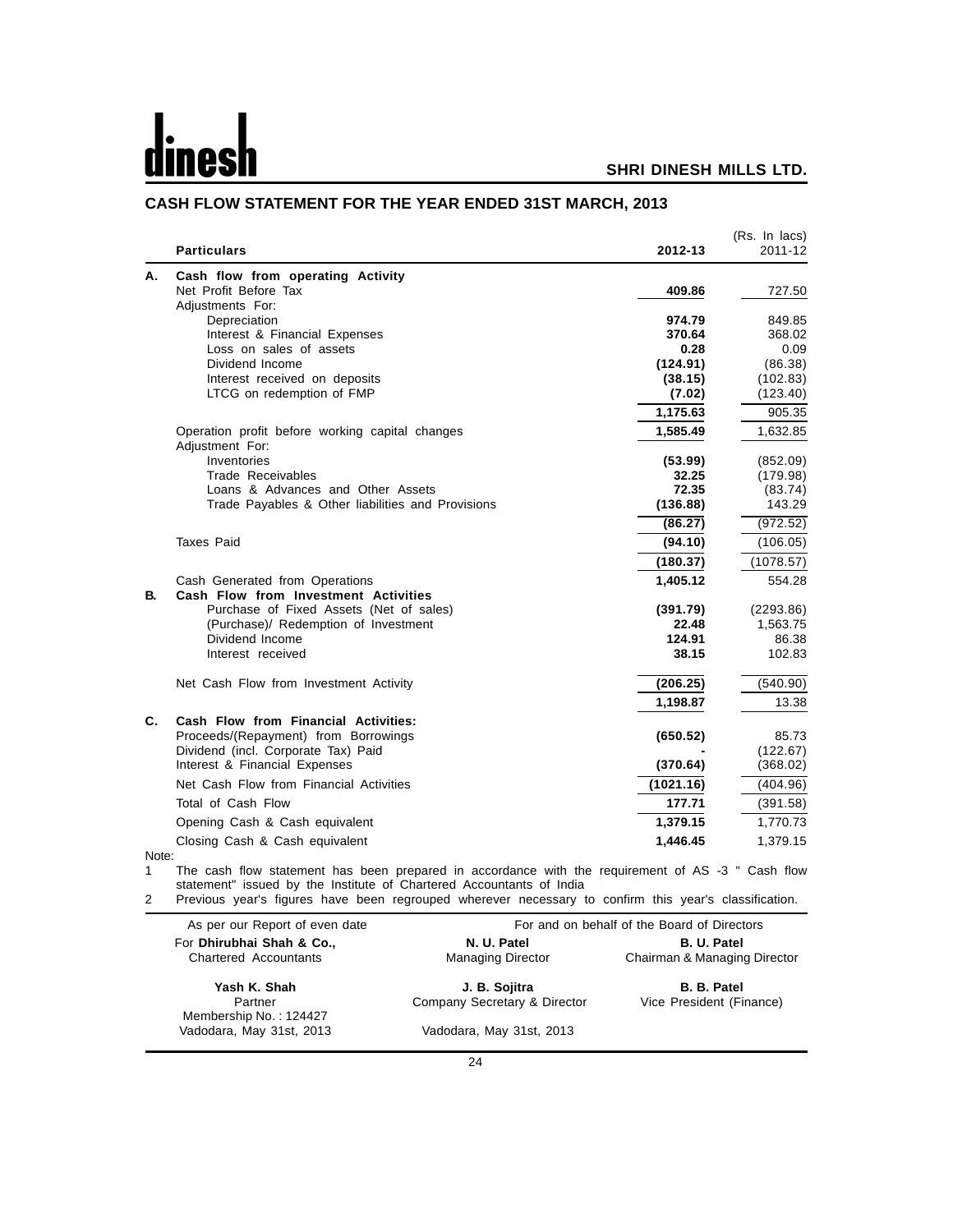# dinesh

**SHRI DINESH MILLS LTD.**

## CASH FLOW STATEMENT FOR THE YEAR ENDED 31ST MARCH, 2013

(Rs. In lacs)

| | Particulars | 2012-13 | 2011-12 |
|---|---|---|---|
| **A.** | **Cash flow from operating Activity** | | |
| | Net Profit Before Tax | **409.86** | 727.50 |
| | Adjustments For: | | |
| | Depreciation | **974.79** | 849.85 |
| | Interest & Financial Expenses | **370.64** | 368.02 |
| | Loss on sales of assets | **0.28** | 0.09 |
| | Dividend Income | **(124.91)** | (86.38) |
| | Interest received on deposits | **(38.15)** | (102.83) |
| | LTCG on redemption of FMP | **(7.02)** | (123.40) |
| | | **1,175.63** | 905.35 |
| | Operation profit before working capital changes | **1,585.49** | 1,632.85 |
| | Adjustment For: | | |
| | Inventories | **(53.99)** | (852.09) |
| | Trade Receivables | **32.25** | (179.98) |
| | Loans & Advances and Other Assets | **72.35** | (83.74) |
| | Trade Payables & Other liabilities and Provisions | **(136.88)** | 143.29 |
| | | **(86.27)** | (972.52) |
| | Taxes Paid | **(94.10)** | (106.05) |
| | | **(180.37)** | (1078.57) |
| | Cash Generated from Operations | **1,405.12** | 554.28 |
| **B.** | **Cash Flow from Investment Activities** | | |
| | Purchase of Fixed Assets (Net of sales) | **(391.79)** | (2293.86) |
| | (Purchase)/ Redemption of Investment | **22.48** | 1,563.75 |
| | Dividend Income | **124.91** | 86.38 |
| | Interest received | **38.15** | 102.83 |
| | Net Cash Flow from Investment Activity | **(206.25)** | (540.90) |
| | | **1,198.87** | 13.38 |
| **C.** | **Cash Flow from Financial Activities:** | | |
| | Proceeds/(Repayment) from Borrowings | **(650.52)** | 85.73 |
| | Dividend (incl. Corporate Tax) Paid | **-** | (122.67) |
| | Interest & Financial Expenses | **(370.64)** | (368.02) |
| | Net Cash Flow from Financial Activities | **(1021.16)** | (404.96) |
| | Total of Cash Flow | **177.71** | (391.58) |
| | Opening Cash & Cash equivalent | **1,379.15** | 1,770.73 |
| | Closing Cash & Cash equivalent | **1,446.45** | 1,379.15 |

Note:

1. The cash flow statement has been prepared in accordance with the requirement of AS -3 " Cash flow statement" issued by the Institute of Chartered Accountants of India
2. Previous year's figures have been regrouped wherever necessary to confirm this year's classification.

| As per our Report of even date | For and on behalf of the Board of Directors | |
|---|---|---|
| For **Dhirubhai Shah & Co.,** Chartered Accountants | **N. U. Patel** Managing Director | **B. U. Patel** Chairman & Managing Director |
| **Yash K. Shah** Partner Membership No. : 124427 | **J. B. Sojitra** Company Secretary & Director | **B. B. Patel** Vice President (Finance) |
| Vadodara, May 31st, 2013 | Vadodara, May 31st, 2013 | |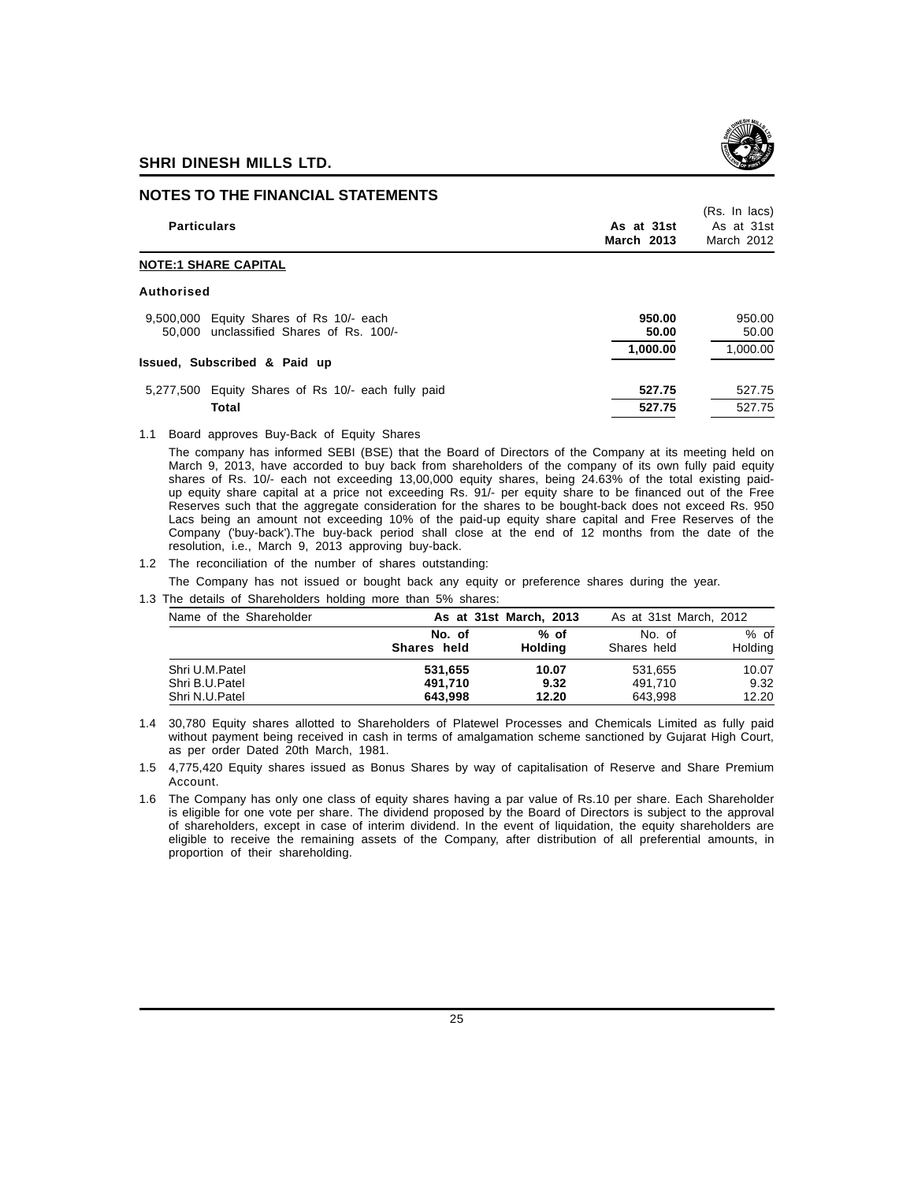## NOTES TO THE FINANCIAL STATEMENTS

(Rs. In lacs)

| Particulars | As at 31st March 2013 | As at 31st March 2012 |
|---|---|---|
| **NOTE:1 SHARE CAPITAL** | | |
| **Authorised** | | |
| 9,500,000 Equity Shares of Rs 10/- each | **950.00** | 950.00 |
| 50,000 unclassified Shares of Rs. 100/- | **50.00** | 50.00 |
| | **1,000.00** | 1,000.00 |
| **Issued, Subscribed & Paid up** | | |
| 5,277,500 Equity Shares of Rs 10/- each fully paid | **527.75** | 527.75 |
| **Total** | **527.75** | 527.75 |

1.1 Board approves Buy-Back of Equity Shares

The company has informed SEBI (BSE) that the Board of Directors of the Company at its meeting held on March 9, 2013, have accorded to buy back from shareholders of the company of its own fully paid equity shares of Rs. 10/- each not exceeding 13,00,000 equity shares, being 24.63% of the total existing paid-up equity share capital at a price not exceeding Rs. 91/- per equity share to be financed out of the Free Reserves such that the aggregate consideration for the shares to be bought-back does not exceed Rs. 950 Lacs being an amount not exceeding 10% of the paid-up equity share capital and Free Reserves of the Company ('buy-back').The buy-back period shall close at the end of 12 months from the date of the resolution, i.e., March 9, 2013 approving buy-back.

1.2 The reconciliation of the number of shares outstanding:

The Company has not issued or bought back any equity or preference shares during the year.

1.3 The details of Shareholders holding more than 5% shares:

| Name of the Shareholder | As at 31st March, 2013 | | As at 31st March, 2012 | |
|---|---|---|---|---|
| | No. of Shares held | % of Holding | No. of Shares held | % of Holding |
| Shri U.M.Patel | **531,655** | **10.07** | 531,655 | 10.07 |
| Shri B.U.Patel | **491,710** | **9.32** | 491,710 | 9.32 |
| Shri N.U.Patel | **643,998** | **12.20** | 643,998 | 12.20 |

1.4 30,780 Equity shares allotted to Shareholders of Platewel Processes and Chemicals Limited as fully paid without payment being received in cash in terms of amalgamation scheme sanctioned by Gujarat High Court, as per order Dated 20th March, 1981.

1.5 4,775,420 Equity shares issued as Bonus Shares by way of capitalisation of Reserve and Share Premium Account.

1.6 The Company has only one class of equity shares having a par value of Rs.10 per share. Each Shareholder is eligible for one vote per share. The dividend proposed by the Board of Directors is subject to the approval of shareholders, except in case of interim dividend. In the event of liquidation, the equity shareholders are eligible to receive the remaining assets of the Company, after distribution of all preferential amounts, in proportion of their shareholding.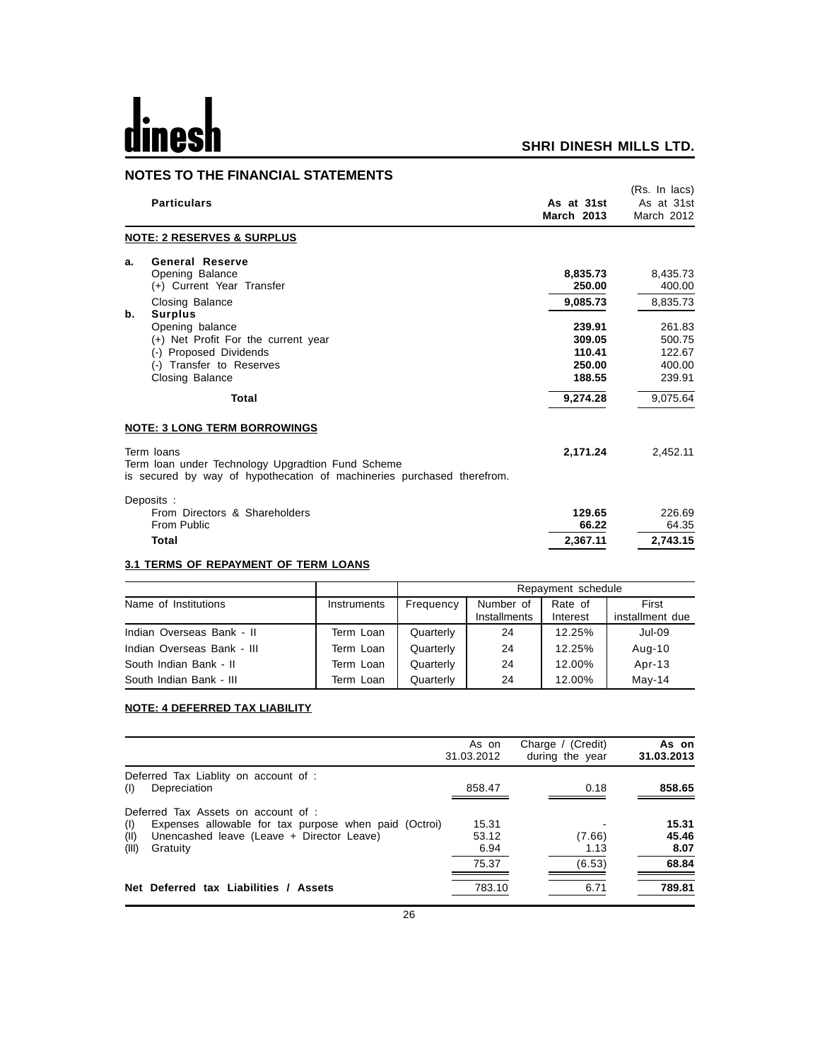## NOTES TO THE FINANCIAL STATEMENTS

(Rs. In lacs)

| | Particulars | As at 31st March 2013 | As at 31st March 2012 |
|---|---|---|---|
| | **NOTE: 2 RESERVES & SURPLUS** | | |
| **a.** | **General Reserve** | | |
| | Opening Balance | **8,835.73** | 8,435.73 |
| | (+) Current Year Transfer | **250.00** | 400.00 |
| | Closing Balance | **9,085.73** | 8,835.73 |
| **b.** | **Surplus** | | |
| | Opening balance | **239.91** | 261.83 |
| | (+) Net Profit For the current year | **309.05** | 500.75 |
| | (-) Proposed Dividends | **110.41** | 122.67 |
| | (-) Transfer to Reserves | **250.00** | 400.00 |
| | Closing Balance | **188.55** | 239.91 |
| | **Total** | **9,274.28** | 9,075.64 |

### NOTE: 3 LONG TERM BORROWINGS

| Particulars | As at 31st March 2013 | As at 31st March 2012 |
|---|---|---|
| Term loans<br>Term loan under Technology Upgradtion Fund Scheme<br>is secured by way of hypothecation of machineries purchased therefrom. | **2,171.24** | 2,452.11 |
| Deposits : | | |
| From Directors & Shareholders | **129.65** | 226.69 |
| From Public | **66.22** | 64.35 |
| **Total** | **2,367.11** | **2,743.15** |

### 3.1 TERMS OF REPAYMENT OF TERM LOANS

| | | Repayment schedule | | | |
|---|---|---|---|---|---|
| Name of Institutions | Instruments | Frequency | Number of Installments | Rate of Interest | First installment due |
| Indian Overseas Bank - II | Term Loan | Quarterly | 24 | 12.25% | Jul-09 |
| Indian Overseas Bank - III | Term Loan | Quarterly | 24 | 12.25% | Aug-10 |
| South Indian Bank - II | Term Loan | Quarterly | 24 | 12.00% | Apr-13 |
| South Indian Bank - III | Term Loan | Quarterly | 24 | 12.00% | May-14 |

### NOTE: 4 DEFERRED TAX LIABILITY

| | As on 31.03.2012 | Charge / (Credit) during the year | As on 31.03.2013 |
|---|---|---|---|
| Deferred Tax Liablity on account of : | | | |
| (I) Depreciation | 858.47 | 0.18 | **858.65** |
| Deferred Tax Assets on account of : | | | |
| (I) Expenses allowable for tax purpose when paid (Octroi) | 15.31 | - | **15.31** |
| (II) Unencashed leave (Leave + Director Leave) | 53.12 | (7.66) | **45.46** |
| (III) Gratuity | 6.94 | 1.13 | **8.07** |
| | 75.37 | (6.53) | **68.84** |
| **Net Deferred tax Liabilities / Assets** | 783.10 | 6.71 | **789.81** |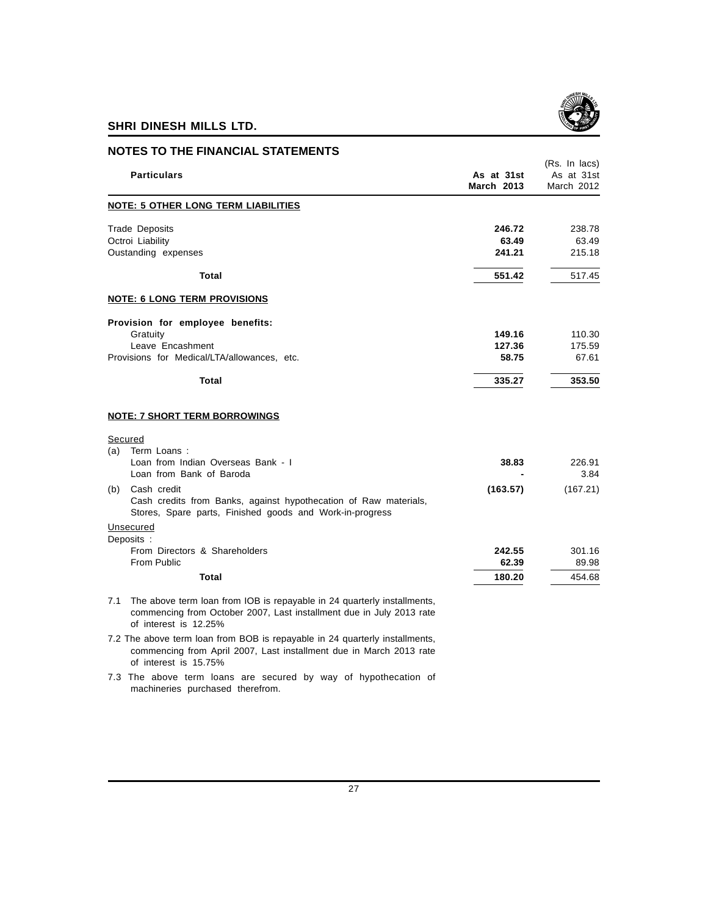## NOTES TO THE FINANCIAL STATEMENTS

(Rs. In lacs)

| Particulars | As at 31st March 2013 | As at 31st March 2012 |
|---|---|---|
| **NOTE: 5 OTHER LONG TERM LIABILITIES** | | |
| Trade Deposits | **246.72** | 238.78 |
| Octroi Liability | **63.49** | 63.49 |
| Oustanding expenses | **241.21** | 215.18 |
| **Total** | **551.42** | 517.45 |
| **NOTE: 6 LONG TERM PROVISIONS** | | |
| **Provision for employee benefits:** | | |
| Gratuity | **149.16** | 110.30 |
| Leave Encashment | **127.36** | 175.59 |
| Provisions for Medical/LTA/allowances, etc. | **58.75** | 67.61 |
| **Total** | **335.27** | **353.50** |
| **NOTE: 7 SHORT TERM BORROWINGS** | | |
| Secured | | |
| (a) Term Loans : | | |
| Loan from Indian Overseas Bank - I | **38.83** | 226.91 |
| Loan from Bank of Baroda | **-** | 3.84 |
| (b) Cash credit<br>Cash credits from Banks, against hypothecation of Raw materials, Stores, Spare parts, Finished goods and Work-in-progress | **(163.57)** | (167.21) |
| Unsecured | | |
| Deposits : | | |
| From Directors & Shareholders | **242.55** | 301.16 |
| From Public | **62.39** | 89.98 |
| **Total** | **180.20** | 454.68 |

7.1 The above term loan from IOB is repayable in 24 quarterly installments, commencing from October 2007, Last installment due in July 2013 rate of interest is 12.25%

7.2 The above term loan from BOB is repayable in 24 quarterly installments, commencing from April 2007, Last installment due in March 2013 rate of interest is 15.75%

7.3 The above term loans are secured by way of hypothecation of machineries purchased therefrom.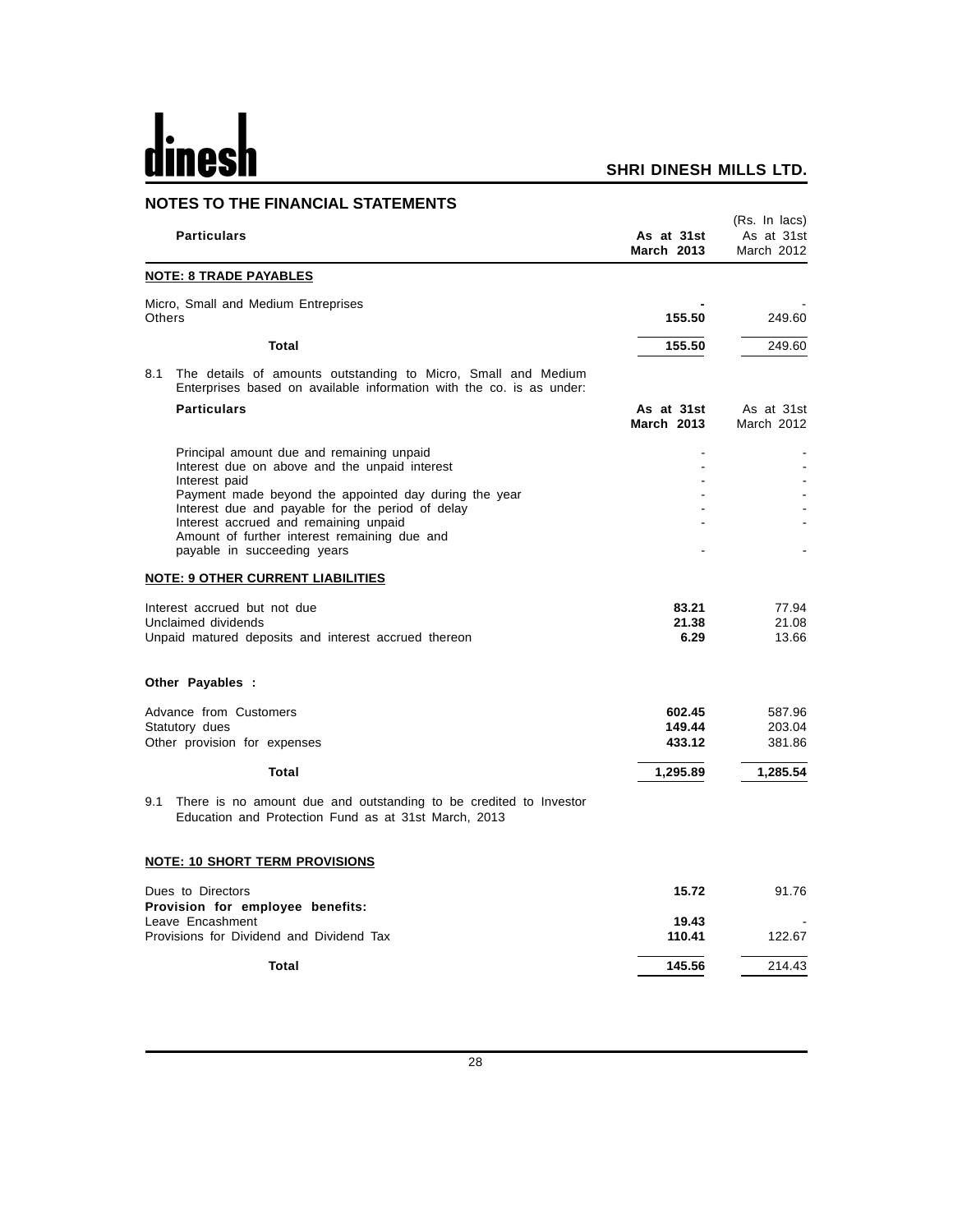## NOTES TO THE FINANCIAL STATEMENTS

(Rs. In lacs)

| Particulars | As at 31st March 2013 | As at 31st March 2012 |
|---|---|---|
| **NOTE: 8 TRADE PAYABLES** | | |
| Micro, Small and Medium Entreprises | - | - |
| Others | 155.50 | 249.60 |
| **Total** | 155.50 | 249.60 |

8.1 The details of amounts outstanding to Micro, Small and Medium Enterprises based on available information with the co. is as under:

| Particulars | As at 31st March 2013 | As at 31st March 2012 |
|---|---|---|
| Principal amount due and remaining unpaid | - | - |
| Interest due on above and the unpaid interest | - | - |
| Interest paid | - | - |
| Payment made beyond the appointed day during the year | - | - |
| Interest due and payable for the period of delay | - | - |
| Interest accrued and remaining unpaid | - | - |
| Amount of further interest remaining due and payable in succeeding years | - | - |

| Particulars | As at 31st March 2013 | As at 31st March 2012 |
|---|---|---|
| **NOTE: 9 OTHER CURRENT LIABILITIES** | | |
| Interest accrued but not due | 83.21 | 77.94 |
| Unclaimed dividends | 21.38 | 21.08 |
| Unpaid matured deposits and interest accrued thereon | 6.29 | 13.66 |
| **Other Payables :** | | |
| Advance from Customers | 602.45 | 587.96 |
| Statutory dues | 149.44 | 203.04 |
| Other provision for expenses | 433.12 | 381.86 |
| **Total** | 1,295.89 | 1,285.54 |

9.1 There is no amount due and outstanding to be credited to Investor Education and Protection Fund as at 31st March, 2013

| Particulars | As at 31st March 2013 | As at 31st March 2012 |
|---|---|---|
| **NOTE: 10 SHORT TERM PROVISIONS** | | |
| Dues to Directors | 15.72 | 91.76 |
| **Provision for employee benefits:** | | |
| Leave Encashment | 19.43 | - |
| Provisions for Dividend and Dividend Tax | 110.41 | 122.67 |
| **Total** | 145.56 | 214.43 |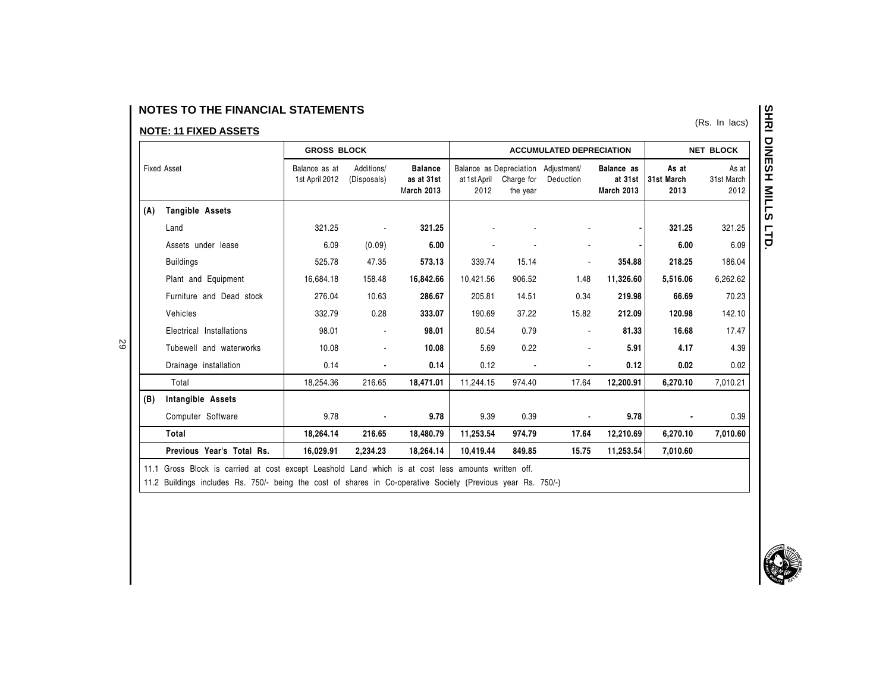## NOTES TO THE FINANCIAL STATEMENTS

### NOTE: 11 FIXED ASSETS

(Rs. In lacs)

| | Fixed Asset | GROSS BLOCK | | | ACCUMULATED DEPRECIATION | | | | NET BLOCK | |
|---|---|---|---|---|---|---|---|---|---|---|
| | | Balance as at 1st April 2012 | Additions/ (Disposals) | **Balance as at 31st March 2013** | Balance as at 1st April 2012 | Depreciation Charge for the year | Adjustment/ Deduction | **Balance as at 31st March 2013** | **As at 31st March 2013** | As at 31st March 2012 |
| **(A)** | **Tangible Assets** | | | | | | | | | |
| | Land | 321.25 | - | **321.25** | - | - | - | **-** | **321.25** | 321.25 |
| | Assets under lease | 6.09 | (0.09) | **6.00** | - | - | - | **-** | **6.00** | 6.09 |
| | Buildings | 525.78 | 47.35 | **573.13** | 339.74 | 15.14 | - | **354.88** | **218.25** | 186.04 |
| | Plant and Equipment | 16,684.18 | 158.48 | **16,842.66** | 10,421.56 | 906.52 | 1.48 | **11,326.60** | **5,516.06** | 6,262.62 |
| | Furniture and Dead stock | 276.04 | 10.63 | **286.67** | 205.81 | 14.51 | 0.34 | **219.98** | **66.69** | 70.23 |
| | Vehicles | 332.79 | 0.28 | **333.07** | 190.69 | 37.22 | 15.82 | **212.09** | **120.98** | 142.10 |
| | Electrical Installations | 98.01 | - | **98.01** | 80.54 | 0.79 | - | **81.33** | **16.68** | 17.47 |
| | Tubewell and waterworks | 10.08 | - | **10.08** | 5.69 | 0.22 | - | **5.91** | **4.17** | 4.39 |
| | Drainage installation | 0.14 | - | **0.14** | 0.12 | - | - | **0.12** | **0.02** | 0.02 |
| | Total | 18,254.36 | 216.65 | **18,471.01** | 11,244.15 | 974.40 | 17.64 | **12,200.91** | **6,270.10** | 7,010.21 |
| **(B)** | **Intangible Assets** | | | | | | | | | |
| | Computer Software | 9.78 | - | **9.78** | 9.39 | 0.39 | - | **9.78** | **-** | 0.39 |
| | **Total** | **18,264.14** | **216.65** | **18,480.79** | **11,253.54** | **974.79** | **17.64** | **12,210.69** | **6,270.10** | **7,010.60** |
| | **Previous Year's Total Rs.** | **16,029.91** | **2,234.23** | **18,264.14** | **10,419.44** | **849.85** | **15.75** | **11,253.54** | **7,010.60** | |

11.1 Gross Block is carried at cost except Leashold Land which is at cost less amounts written off.

11.2 Buildings includes Rs. 750/- being the cost of shares in Co-operative Society (Previous year Rs. 750/-)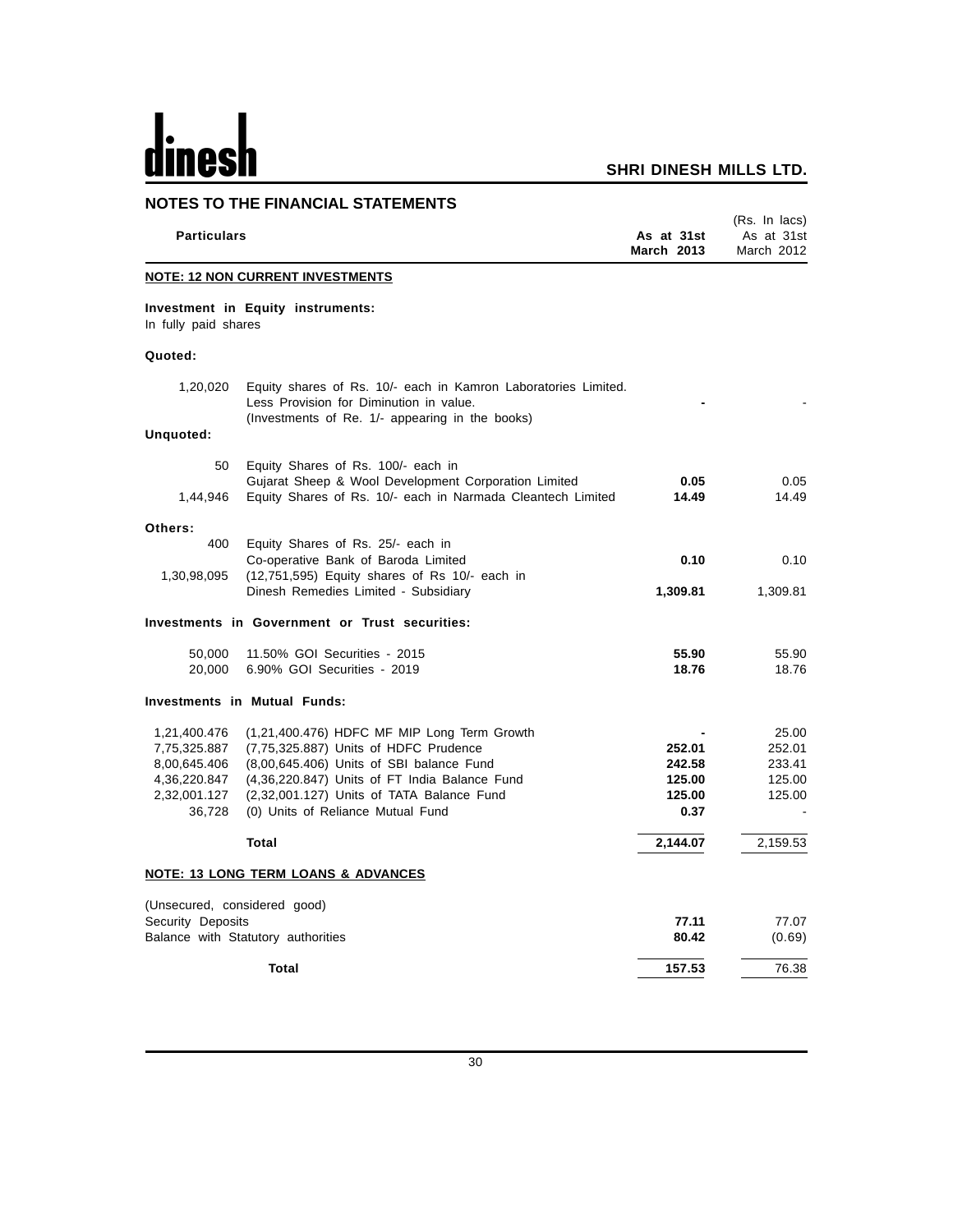## NOTES TO THE FINANCIAL STATEMENTS

(Rs. In lacs)

| | Particulars | As at 31st March 2013 | As at 31st March 2012 |
|---|---|---|---|
| | **NOTE: 12 NON CURRENT INVESTMENTS** | | |
| | **Investment in Equity instruments:** | | |
| | In fully paid shares | | |
| | **Quoted:** | | |
| 1,20,020 | Equity shares of Rs. 10/- each in Kamron Laboratories Limited. Less Provision for Diminution in value. (Investments of Re. 1/- appearing in the books) | **-** | - |
| | **Unquoted:** | | |
| 50 | Equity Shares of Rs. 100/- each in Gujarat Sheep & Wool Development Corporation Limited | **0.05** | 0.05 |
| 1,44,946 | Equity Shares of Rs. 10/- each in Narmada Cleantech Limited | **14.49** | 14.49 |
| | **Others:** | | |
| 400 | Equity Shares of Rs. 25/- each in Co-operative Bank of Baroda Limited | **0.10** | 0.10 |
| 1,30,98,095 | (12,751,595) Equity shares of Rs 10/- each in Dinesh Remedies Limited - Subsidiary | **1,309.81** | 1,309.81 |
| | **Investments in Government or Trust securities:** | | |
| 50,000 | 11.50% GOI Securities - 2015 | **55.90** | 55.90 |
| 20,000 | 6.90% GOI Securities - 2019 | **18.76** | 18.76 |
| | **Investments in Mutual Funds:** | | |
| 1,21,400.476 | (1,21,400.476) HDFC MF MIP Long Term Growth | **-** | 25.00 |
| 7,75,325.887 | (7,75,325.887) Units of HDFC Prudence | **252.01** | 252.01 |
| 8,00,645.406 | (8,00,645.406) Units of SBI balance Fund | **242.58** | 233.41 |
| 4,36,220.847 | (4,36,220.847) Units of FT India Balance Fund | **125.00** | 125.00 |
| 2,32,001.127 | (2,32,001.127) Units of TATA Balance Fund | **125.00** | 125.00 |
| 36,728 | (0) Units of Reliance Mutual Fund | **0.37** | - |
| | **Total** | **2,144.07** | 2,159.53 |

**NOTE: 13 LONG TERM LOANS & ADVANCES**

| Particulars | As at 31st March 2013 | As at 31st March 2012 |
|---|---|---|
| (Unsecured, considered good) | | |
| Security Deposits | **77.11** | 77.07 |
| Balance with Statutory authorities | **80.42** | (0.69) |
| **Total** | **157.53** | 76.38 |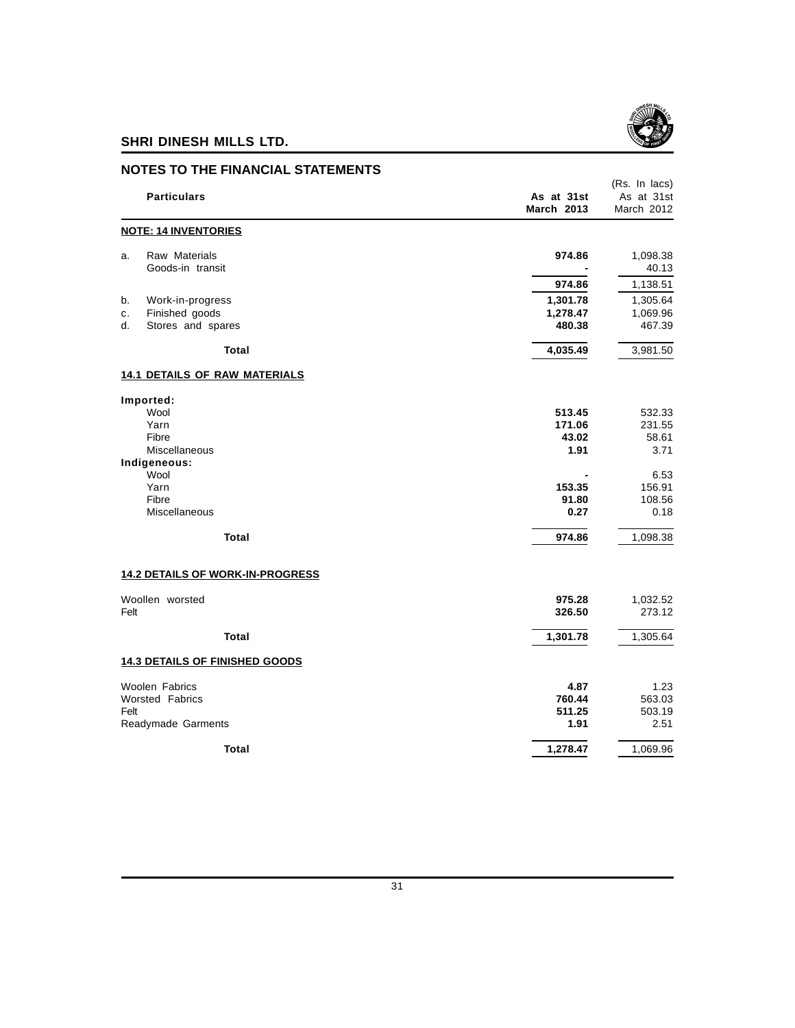## SHRI DINESH MILLS LTD.

## NOTES TO THE FINANCIAL STATEMENTS

(Rs. In lacs)

| | Particulars | As at 31st March 2013 | As at 31st March 2012 |
|---|---|---|---|
| | **NOTE: 14 INVENTORIES** | | |
| a. | Raw Materials | **974.86** | 1,098.38 |
| | Goods-in transit | **-** | 40.13 |
| | | **974.86** | 1,138.51 |
| b. | Work-in-progress | **1,301.78** | 1,305.64 |
| c. | Finished goods | **1,278.47** | 1,069.96 |
| d. | Stores and spares | **480.38** | 467.39 |
| | **Total** | **4,035.49** | 3,981.50 |
| | **14.1 DETAILS OF RAW MATERIALS** | | |
| | **Imported:** | | |
| | Wool | **513.45** | 532.33 |
| | Yarn | **171.06** | 231.55 |
| | Fibre | **43.02** | 58.61 |
| | Miscellaneous | **1.91** | 3.71 |
| | **Indigeneous:** | | |
| | Wool | **-** | 6.53 |
| | Yarn | **153.35** | 156.91 |
| | Fibre | **91.80** | 108.56 |
| | Miscellaneous | **0.27** | 0.18 |
| | **Total** | **974.86** | 1,098.38 |
| | **14.2 DETAILS OF WORK-IN-PROGRESS** | | |
| | Woollen worsted | **975.28** | 1,032.52 |
| | Felt | **326.50** | 273.12 |
| | **Total** | **1,301.78** | 1,305.64 |
| | **14.3 DETAILS OF FINISHED GOODS** | | |
| | Woolen Fabrics | **4.87** | 1.23 |
| | Worsted Fabrics | **760.44** | 563.03 |
| | Felt | **511.25** | 503.19 |
| | Readymade Garments | **1.91** | 2.51 |
| | **Total** | **1,278.47** | 1,069.96 |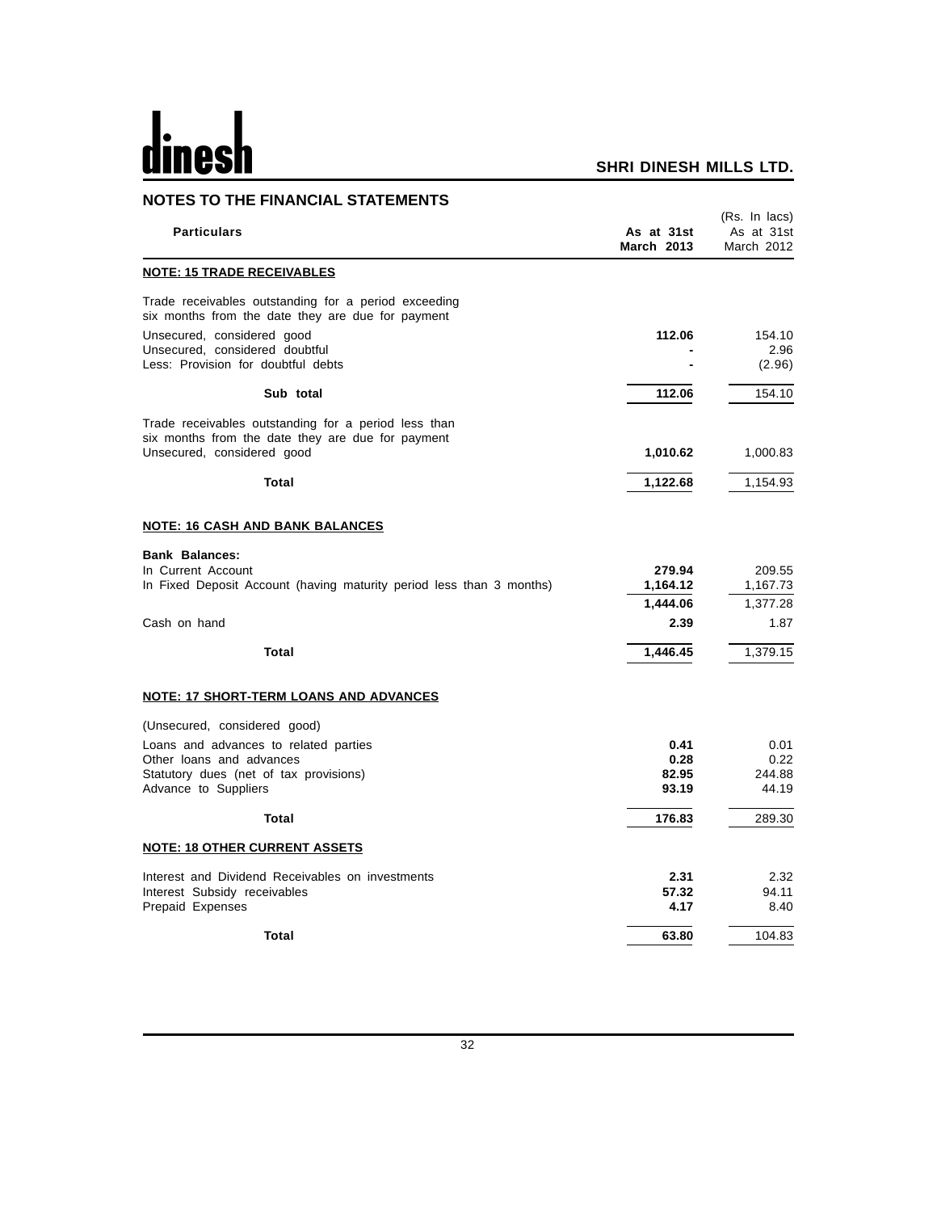## NOTES TO THE FINANCIAL STATEMENTS

(Rs. In lacs)

| Particulars | As at 31st March 2013 | As at 31st March 2012 |
|---|---|---|
| **NOTE: 15 TRADE RECEIVABLES** | | |
| Trade receivables outstanding for a period exceeding six months from the date they are due for payment | | |
| Unsecured, considered good | **112.06** | 154.10 |
| Unsecured, considered doubtful | **-** | 2.96 |
| Less: Provision for doubtful debts | **-** | (2.96) |
| **Sub total** | **112.06** | 154.10 |
| Trade receivables outstanding for a period less than six months from the date they are due for payment | | |
| Unsecured, considered good | **1,010.62** | 1,000.83 |
| **Total** | **1,122.68** | 1,154.93 |
| **NOTE: 16 CASH AND BANK BALANCES** | | |
| **Bank Balances:** | | |
| In Current Account | **279.94** | 209.55 |
| In Fixed Deposit Account (having maturity period less than 3 months) | **1,164.12** | 1,167.73 |
| | **1,444.06** | 1,377.28 |
| Cash on hand | **2.39** | 1.87 |
| **Total** | **1,446.45** | 1,379.15 |
| **NOTE: 17 SHORT-TERM LOANS AND ADVANCES** | | |
| (Unsecured, considered good) | | |
| Loans and advances to related parties | **0.41** | 0.01 |
| Other loans and advances | **0.28** | 0.22 |
| Statutory dues (net of tax provisions) | **82.95** | 244.88 |
| Advance to Suppliers | **93.19** | 44.19 |
| **Total** | **176.83** | 289.30 |
| **NOTE: 18 OTHER CURRENT ASSETS** | | |
| Interest and Dividend Receivables on investments | **2.31** | 2.32 |
| Interest Subsidy receivables | **57.32** | 94.11 |
| Prepaid Expenses | **4.17** | 8.40 |
| **Total** | **63.80** | 104.83 |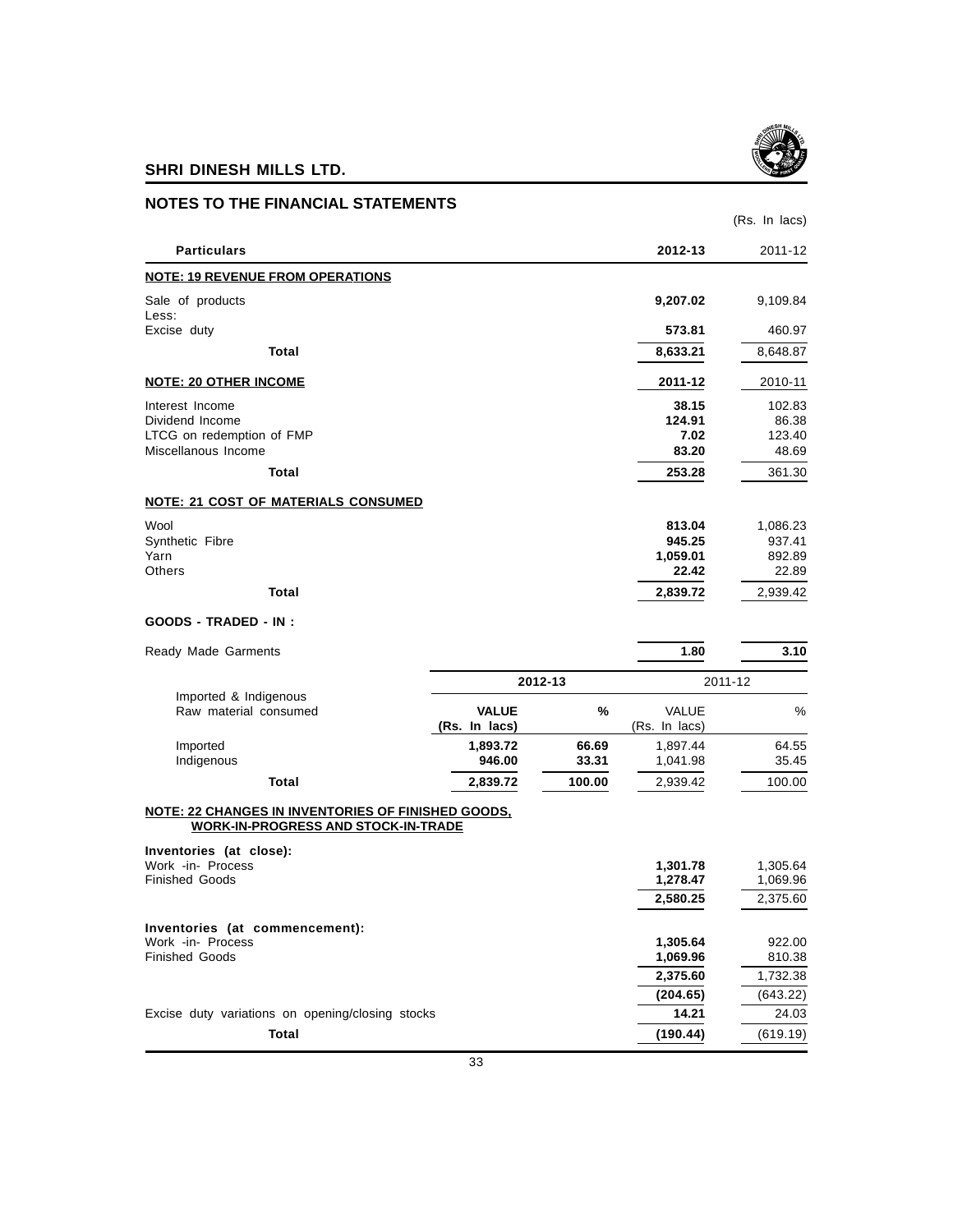## NOTES TO THE FINANCIAL STATEMENTS

(Rs. In lacs)

| Particulars | 2012-13 | 2011-12 |
|---|---|---|
| **NOTE: 19 REVENUE FROM OPERATIONS** | | |
| Sale of products | **9,207.02** | 9,109.84 |
| Less: | | |
| Excise duty | **573.81** | 460.97 |
| **Total** | **8,633.21** | 8,648.87 |
| **NOTE: 20 OTHER INCOME** | **2011-12** | 2010-11 |
| Interest Income | **38.15** | 102.83 |
| Dividend Income | **124.91** | 86.38 |
| LTCG on redemption of FMP | **7.02** | 123.40 |
| Miscellanous Income | **83.20** | 48.69 |
| **Total** | **253.28** | 361.30 |
| **NOTE: 21 COST OF MATERIALS CONSUMED** | | |
| Wool | **813.04** | 1,086.23 |
| Synthetic Fibre | **945.25** | 937.41 |
| Yarn | **1,059.01** | 892.89 |
| Others | **22.42** | 22.89 |
| **Total** | **2,839.72** | 2,939.42 |
| **GOODS - TRADED - IN :** | | |
| Ready Made Garments | **1.80** | **3.10** |

| Imported & Indigenous Raw material consumed | 2012-13 VALUE (Rs. In lacs) | 2012-13 % | 2011-12 VALUE (Rs. In lacs) | 2011-12 % |
|---|---|---|---|---|
| Imported | **1,893.72** | **66.69** | 1,897.44 | 64.55 |
| Indigenous | **946.00** | **33.31** | 1,041.98 | 35.45 |
| **Total** | **2,839.72** | **100.00** | 2,939.42 | 100.00 |

| Particulars | 2012-13 | 2011-12 |
|---|---|---|
| **NOTE: 22 CHANGES IN INVENTORIES OF FINISHED GOODS, WORK-IN-PROGRESS AND STOCK-IN-TRADE** | | |
| **Inventories (at close):** | | |
| Work -in- Process | **1,301.78** | 1,305.64 |
| Finished Goods | **1,278.47** | 1,069.96 |
| | **2,580.25** | 2,375.60 |
| **Inventories (at commencement):** | | |
| Work -in- Process | **1,305.64** | 922.00 |
| Finished Goods | **1,069.96** | 810.38 |
| | **2,375.60** | 1,732.38 |
| | **(204.65)** | (643.22) |
| Excise duty variations on opening/closing stocks | **14.21** | 24.03 |
| **Total** | **(190.44)** | (619.19) |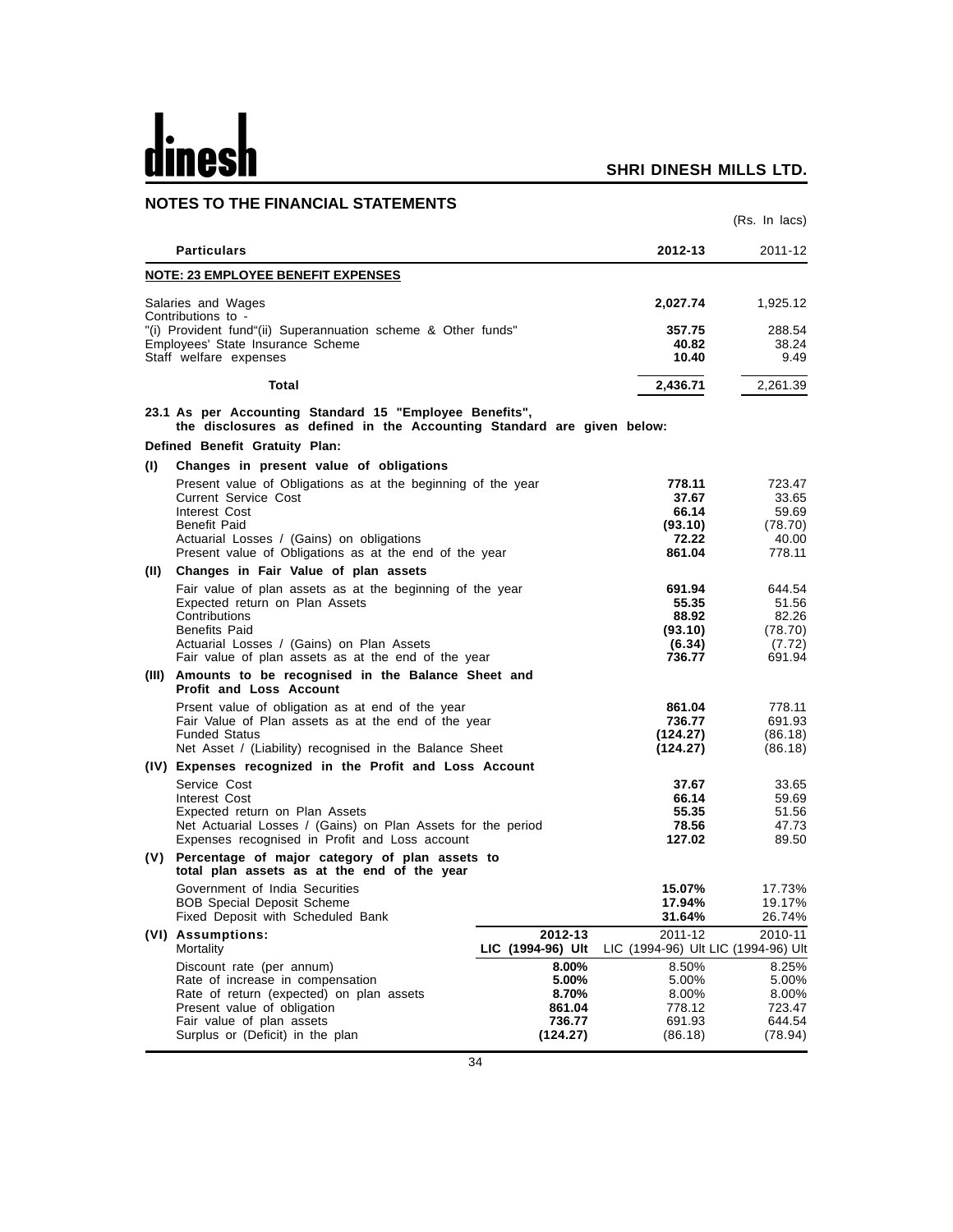# NOTES TO THE FINANCIAL STATEMENTS

(Rs. In lacs)

| Particulars | 2012-13 | 2011-12 |
|---|---|---|
| **NOTE: 23 EMPLOYEE BENEFIT EXPENSES** | | |
| Salaries and Wages | **2,027.74** | 1,925.12 |
| Contributions to - | | |
| "(i) Provident fund"(ii) Superannuation scheme & Other funds" | **357.75** | 288.54 |
| Employees' State Insurance Scheme | **40.82** | 38.24 |
| Staff welfare expenses | **10.40** | 9.49 |
| **Total** | **2,436.71** | 2,261.39 |

**23.1 As per Accounting Standard 15 "Employee Benefits", the disclosures as defined in the Accounting Standard are given below:**

**Defined Benefit Gratuity Plan:**

| | Particulars | 2012-13 | 2011-12 |
|---|---|---|---|
| **(I)** | **Changes in present value of obligations** | | |
| | Present value of Obligations as at the beginning of the year | **778.11** | 723.47 |
| | Current Service Cost | **37.67** | 33.65 |
| | Interest Cost | **66.14** | 59.69 |
| | Benefit Paid | **(93.10)** | (78.70) |
| | Actuarial Losses / (Gains) on obligations | **72.22** | 40.00 |
| | Present value of Obligations as at the end of the year | **861.04** | 778.11 |
| **(II)** | **Changes in Fair Value of plan assets** | | |
| | Fair value of plan assets as at the beginning of the year | **691.94** | 644.54 |
| | Expected return on Plan Assets | **55.35** | 51.56 |
| | Contributions | **88.92** | 82.26 |
| | Benefits Paid | **(93.10)** | (78.70) |
| | Actuarial Losses / (Gains) on Plan Assets | **(6.34)** | (7.72) |
| | Fair value of plan assets as at the end of the year | **736.77** | 691.94 |
| **(III)** | **Amounts to be recognised in the Balance Sheet and Profit and Loss Account** | | |
| | Prsent value of obligation as at end of the year | **861.04** | 778.11 |
| | Fair Value of Plan assets as at the end of the year | **736.77** | 691.93 |
| | Funded Status | **(124.27)** | (86.18) |
| | Net Asset / (Liability) recognised in the Balance Sheet | **(124.27)** | (86.18) |
| **(IV)** | **Expenses recognized in the Profit and Loss Account** | | |
| | Service Cost | **37.67** | 33.65 |
| | Interest Cost | **66.14** | 59.69 |
| | Expected return on Plan Assets | **55.35** | 51.56 |
| | Net Actuarial Losses / (Gains) on Plan Assets for the period | **78.56** | 47.73 |
| | Expenses recognised in Profit and Loss account | **127.02** | 89.50 |
| **(V)** | **Percentage of major category of plan assets to total plan assets as at the end of the year** | | |
| | Government of India Securities | **15.07%** | 17.73% |
| | BOB Special Deposit Scheme | **17.94%** | 19.17% |
| | Fixed Deposit with Scheduled Bank | **31.64%** | 26.74% |

| **(VI) Assumptions:** | **2012-13** | 2011-12 | 2010-11 |
|---|---|---|---|
| Mortality | **LIC (1994-96) Ult** | LIC (1994-96) Ult | LIC (1994-96) Ult |
| Discount rate (per annum) | **8.00%** | 8.50% | 8.25% |
| Rate of increase in compensation | **5.00%** | 5.00% | 5.00% |
| Rate of return (expected) on plan assets | **8.70%** | 8.00% | 8.00% |
| Present value of obligation | **861.04** | 778.12 | 723.47 |
| Fair value of plan assets | **736.77** | 691.93 | 644.54 |
| Surplus or (Deficit) in the plan | **(124.27)** | (86.18) | (78.94) |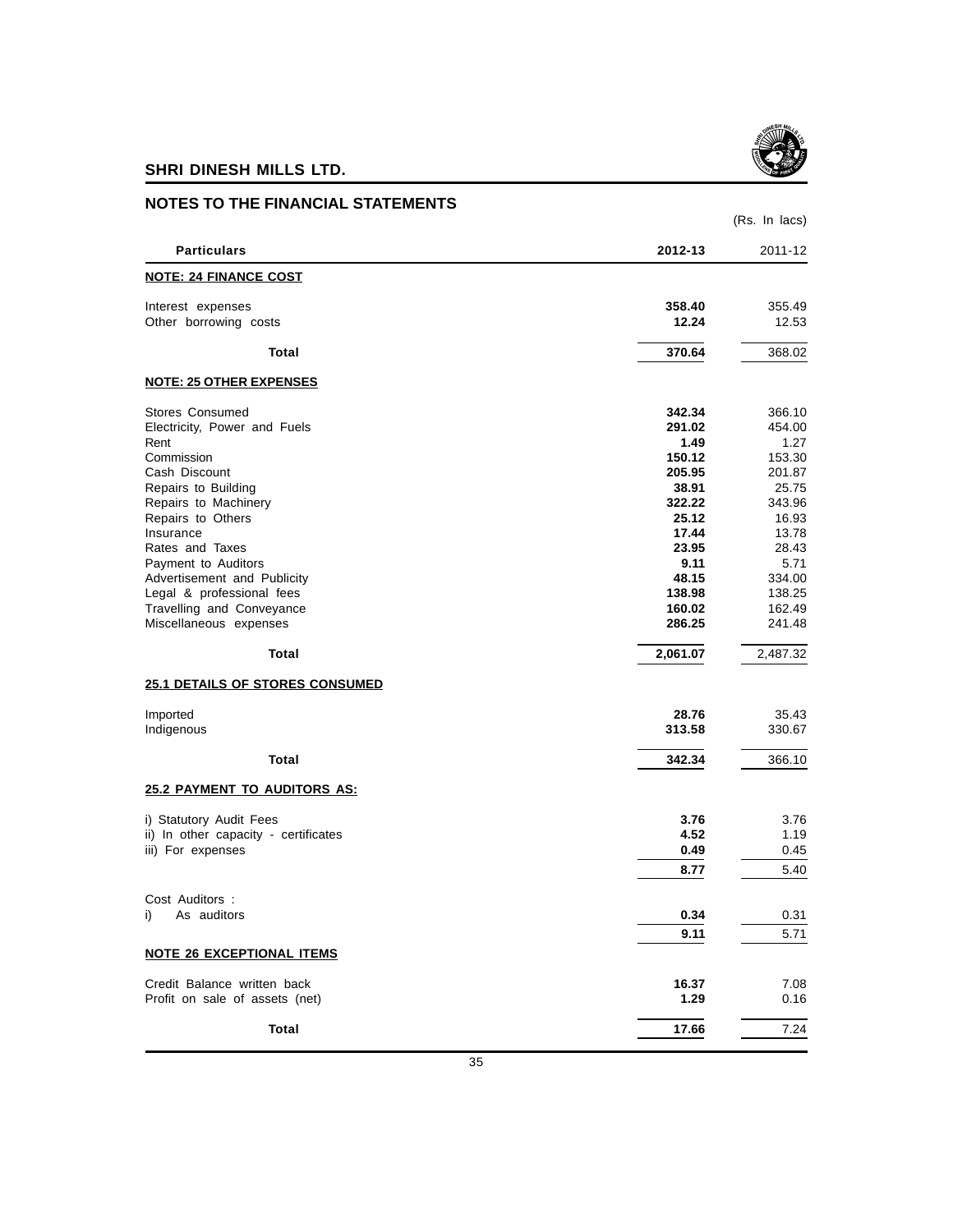**SHRI DINESH MILLS LTD.**

## NOTES TO THE FINANCIAL STATEMENTS

(Rs. In lacs)

| Particulars | 2012-13 | 2011-12 |
|---|---|---|
| **NOTE: 24 FINANCE COST** | | |
| Interest expenses | **358.40** | 355.49 |
| Other borrowing costs | **12.24** | 12.53 |
| **Total** | **370.64** | 368.02 |
| **NOTE: 25 OTHER EXPENSES** | | |
| Stores Consumed | **342.34** | 366.10 |
| Electricity, Power and Fuels | **291.02** | 454.00 |
| Rent | **1.49** | 1.27 |
| Commission | **150.12** | 153.30 |
| Cash Discount | **205.95** | 201.87 |
| Repairs to Building | **38.91** | 25.75 |
| Repairs to Machinery | **322.22** | 343.96 |
| Repairs to Others | **25.12** | 16.93 |
| Insurance | **17.44** | 13.78 |
| Rates and Taxes | **23.95** | 28.43 |
| Payment to Auditors | **9.11** | 5.71 |
| Advertisement and Publicity | **48.15** | 334.00 |
| Legal & professional fees | **138.98** | 138.25 |
| Travelling and Conveyance | **160.02** | 162.49 |
| Miscellaneous expenses | **286.25** | 241.48 |
| **Total** | **2,061.07** | 2,487.32 |
| **25.1 DETAILS OF STORES CONSUMED** | | |
| Imported | **28.76** | 35.43 |
| Indigenous | **313.58** | 330.67 |
| **Total** | **342.34** | 366.10 |
| **25.2 PAYMENT TO AUDITORS AS:** | | |
| i) Statutory Audit Fees | **3.76** | 3.76 |
| ii) In other capacity - certificates | **4.52** | 1.19 |
| iii) For expenses | **0.49** | 0.45 |
| | **8.77** | 5.40 |
| Cost Auditors : | | |
| i) As auditors | **0.34** | 0.31 |
| | **9.11** | 5.71 |
| **NOTE 26 EXCEPTIONAL ITEMS** | | |
| Credit Balance written back | **16.37** | 7.08 |
| Profit on sale of assets (net) | **1.29** | 0.16 |
| **Total** | **17.66** | 7.24 |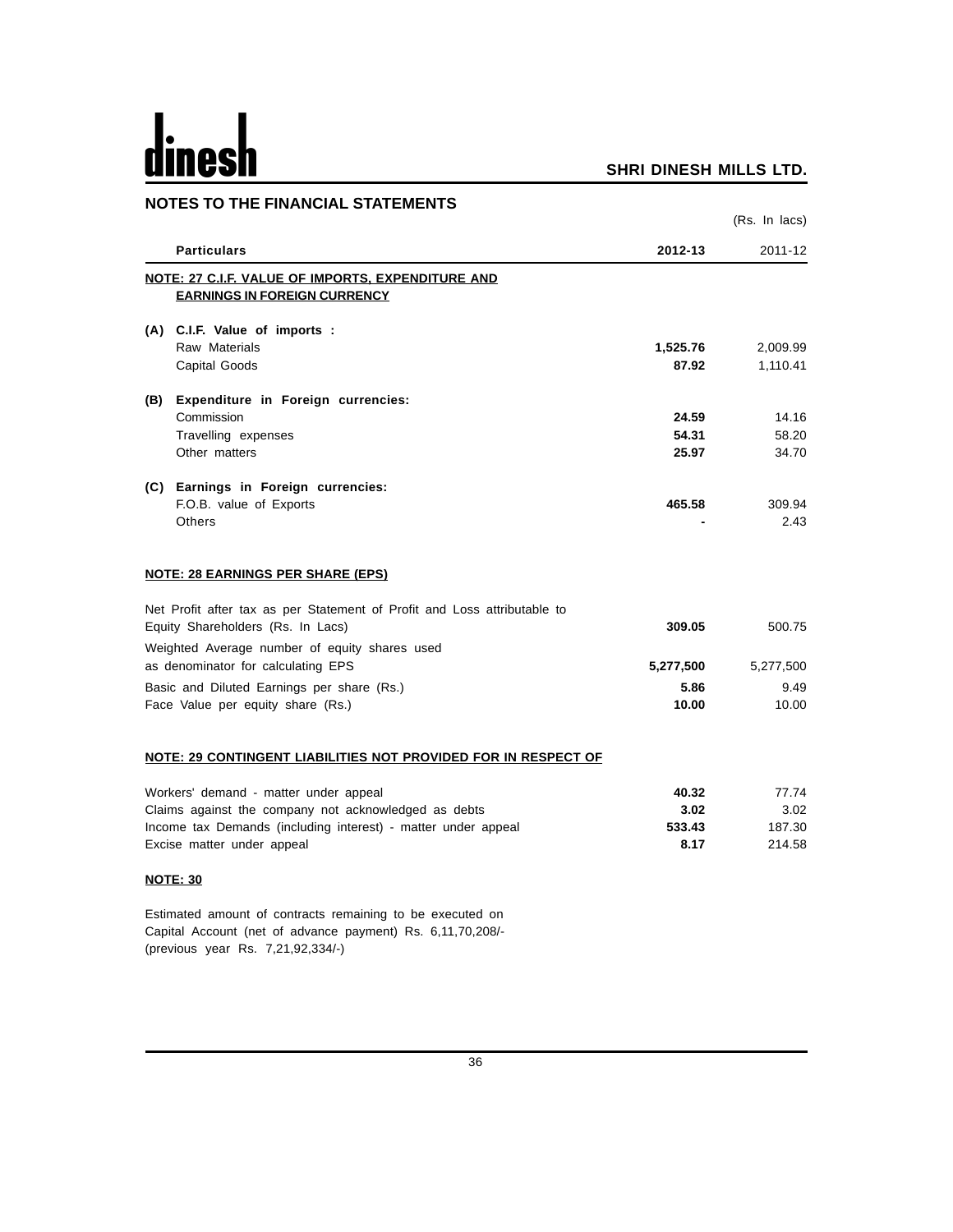## NOTES TO THE FINANCIAL STATEMENTS

(Rs. In lacs)

| | Particulars | 2012-13 | 2011-12 |
|---|---|---|---|
| | **NOTE: 27 C.I.F. VALUE OF IMPORTS, EXPENDITURE AND EARNINGS IN FOREIGN CURRENCY** | | |
| **(A)** | **C.I.F. Value of imports :** | | |
| | Raw Materials | **1,525.76** | 2,009.99 |
| | Capital Goods | **87.92** | 1,110.41 |
| **(B)** | **Expenditure in Foreign currencies:** | | |
| | Commission | **24.59** | 14.16 |
| | Travelling expenses | **54.31** | 58.20 |
| | Other matters | **25.97** | 34.70 |
| **(C)** | **Earnings in Foreign currencies:** | | |
| | F.O.B. value of Exports | **465.58** | 309.94 |
| | Others | **-** | 2.43 |

**NOTE: 28 EARNINGS PER SHARE (EPS)**

| Particulars | 2012-13 | 2011-12 |
|---|---|---|
| Net Profit after tax as per Statement of Profit and Loss attributable to Equity Shareholders (Rs. In Lacs) | **309.05** | 500.75 |
| Weighted Average number of equity shares used as denominator for calculating EPS | **5,277,500** | 5,277,500 |
| Basic and Diluted Earnings per share (Rs.) | **5.86** | 9.49 |
| Face Value per equity share (Rs.) | **10.00** | 10.00 |

**NOTE: 29 CONTINGENT LIABILITIES NOT PROVIDED FOR IN RESPECT OF**

| Particulars | 2012-13 | 2011-12 |
|---|---|---|
| Workers' demand - matter under appeal | **40.32** | 77.74 |
| Claims against the company not acknowledged as debts | **3.02** | 3.02 |
| Income tax Demands (including interest) - matter under appeal | **533.43** | 187.30 |
| Excise matter under appeal | **8.17** | 214.58 |

**NOTE: 30**

Estimated amount of contracts remaining to be executed on Capital Account (net of advance payment) Rs. 6,11,70,208/- (previous year Rs. 7,21,92,334/-)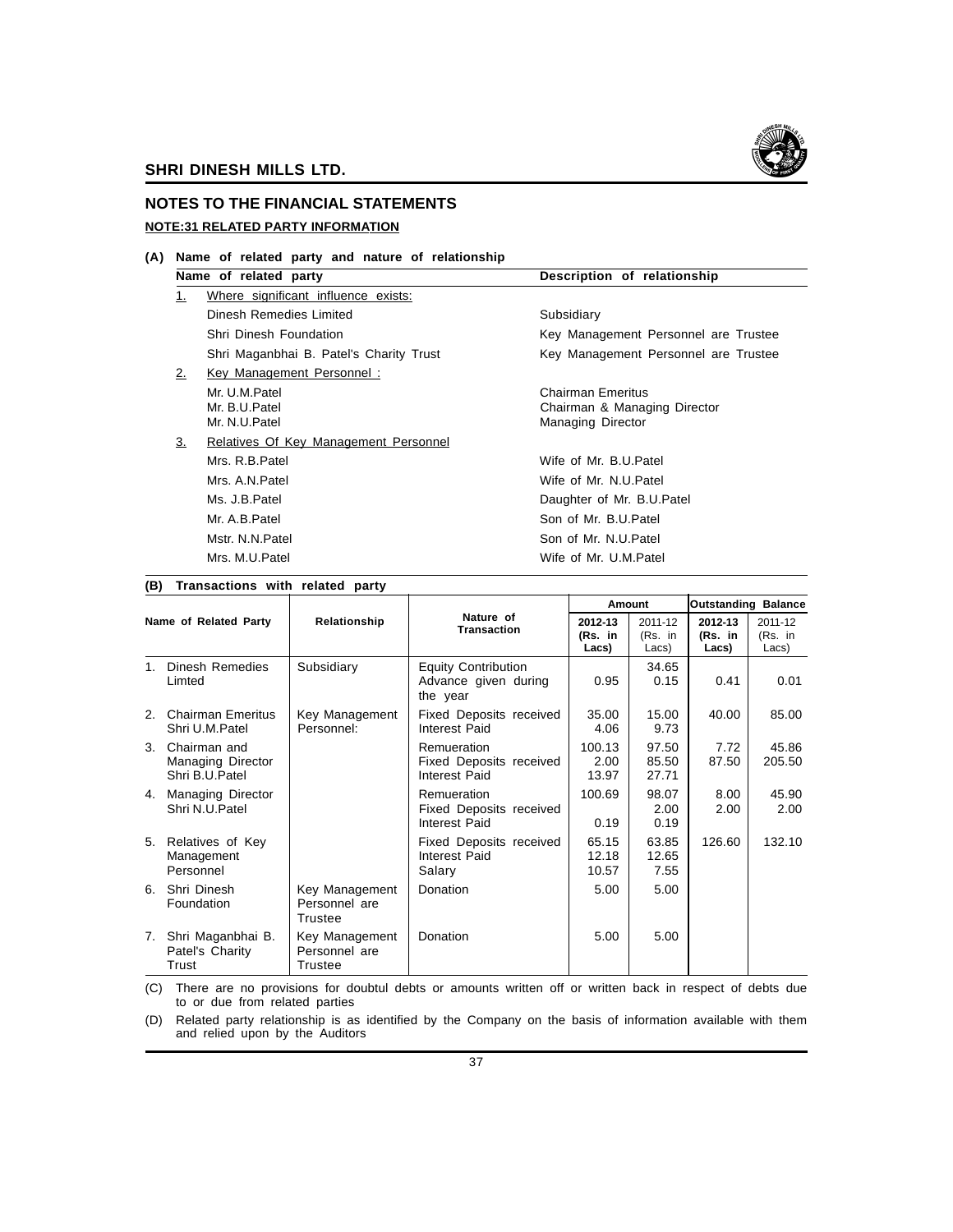## NOTES TO THE FINANCIAL STATEMENTS

### NOTE:31 RELATED PARTY INFORMATION

**(A) Name of related party and nature of relationship**

| Name of related party | Description of relationship |
|---|---|
| 1. Where significant influence exists: | |
| Dinesh Remedies Limited | Subsidiary |
| Shri Dinesh Foundation | Key Management Personnel are Trustee |
| Shri Maganbhai B. Patel's Charity Trust | Key Management Personnel are Trustee |
| 2. Key Management Personnel : | |
| Mr. U.M.Patel | Chairman Emeritus |
| Mr. B.U.Patel | Chairman & Managing Director |
| Mr. N.U.Patel | Managing Director |
| 3. Relatives Of Key Management Personnel | |
| Mrs. R.B.Patel | Wife of Mr. B.U.Patel |
| Mrs. A.N.Patel | Wife of Mr. N.U.Patel |
| Ms. J.B.Patel | Daughter of Mr. B.U.Patel |
| Mr. A.B.Patel | Son of Mr. B.U.Patel |
| Mstr. N.N.Patel | Son of Mr. N.U.Patel |
| Mrs. M.U.Patel | Wife of Mr. U.M.Patel |

**(B) Transactions with related party**

| Name of Related Party | Relationship | Nature of Transaction | Amount | | Outstanding Balance | |
|---|---|---|---|---|---|---|
| | | | **2012-13 (Rs. in Lacs)** | 2011-12 (Rs. in Lacs) | **2012-13 (Rs. in Lacs)** | 2011-12 (Rs. in Lacs) |
| 1. Dinesh Remedies Limted | Subsidiary | Equity Contribution<br>Advance given during the year | <br>0.95 | 34.65<br>0.15 | <br>0.41 | <br>0.01 |
| 2. Chairman Emeritus Shri U.M.Patel | Key Management Personnel: | Fixed Deposits received<br>Interest Paid | 35.00<br>4.06 | 15.00<br>9.73 | 40.00 | 85.00 |
| 3. Chairman and Managing Director Shri B.U.Patel | | Remueration<br>Fixed Deposits received<br>Interest Paid | 100.13<br>2.00<br>13.97 | 97.50<br>85.50<br>27.71 | 7.72<br>87.50 | 45.86<br>205.50 |
| 4. Managing Director Shri N.U.Patel | | Remueration<br>Fixed Deposits received<br>Interest Paid | 100.69<br><br>0.19 | 98.07<br>2.00<br>0.19 | 8.00<br>2.00 | 45.90<br>2.00 |
| 5. Relatives of Key Management Personnel | | Fixed Deposits received<br>Interest Paid<br>Salary | 65.15<br>12.18<br>10.57 | 63.85<br>12.65<br>7.55 | 126.60 | 132.10 |
| 6. Shri Dinesh Foundation | Key Management Personnel are Trustee | Donation | 5.00 | 5.00 | | |
| 7. Shri Maganbhai B. Patel's Charity Trust | Key Management Personnel are Trustee | Donation | 5.00 | 5.00 | | |

(C) There are no provisions for doubtul debts or amounts written off or written back in respect of debts due to or due from related parties

(D) Related party relationship is as identified by the Company on the basis of information available with them and relied upon by the Auditors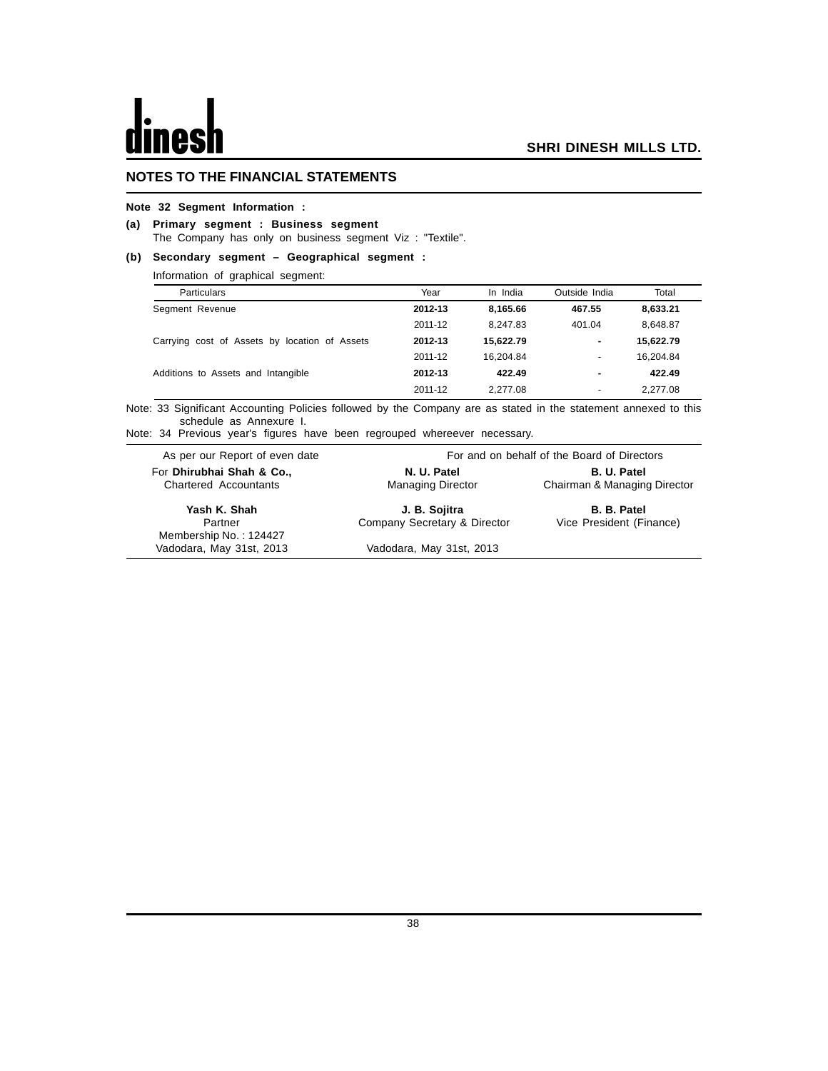## NOTES TO THE FINANCIAL STATEMENTS

**Note 32 Segment Information :**

**(a) Primary segment : Business segment**

The Company has only on business segment Viz : "Textile".

**(b) Secondary segment – Geographical segment :**

Information of graphical segment:

| Particulars | Year | In India | Outside India | Total |
|---|---|---|---|---|
| Segment Revenue | **2012-13** | **8,165.66** | **467.55** | **8,633.21** |
| | 2011-12 | 8,247.83 | 401.04 | 8,648.87 |
| Carrying cost of Assets by location of Assets | **2012-13** | **15,622.79** | **-** | **15,622.79** |
| | 2011-12 | 16,204.84 | - | 16,204.84 |
| Additions to Assets and Intangible | **2012-13** | **422.49** | **-** | **422.49** |
| | 2011-12 | 2,277.08 | - | 2,277.08 |

Note: 33 Significant Accounting Policies followed by the Company are as stated in the statement annexed to this schedule as Annexure I.

Note: 34 Previous year's figures have been regrouped whereever necessary.

As per our Report of even date

For **Dhirubhai Shah & Co.,**
Chartered Accountants

**Yash K. Shah**
Partner
Membership No. : 124427
Vadodara, May 31st, 2013

For and on behalf of the Board of Directors

**N. U. Patel**
Managing Director

**B. U. Patel**
Chairman & Managing Director

**J. B. Sojitra**
Company Secretary & Director

**B. B. Patel**
Vice President (Finance)

Vadodara, May 31st, 2013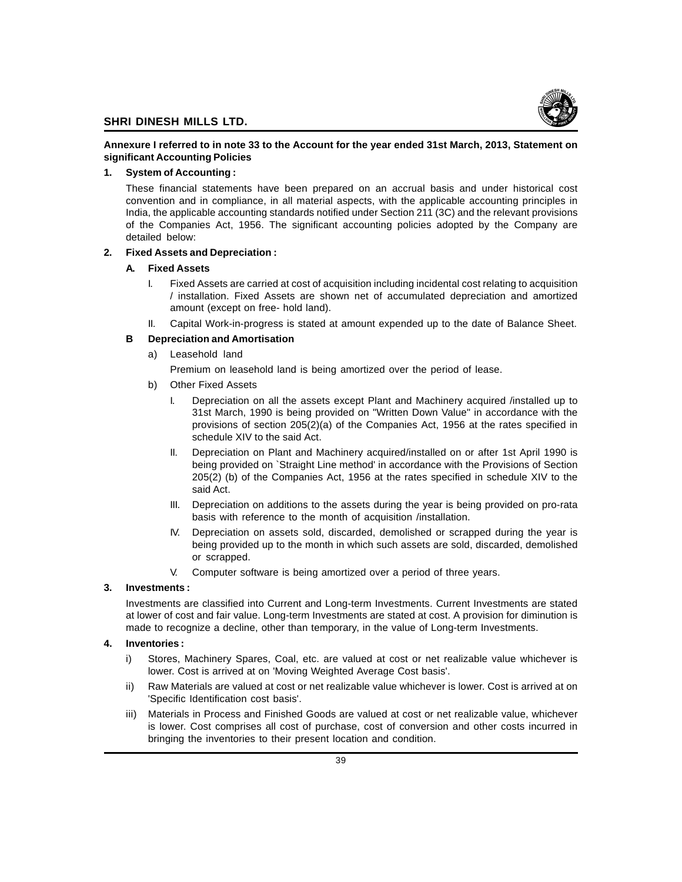**Annexure I referred to in note 33 to the Account for the year ended 31st March, 2013, Statement on significant Accounting Policies**

**1. System of Accounting :**

These financial statements have been prepared on an accrual basis and under historical cost convention and in compliance, in all material aspects, with the applicable accounting principles in India, the applicable accounting standards notified under Section 211 (3C) and the relevant provisions of the Companies Act, 1956. The significant accounting policies adopted by the Company are detailed below:

**2. Fixed Assets and Depreciation :**

**A. Fixed Assets**

I. Fixed Assets are carried at cost of acquisition including incidental cost relating to acquisition / installation. Fixed Assets are shown net of accumulated depreciation and amortized amount (except on free- hold land).

II. Capital Work-in-progress is stated at amount expended up to the date of Balance Sheet.

**B Depreciation and Amortisation**

a) Leasehold land

Premium on leasehold land is being amortized over the period of lease.

b) Other Fixed Assets

I. Depreciation on all the assets except Plant and Machinery acquired /installed up to 31st March, 1990 is being provided on "Written Down Value" in accordance with the provisions of section 205(2)(a) of the Companies Act, 1956 at the rates specified in schedule XIV to the said Act.

II. Depreciation on Plant and Machinery acquired/installed on or after 1st April 1990 is being provided on `Straight Line method' in accordance with the Provisions of Section 205(2) (b) of the Companies Act, 1956 at the rates specified in schedule XIV to the said Act.

III. Depreciation on additions to the assets during the year is being provided on pro-rata basis with reference to the month of acquisition /installation.

IV. Depreciation on assets sold, discarded, demolished or scrapped during the year is being provided up to the month in which such assets are sold, discarded, demolished or scrapped.

V. Computer software is being amortized over a period of three years.

**3. Investments :**

Investments are classified into Current and Long-term Investments. Current Investments are stated at lower of cost and fair value. Long-term Investments are stated at cost. A provision for diminution is made to recognize a decline, other than temporary, in the value of Long-term Investments.

**4. Inventories :**

i) Stores, Machinery Spares, Coal, etc. are valued at cost or net realizable value whichever is lower. Cost is arrived at on 'Moving Weighted Average Cost basis'.

ii) Raw Materials are valued at cost or net realizable value whichever is lower. Cost is arrived at on 'Specific Identification cost basis'.

iii) Materials in Process and Finished Goods are valued at cost or net realizable value, whichever is lower. Cost comprises all cost of purchase, cost of conversion and other costs incurred in bringing the inventories to their present location and condition.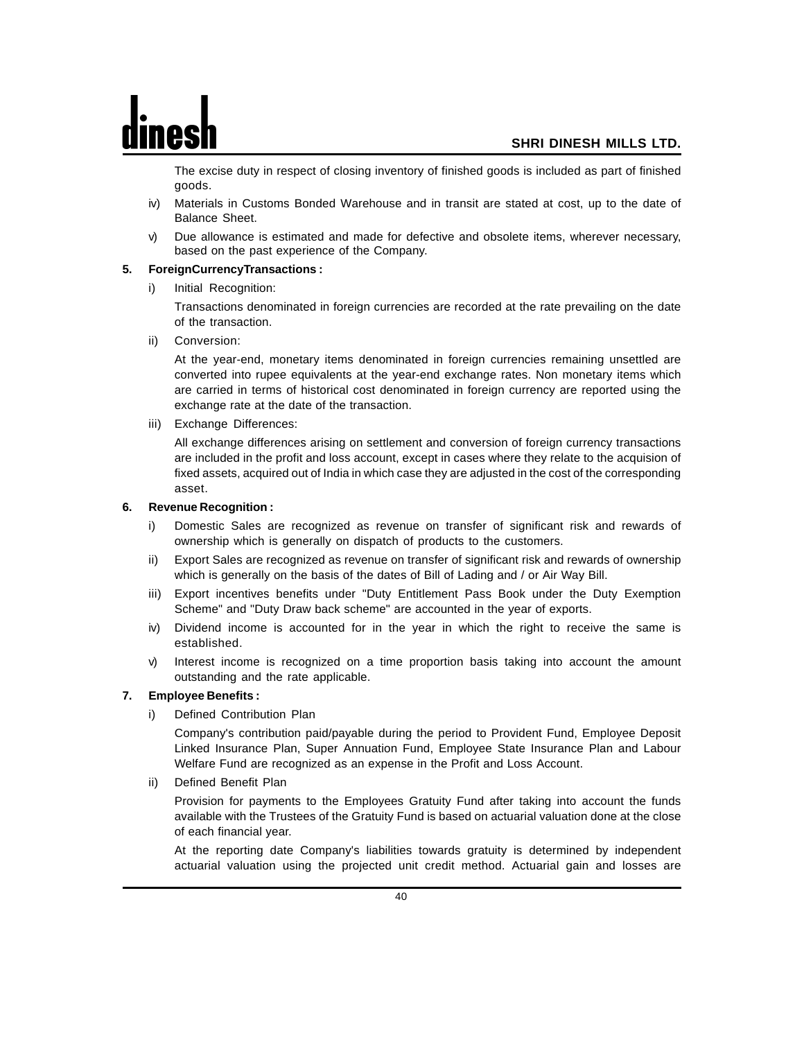The excise duty in respect of closing inventory of finished goods is included as part of finished goods.

iv) Materials in Customs Bonded Warehouse and in transit are stated at cost, up to the date of Balance Sheet.

v) Due allowance is estimated and made for defective and obsolete items, wherever necessary, based on the past experience of the Company.

**5. ForeignCurrencyTransactions :**

i) Initial Recognition:

Transactions denominated in foreign currencies are recorded at the rate prevailing on the date of the transaction.

ii) Conversion:

At the year-end, monetary items denominated in foreign currencies remaining unsettled are converted into rupee equivalents at the year-end exchange rates. Non monetary items which are carried in terms of historical cost denominated in foreign currency are reported using the exchange rate at the date of the transaction.

iii) Exchange Differences:

All exchange differences arising on settlement and conversion of foreign currency transactions are included in the profit and loss account, except in cases where they relate to the acquision of fixed assets, acquired out of India in which case they are adjusted in the cost of the corresponding asset.

**6. Revenue Recognition :**

i) Domestic Sales are recognized as revenue on transfer of significant risk and rewards of ownership which is generally on dispatch of products to the customers.

ii) Export Sales are recognized as revenue on transfer of significant risk and rewards of ownership which is generally on the basis of the dates of Bill of Lading and / or Air Way Bill.

iii) Export incentives benefits under "Duty Entitlement Pass Book under the Duty Exemption Scheme" and "Duty Draw back scheme" are accounted in the year of exports.

iv) Dividend income is accounted for in the year in which the right to receive the same is established.

v) Interest income is recognized on a time proportion basis taking into account the amount outstanding and the rate applicable.

**7. Employee Benefits :**

i) Defined Contribution Plan

Company's contribution paid/payable during the period to Provident Fund, Employee Deposit Linked Insurance Plan, Super Annuation Fund, Employee State Insurance Plan and Labour Welfare Fund are recognized as an expense in the Profit and Loss Account.

ii) Defined Benefit Plan

Provision for payments to the Employees Gratuity Fund after taking into account the funds available with the Trustees of the Gratuity Fund is based on actuarial valuation done at the close of each financial year.

At the reporting date Company's liabilities towards gratuity is determined by independent actuarial valuation using the projected unit credit method. Actuarial gain and losses are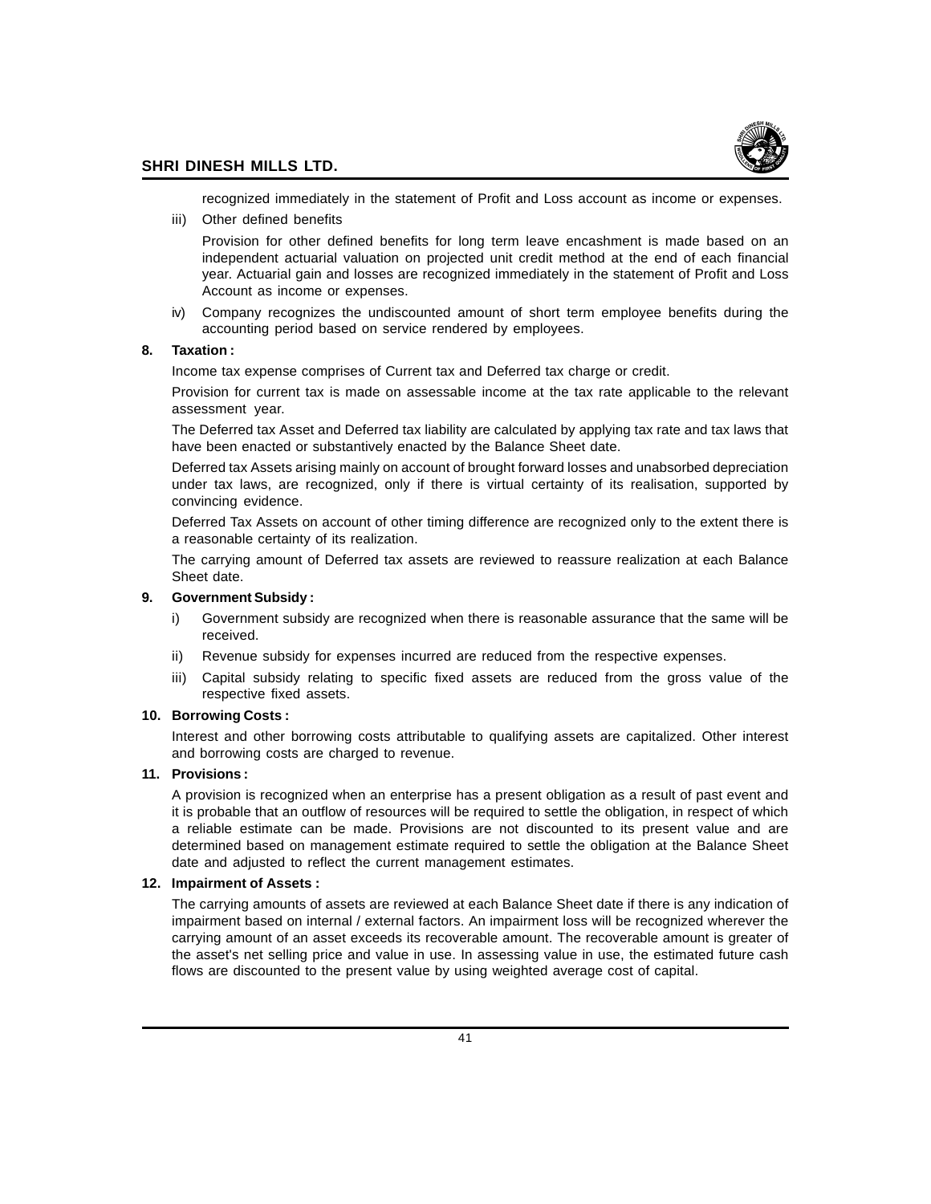recognized immediately in the statement of Profit and Loss account as income or expenses.

iii) Other defined benefits

Provision for other defined benefits for long term leave encashment is made based on an independent actuarial valuation on projected unit credit method at the end of each financial year. Actuarial gain and losses are recognized immediately in the statement of Profit and Loss Account as income or expenses.

iv) Company recognizes the undiscounted amount of short term employee benefits during the accounting period based on service rendered by employees.

**8. Taxation :**

Income tax expense comprises of Current tax and Deferred tax charge or credit.

Provision for current tax is made on assessable income at the tax rate applicable to the relevant assessment year.

The Deferred tax Asset and Deferred tax liability are calculated by applying tax rate and tax laws that have been enacted or substantively enacted by the Balance Sheet date.

Deferred tax Assets arising mainly on account of brought forward losses and unabsorbed depreciation under tax laws, are recognized, only if there is virtual certainty of its realisation, supported by convincing evidence.

Deferred Tax Assets on account of other timing difference are recognized only to the extent there is a reasonable certainty of its realization.

The carrying amount of Deferred tax assets are reviewed to reassure realization at each Balance Sheet date.

**9. Government Subsidy :**

i) Government subsidy are recognized when there is reasonable assurance that the same will be received.

ii) Revenue subsidy for expenses incurred are reduced from the respective expenses.

iii) Capital subsidy relating to specific fixed assets are reduced from the gross value of the respective fixed assets.

**10. Borrowing Costs :**

Interest and other borrowing costs attributable to qualifying assets are capitalized. Other interest and borrowing costs are charged to revenue.

**11. Provisions :**

A provision is recognized when an enterprise has a present obligation as a result of past event and it is probable that an outflow of resources will be required to settle the obligation, in respect of which a reliable estimate can be made. Provisions are not discounted to its present value and are determined based on management estimate required to settle the obligation at the Balance Sheet date and adjusted to reflect the current management estimates.

**12. Impairment of Assets :**

The carrying amounts of assets are reviewed at each Balance Sheet date if there is any indication of impairment based on internal / external factors. An impairment loss will be recognized wherever the carrying amount of an asset exceeds its recoverable amount. The recoverable amount is greater of the asset's net selling price and value in use. In assessing value in use, the estimated future cash flows are discounted to the present value by using weighted average cost of capital.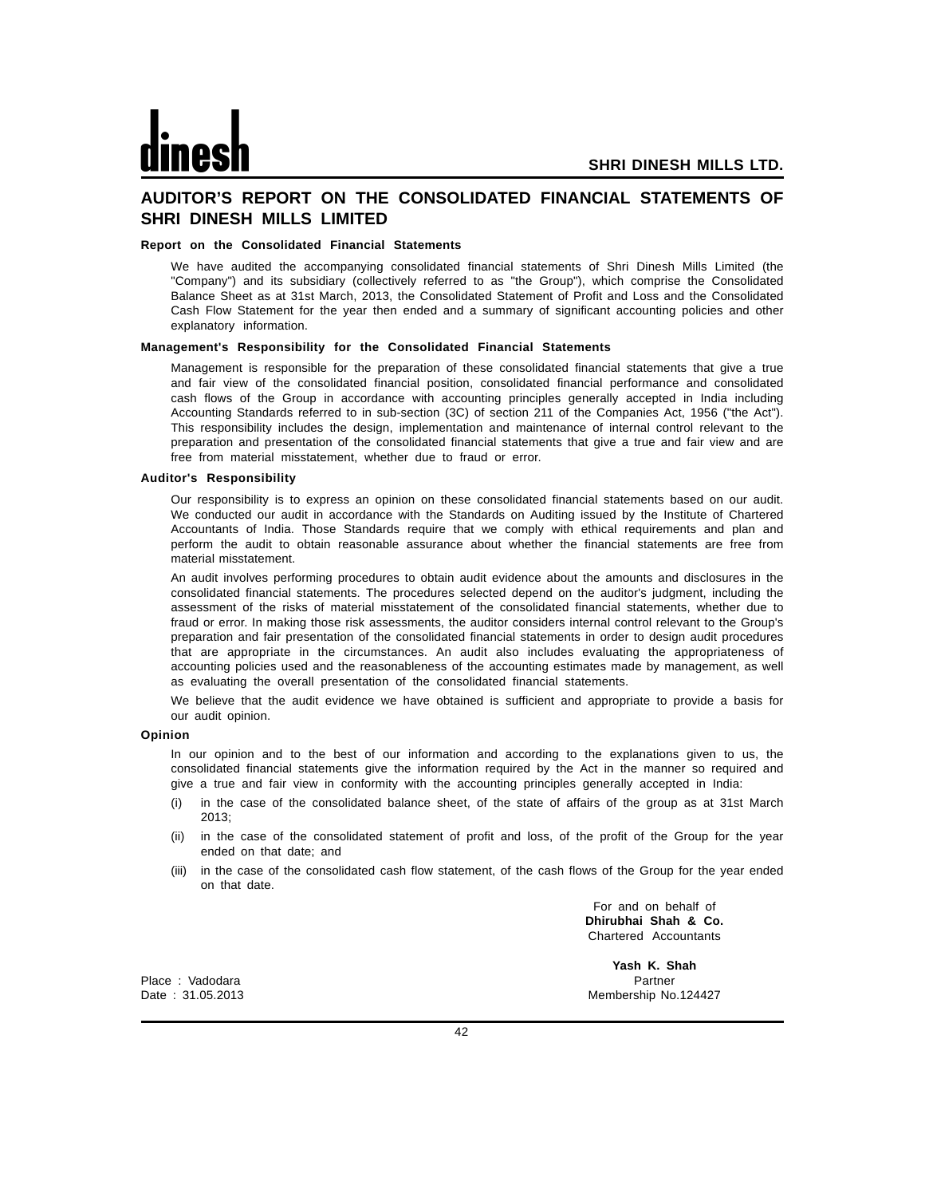# AUDITOR'S REPORT ON THE CONSOLIDATED FINANCIAL STATEMENTS OF SHRI DINESH MILLS LIMITED

### Report on the Consolidated Financial Statements

We have audited the accompanying consolidated financial statements of Shri Dinesh Mills Limited (the "Company") and its subsidiary (collectively referred to as "the Group"), which comprise the Consolidated Balance Sheet as at 31st March, 2013, the Consolidated Statement of Profit and Loss and the Consolidated Cash Flow Statement for the year then ended and a summary of significant accounting policies and other explanatory information.

### Management's Responsibility for the Consolidated Financial Statements

Management is responsible for the preparation of these consolidated financial statements that give a true and fair view of the consolidated financial position, consolidated financial performance and consolidated cash flows of the Group in accordance with accounting principles generally accepted in India including Accounting Standards referred to in sub-section (3C) of section 211 of the Companies Act, 1956 ("the Act"). This responsibility includes the design, implementation and maintenance of internal control relevant to the preparation and presentation of the consolidated financial statements that give a true and fair view and are free from material misstatement, whether due to fraud or error.

### Auditor's Responsibility

Our responsibility is to express an opinion on these consolidated financial statements based on our audit. We conducted our audit in accordance with the Standards on Auditing issued by the Institute of Chartered Accountants of India. Those Standards require that we comply with ethical requirements and plan and perform the audit to obtain reasonable assurance about whether the financial statements are free from material misstatement.

An audit involves performing procedures to obtain audit evidence about the amounts and disclosures in the consolidated financial statements. The procedures selected depend on the auditor's judgment, including the assessment of the risks of material misstatement of the consolidated financial statements, whether due to fraud or error. In making those risk assessments, the auditor considers internal control relevant to the Group's preparation and fair presentation of the consolidated financial statements in order to design audit procedures that are appropriate in the circumstances. An audit also includes evaluating the appropriateness of accounting policies used and the reasonableness of the accounting estimates made by management, as well as evaluating the overall presentation of the consolidated financial statements.

We believe that the audit evidence we have obtained is sufficient and appropriate to provide a basis for our audit opinion.

### Opinion

In our opinion and to the best of our information and according to the explanations given to us, the consolidated financial statements give the information required by the Act in the manner so required and give a true and fair view in conformity with the accounting principles generally accepted in India:

(i) in the case of the consolidated balance sheet, of the state of affairs of the group as at 31st March 2013;

(ii) in the case of the consolidated statement of profit and loss, of the profit of the Group for the year ended on that date; and

(iii) in the case of the consolidated cash flow statement, of the cash flows of the Group for the year ended on that date.

For and on behalf of
**Dhirubhai Shah & Co.**
Chartered Accountants

**Yash K. Shah**
Partner
Membership No.124427

Place : Vadodara
Date : 31.05.2013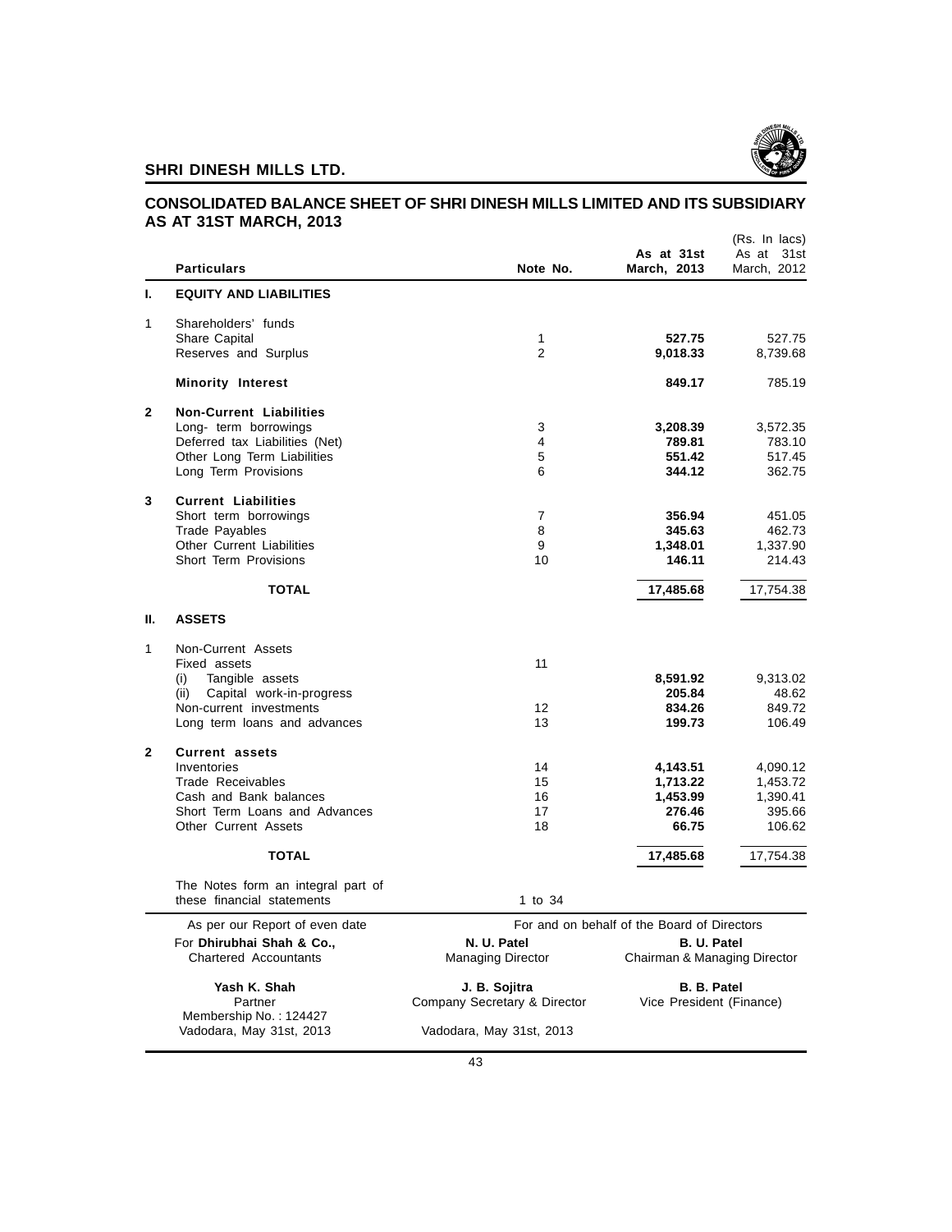## SHRI DINESH MILLS LTD.

## CONSOLIDATED BALANCE SHEET OF SHRI DINESH MILLS LIMITED AND ITS SUBSIDIARY AS AT 31ST MARCH, 2013

(Rs. In lacs)

| | Particulars | Note No. | As at 31st March, 2013 | As at 31st March, 2012 |
|---|---|---|---|---|
| **I.** | **EQUITY AND LIABILITIES** | | | |
| 1 | Shareholders' funds | | | |
| | Share Capital | 1 | **527.75** | 527.75 |
| | Reserves and Surplus | 2 | **9,018.33** | 8,739.68 |
| | **Minority Interest** | | **849.17** | 785.19 |
| **2** | **Non-Current Liabilities** | | | |
| | Long- term borrowings | 3 | **3,208.39** | 3,572.35 |
| | Deferred tax Liabilities (Net) | 4 | **789.81** | 783.10 |
| | Other Long Term Liabilities | 5 | **551.42** | 517.45 |
| | Long Term Provisions | 6 | **344.12** | 362.75 |
| **3** | **Current Liabilities** | | | |
| | Short term borrowings | 7 | **356.94** | 451.05 |
| | Trade Payables | 8 | **345.63** | 462.73 |
| | Other Current Liabilities | 9 | **1,348.01** | 1,337.90 |
| | Short Term Provisions | 10 | **146.11** | 214.43 |
| | **TOTAL** | | **17,485.68** | 17,754.38 |
| **II.** | **ASSETS** | | | |
| 1 | Non-Current Assets | | | |
| | Fixed assets | 11 | | |
| | (i) Tangible assets | | **8,591.92** | 9,313.02 |
| | (ii) Capital work-in-progress | | **205.84** | 48.62 |
| | Non-current investments | 12 | **834.26** | 849.72 |
| | Long term loans and advances | 13 | **199.73** | 106.49 |
| **2** | **Current assets** | | | |
| | Inventories | 14 | **4,143.51** | 4,090.12 |
| | Trade Receivables | 15 | **1,713.22** | 1,453.72 |
| | Cash and Bank balances | 16 | **1,453.99** | 1,390.41 |
| | Short Term Loans and Advances | 17 | **276.46** | 395.66 |
| | Other Current Assets | 18 | **66.75** | 106.62 |
| | **TOTAL** | | **17,485.68** | 17,754.38 |
| | The Notes form an integral part of these financial statements | 1 to 34 | | |

As per our Report of even date

For **Dhirubhai Shah & Co.,**
Chartered Accountants

**Yash K. Shah**
Partner
Membership No. : 124427
Vadodara, May 31st, 2013

For and on behalf of the Board of Directors

**N. U. Patel**
Managing Director

**B. U. Patel**
Chairman & Managing Director

**J. B. Sojitra**
Company Secretary & Director

**B. B. Patel**
Vice President (Finance)

Vadodara, May 31st, 2013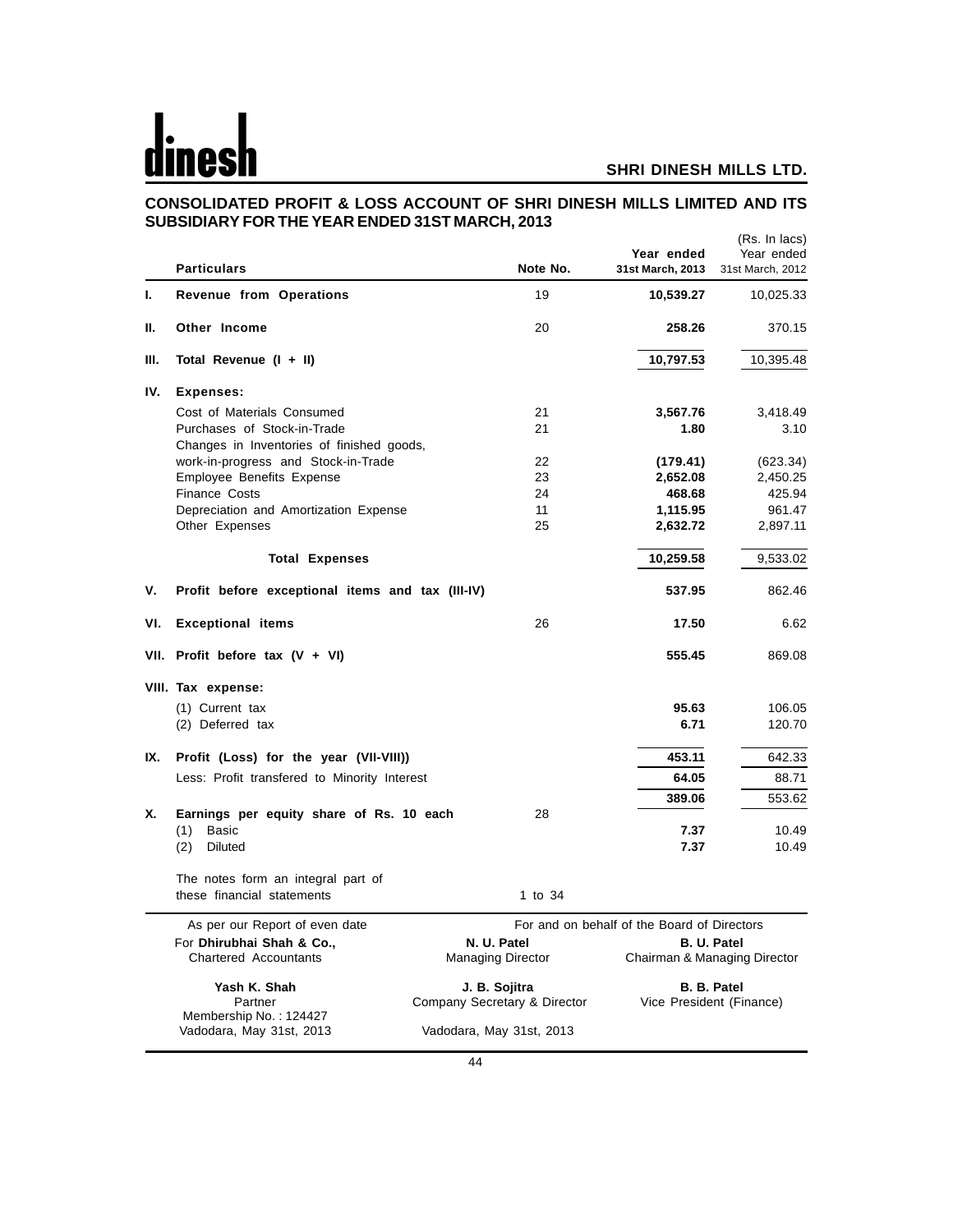# CONSOLIDATED PROFIT & LOSS ACCOUNT OF SHRI DINESH MILLS LIMITED AND ITS SUBSIDIARY FOR THE YEAR ENDED 31ST MARCH, 2013

(Rs. In lacs)

| | Particulars | Note No. | Year ended 31st March, 2013 | Year ended 31st March, 2012 |
|---|---|---|---|---|
| I. | **Revenue from Operations** | 19 | **10,539.27** | 10,025.33 |
| II. | **Other Income** | 20 | **258.26** | 370.15 |
| III. | **Total Revenue (I + II)** | | **10,797.53** | 10,395.48 |
| IV. | **Expenses:** | | | |
| | Cost of Materials Consumed | 21 | **3,567.76** | 3,418.49 |
| | Purchases of Stock-in-Trade | 21 | **1.80** | 3.10 |
| | Changes in Inventories of finished goods, work-in-progress and Stock-in-Trade | 22 | **(179.41)** | (623.34) |
| | Employee Benefits Expense | 23 | **2,652.08** | 2,450.25 |
| | Finance Costs | 24 | **468.68** | 425.94 |
| | Depreciation and Amortization Expense | 11 | **1,115.95** | 961.47 |
| | Other Expenses | 25 | **2,632.72** | 2,897.11 |
| | **Total Expenses** | | **10,259.58** | 9,533.02 |
| V. | **Profit before exceptional items and tax (III-IV)** | | **537.95** | 862.46 |
| VI. | **Exceptional items** | 26 | **17.50** | 6.62 |
| VII. | **Profit before tax (V + VI)** | | **555.45** | 869.08 |
| VIII. | **Tax expense:** | | | |
| | (1) Current tax | | **95.63** | 106.05 |
| | (2) Deferred tax | | **6.71** | 120.70 |
| IX. | **Profit (Loss) for the year (VII-VIII))** | | **453.11** | 642.33 |
| | Less: Profit transfered to Minority Interest | | **64.05** | 88.71 |
| | | | **389.06** | 553.62 |
| X. | **Earnings per equity share of Rs. 10 each** | 28 | | |
| | (1) Basic | | **7.37** | 10.49 |
| | (2) Diluted | | **7.37** | 10.49 |
| | The notes form an integral part of these financial statements | 1 to 34 | | |

As per our Report of even date
For **Dhirubhai Shah & Co.,**
Chartered Accountants

**Yash K. Shah**
Partner
Membership No. : 124427
Vadodara, May 31st, 2013

For and on behalf of the Board of Directors

**N. U. Patel**
Managing Director

**B. U. Patel**
Chairman & Managing Director

**J. B. Sojitra**
Company Secretary & Director

**B. B. Patel**
Vice President (Finance)

Vadodara, May 31st, 2013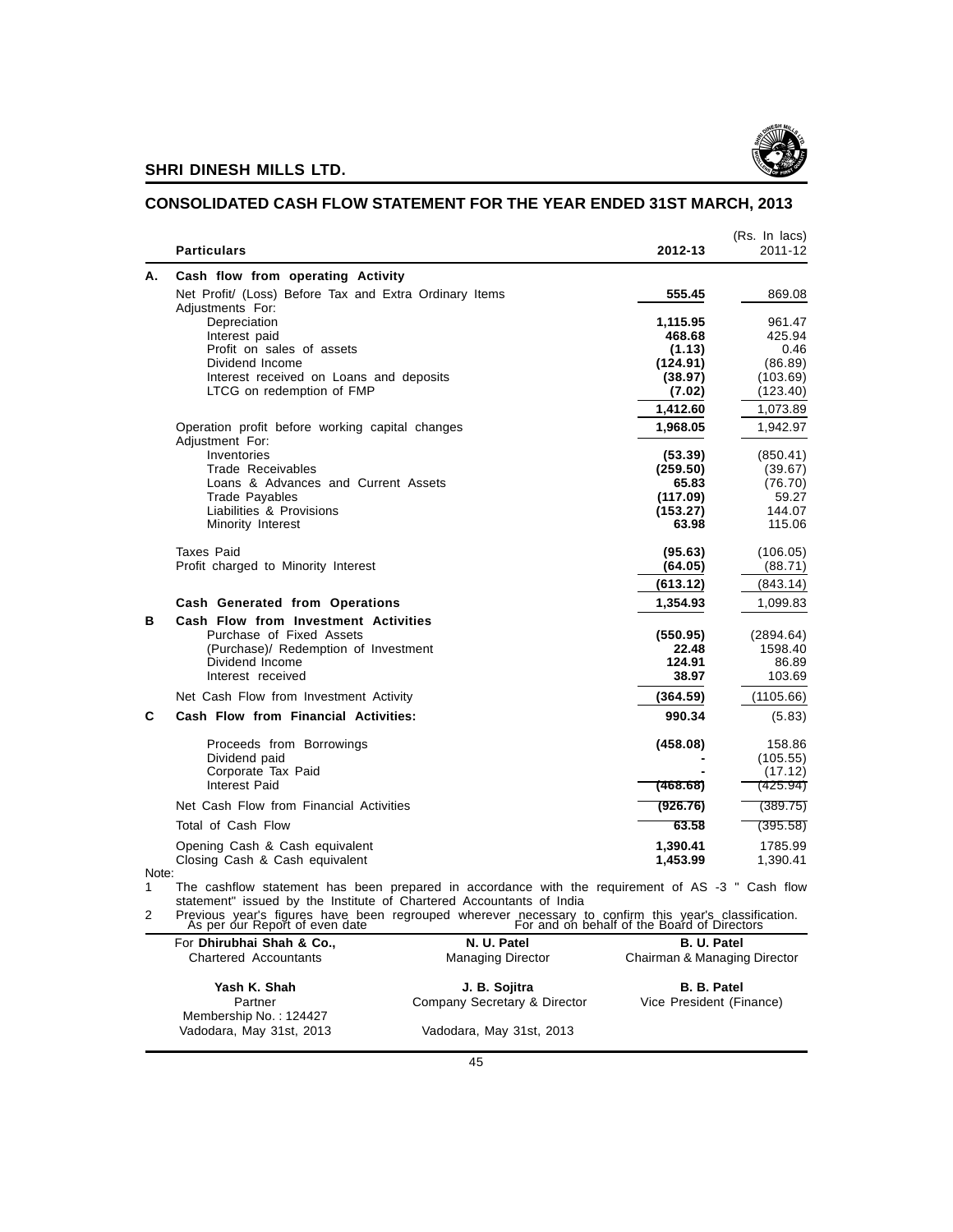## SHRI DINESH MILLS LTD.

## CONSOLIDATED CASH FLOW STATEMENT FOR THE YEAR ENDED 31ST MARCH, 2013

(Rs. In lacs)

| | Particulars | 2012-13 | 2011-12 |
|---|---|---|---|
| **A.** | **Cash flow from operating Activity** | | |
| | Net Profit/ (Loss) Before Tax and Extra Ordinary Items | **555.45** | 869.08 |
| | Adjustments For: | | |
| | Depreciation | **1,115.95** | 961.47 |
| | Interest paid | **468.68** | 425.94 |
| | Profit on sales of assets | **(1.13)** | 0.46 |
| | Dividend Income | **(124.91)** | (86.89) |
| | Interest received on Loans and deposits | **(38.97)** | (103.69) |
| | LTCG on redemption of FMP | **(7.02)** | (123.40) |
| | | **1,412.60** | 1,073.89 |
| | Operation profit before working capital changes | **1,968.05** | 1,942.97 |
| | Adjustment For: | | |
| | Inventories | **(53.39)** | (850.41) |
| | Trade Receivables | **(259.50)** | (39.67) |
| | Loans & Advances and Current Assets | **65.83** | (76.70) |
| | Trade Payables | **(117.09)** | 59.27 |
| | Liabilities & Provisions | **(153.27)** | 144.07 |
| | Minority Interest | **63.98** | 115.06 |
| | Taxes Paid | **(95.63)** | (106.05) |
| | Profit charged to Minority Interest | **(64.05)** | (88.71) |
| | | **(613.12)** | (843.14) |
| | **Cash Generated from Operations** | **1,354.93** | 1,099.83 |
| **B** | **Cash Flow from Investment Activities** | | |
| | Purchase of Fixed Assets | **(550.95)** | (2894.64) |
| | (Purchase)/ Redemption of Investment | **22.48** | 1598.40 |
| | Dividend Income | **124.91** | 86.89 |
| | Interest received | **38.97** | 103.69 |
| | Net Cash Flow from Investment Activity | **(364.59)** | (1105.66) |
| **C** | **Cash Flow from Financial Activities:** | **990.34** | (5.83) |
| | Proceeds from Borrowings | **(458.08)** | 158.86 |
| | Dividend paid | **-** | (105.55) |
| | Corporate Tax Paid | **-** | (17.12) |
| | Interest Paid | **(468.68)** | (425.94) |
| | Net Cash Flow from Financial Activities | **(926.76)** | (389.75) |
| | Total of Cash Flow | **63.58** | (395.58) |
| | Opening Cash & Cash equivalent | **1,390.41** | 1785.99 |
| | Closing Cash & Cash equivalent | **1,453.99** | 1,390.41 |

Note:

1. The cashflow statement has been prepared in accordance with the requirement of AS -3 " Cash flow statement" issued by the Institute of Chartered Accountants of India
2. Previous year's figures have been regrouped wherever necessary to confirm this year's classification.

As per our Report of even date

For and on behalf of the Board of Directors

| | | |
|---|---|---|
| For **Dhirubhai Shah & Co.,** | **N. U. Patel** | **B. U. Patel** |
| Chartered Accountants | Managing Director | Chairman & Managing Director |
| **Yash K. Shah** | **J. B. Sojitra** | **B. B. Patel** |
| Partner | Company Secretary & Director | Vice President (Finance) |
| Membership No. : 124427 | | |
| Vadodara, May 31st, 2013 | Vadodara, May 31st, 2013 | |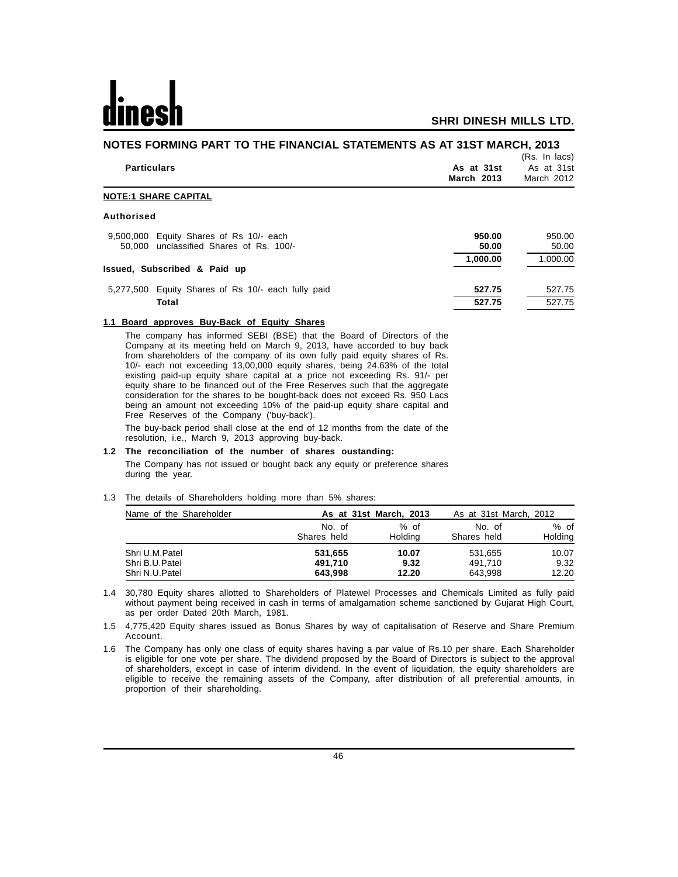# NOTES FORMING PART TO THE FINANCIAL STATEMENTS AS AT 31ST MARCH, 2013

(Rs. In lacs)

| Particulars | As at 31st March 2013 | As at 31st March 2012 |
|---|---|---|
| **NOTE:1 SHARE CAPITAL** | | |
| **Authorised** | | |
| 9,500,000 Equity Shares of Rs 10/- each | **950.00** | 950.00 |
| 50,000 unclassified Shares of Rs. 100/- | **50.00** | 50.00 |
| | **1,000.00** | 1,000.00 |
| **Issued, Subscribed & Paid up** | | |
| 5,277,500 Equity Shares of Rs 10/- each fully paid | **527.75** | 527.75 |
| **Total** | **527.75** | 527.75 |

**1.1 Board approves Buy-Back of Equity Shares**

The company has informed SEBI (BSE) that the Board of Directors of the Company at its meeting held on March 9, 2013, have accorded to buy back from shareholders of the company of its own fully paid equity shares of Rs. 10/- each not exceeding 13,00,000 equity shares, being 24.63% of the total existing paid-up equity share capital at a price not exceeding Rs. 91/- per equity share to be financed out of the Free Reserves such that the aggregate consideration for the shares to be bought-back does not exceed Rs. 950 Lacs being an amount not exceeding 10% of the paid-up equity share capital and Free Reserves of the Company ('buy-back').

The buy-back period shall close at the end of 12 months from the date of the resolution, i.e., March 9, 2013 approving buy-back.

**1.2 The reconciliation of the number of shares oustanding:**

The Company has not issued or bought back any equity or preference shares during the year.

1.3 The details of Shareholders holding more than 5% shares:

| Name of the Shareholder | As at 31st March, 2013 | | As at 31st March, 2012 | |
|---|---|---|---|---|
| | No. of Shares held | % of Holding | No. of Shares held | % of Holding |
| Shri U.M.Patel | **531,655** | **10.07** | 531,655 | 10.07 |
| Shri B.U.Patel | **491,710** | **9.32** | 491,710 | 9.32 |
| Shri N.U.Patel | **643,998** | **12.20** | 643,998 | 12.20 |

1.4 30,780 Equity shares allotted to Shareholders of Platewel Processes and Chemicals Limited as fully paid without payment being received in cash in terms of amalgamation scheme sanctioned by Gujarat High Court, as per order Dated 20th March, 1981.

1.5 4,775,420 Equity shares issued as Bonus Shares by way of capitalisation of Reserve and Share Premium Account.

1.6 The Company has only one class of equity shares having a par value of Rs.10 per share. Each Shareholder is eligible for one vote per share. The dividend proposed by the Board of Directors is subject to the approval of shareholders, except in case of interim dividend. In the event of liquidation, the equity shareholders are eligible to receive the remaining assets of the Company, after distribution of all preferential amounts, in proportion of their shareholding.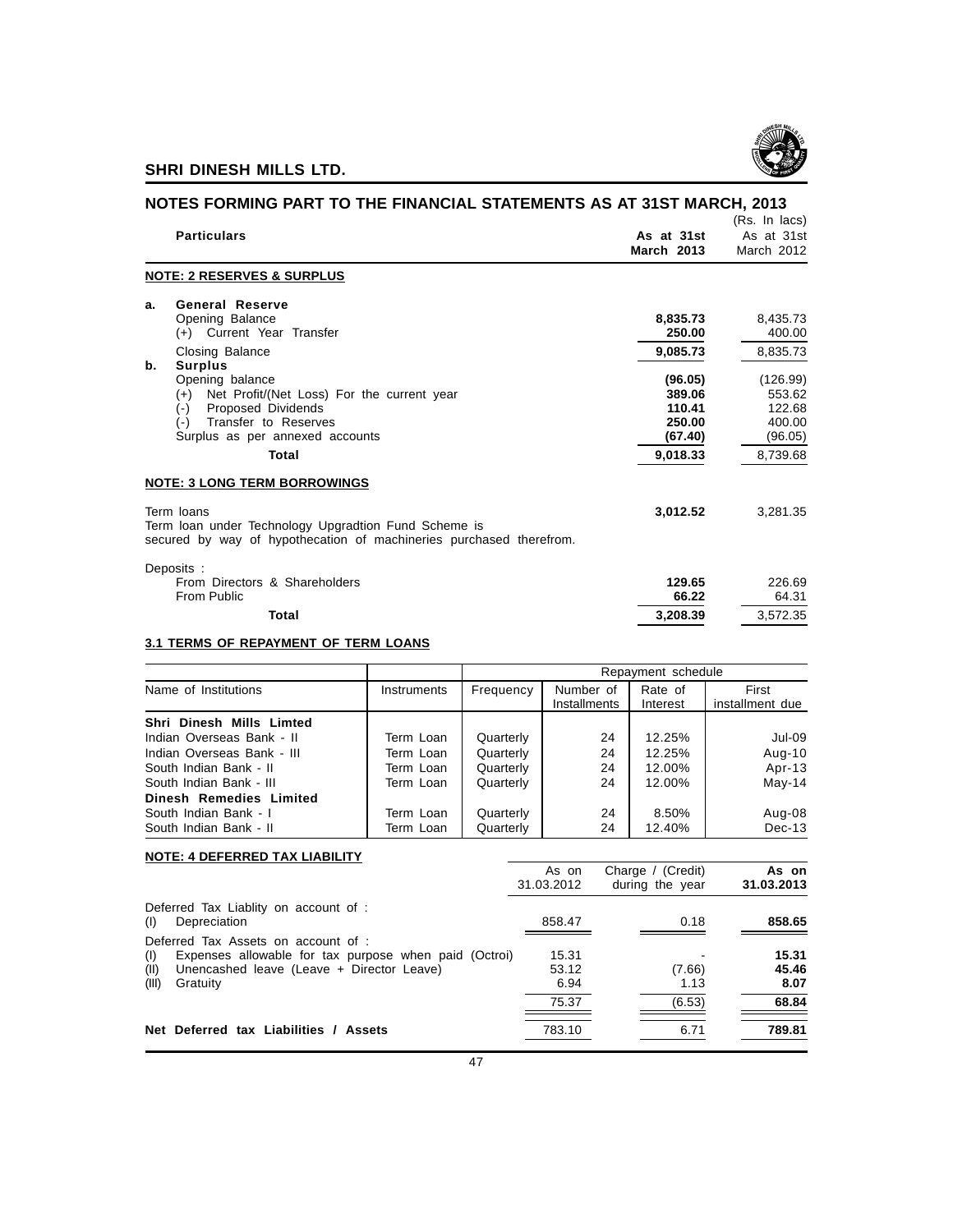## NOTES FORMING PART TO THE FINANCIAL STATEMENTS AS AT 31ST MARCH, 2013

(Rs. In lacs)

| | Particulars | As at 31st March 2013 | As at 31st March 2012 |
|---|---|---|---|
| | **NOTE: 2 RESERVES & SURPLUS** | | |
| **a.** | **General Reserve** | | |
| | Opening Balance | **8,835.73** | 8,435.73 |
| | (+) Current Year Transfer | **250.00** | 400.00 |
| | Closing Balance | **9,085.73** | 8,835.73 |
| **b.** | **Surplus** | | |
| | Opening balance | **(96.05)** | (126.99) |
| | (+) Net Profit/(Net Loss) For the current year | **389.06** | 553.62 |
| | (-) Proposed Dividends | **110.41** | 122.68 |
| | (-) Transfer to Reserves | **250.00** | 400.00 |
| | Surplus as per annexed accounts | **(67.40)** | (96.05) |
| | **Total** | **9,018.33** | 8,739.68 |
| | **NOTE: 3 LONG TERM BORROWINGS** | | |
| | Term loans<br>Term loan under Technology Upgradtion Fund Scheme is secured by way of hypothecation of machineries purchased therefrom. | **3,012.52** | 3,281.35 |
| | Deposits : | | |
| | From Directors & Shareholders | **129.65** | 226.69 |
| | From Public | **66.22** | 64.31 |
| | **Total** | **3,208.39** | 3,572.35 |

### 3.1 TERMS OF REPAYMENT OF TERM LOANS

| | | Repayment schedule | | | |
|---|---|---|---|---|---|
| Name of Institutions | Instruments | Frequency | Number of Installments | Rate of Interest | First installment due |
| **Shri Dinesh Mills Limted** | | | | | |
| Indian Overseas Bank - II | Term Loan | Quarterly | 24 | 12.25% | Jul-09 |
| Indian Overseas Bank - III | Term Loan | Quarterly | 24 | 12.25% | Aug-10 |
| South Indian Bank - II | Term Loan | Quarterly | 24 | 12.00% | Apr-13 |
| South Indian Bank - III | Term Loan | Quarterly | 24 | 12.00% | May-14 |
| **Dinesh Remedies Limited** | | | | | |
| South Indian Bank - I | Term Loan | Quarterly | 24 | 8.50% | Aug-08 |
| South Indian Bank - II | Term Loan | Quarterly | 24 | 12.40% | Dec-13 |

### NOTE: 4 DEFERRED TAX LIABILITY

| | As on 31.03.2012 | Charge / (Credit) during the year | As on 31.03.2013 |
|---|---|---|---|
| Deferred Tax Liablity on account of : | | | |
| (I) Depreciation | 858.47 | 0.18 | **858.65** |
| Deferred Tax Assets on account of : | | | |
| (I) Expenses allowable for tax purpose when paid (Octroi) | 15.31 | - | **15.31** |
| (II) Unencashed leave (Leave + Director Leave) | 53.12 | (7.66) | **45.46** |
| (III) Gratuity | 6.94 | 1.13 | **8.07** |
| | 75.37 | (6.53) | **68.84** |
| **Net Deferred tax Liabilities / Assets** | 783.10 | 6.71 | **789.81** |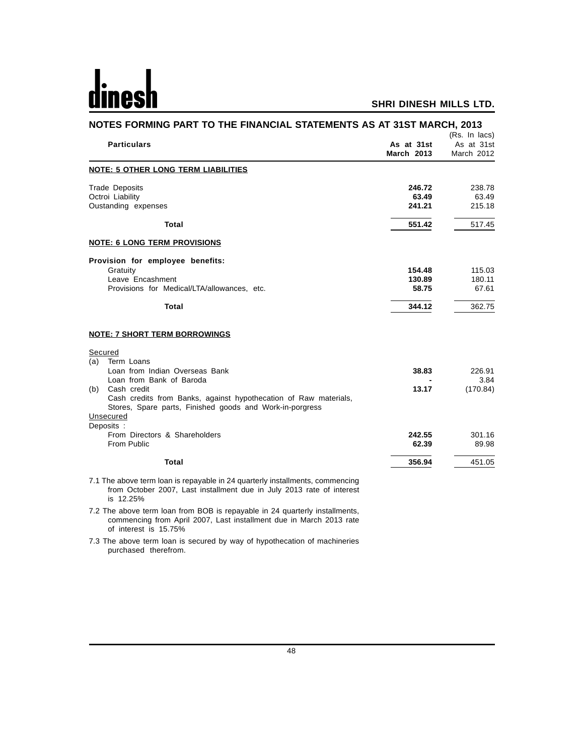## NOTES FORMING PART TO THE FINANCIAL STATEMENTS AS AT 31ST MARCH, 2013

(Rs. In lacs)

| Particulars | As at 31st March 2013 | As at 31st March 2012 |
|---|---|---|
| **NOTE: 5 OTHER LONG TERM LIABILITIES** | | |
| Trade Deposits | **246.72** | 238.78 |
| Octroi Liability | **63.49** | 63.49 |
| Oustanding expenses | **241.21** | 215.18 |
| **Total** | **551.42** | 517.45 |
| **NOTE: 6 LONG TERM PROVISIONS** | | |
| **Provision for employee benefits:** | | |
| Gratuity | **154.48** | 115.03 |
| Leave Encashment | **130.89** | 180.11 |
| Provisions for Medical/LTA/allowances, etc. | **58.75** | 67.61 |
| **Total** | **344.12** | 362.75 |
| **NOTE: 7 SHORT TERM BORROWINGS** | | |
| Secured | | |
| (a) Term Loans | | |
| Loan from Indian Overseas Bank | **38.83** | 226.91 |
| Loan from Bank of Baroda | **-** | 3.84 |
| (b) Cash credit | **13.17** | (170.84) |
| Cash credits from Banks, against hypothecation of Raw materials, Stores, Spare parts, Finished goods and Work-in-porgress | | |
| Unsecured | | |
| Deposits : | | |
| From Directors & Shareholders | **242.55** | 301.16 |
| From Public | **62.39** | 89.98 |
| **Total** | **356.94** | 451.05 |

7.1 The above term loan is repayable in 24 quarterly installments, commencing from October 2007, Last installment due in July 2013 rate of interest is 12.25%

7.2 The above term loan from BOB is repayable in 24 quarterly installments, commencing from April 2007, Last installment due in March 2013 rate of interest is 15.75%

7.3 The above term loan is secured by way of hypothecation of machineries purchased therefrom.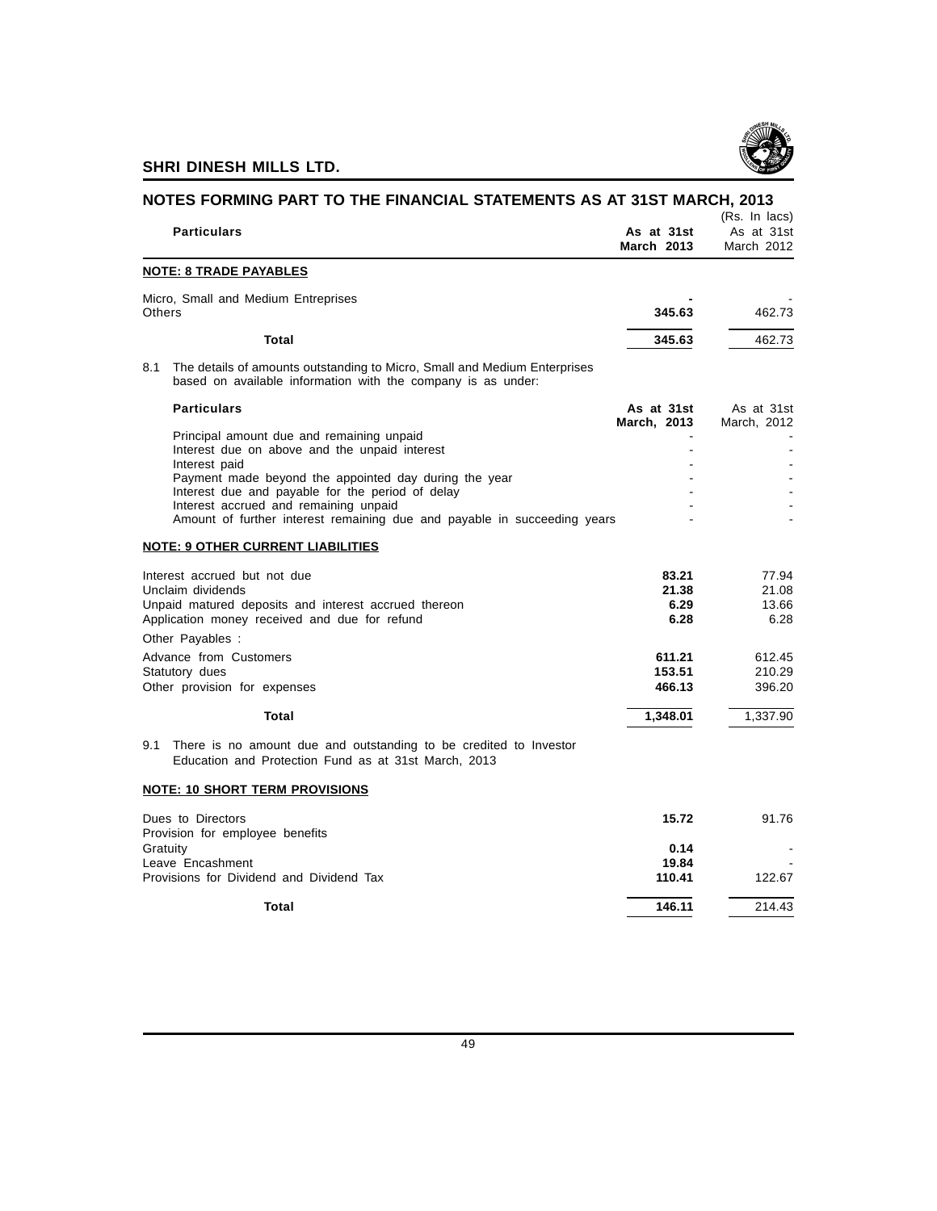## NOTES FORMING PART TO THE FINANCIAL STATEMENTS AS AT 31ST MARCH, 2013

(Rs. In lacs)

| Particulars | As at 31st March 2013 | As at 31st March 2012 |
|---|---|---|
| **NOTE: 8 TRADE PAYABLES** | | |
| Micro, Small and Medium Entreprises | **-** | - |
| Others | **345.63** | 462.73 |
| **Total** | **345.63** | 462.73 |

8.1 The details of amounts outstanding to Micro, Small and Medium Enterprises based on available information with the company is as under:

| Particulars | As at 31st March, 2013 | As at 31st March, 2012 |
|---|---|---|
| Principal amount due and remaining unpaid | - | - |
| Interest due on above and the unpaid interest | - | - |
| Interest paid | - | - |
| Payment made beyond the appointed day during the year | - | - |
| Interest due and payable for the period of delay | - | - |
| Interest accrued and remaining unpaid | - | - |
| Amount of further interest remaining due and payable in succeeding years | - | - |

| Particulars | As at 31st March 2013 | As at 31st March 2012 |
|---|---|---|
| **NOTE: 9 OTHER CURRENT LIABILITIES** | | |
| Interest accrued but not due | **83.21** | 77.94 |
| Unclaim dividends | **21.38** | 21.08 |
| Unpaid matured deposits and interest accrued thereon | **6.29** | 13.66 |
| Application money received and due for refund | **6.28** | 6.28 |
| Other Payables : | | |
| Advance from Customers | **611.21** | 612.45 |
| Statutory dues | **153.51** | 210.29 |
| Other provision for expenses | **466.13** | 396.20 |
| **Total** | **1,348.01** | 1,337.90 |

9.1 There is no amount due and outstanding to be credited to Investor Education and Protection Fund as at 31st March, 2013

| Particulars | As at 31st March 2013 | As at 31st March 2012 |
|---|---|---|
| **NOTE: 10 SHORT TERM PROVISIONS** | | |
| Dues to Directors | **15.72** | 91.76 |
| Provision for employee benefits | | |
| Gratuity | **0.14** | - |
| Leave Encashment | **19.84** | - |
| Provisions for Dividend and Dividend Tax | **110.41** | 122.67 |
| **Total** | **146.11** | 214.43 |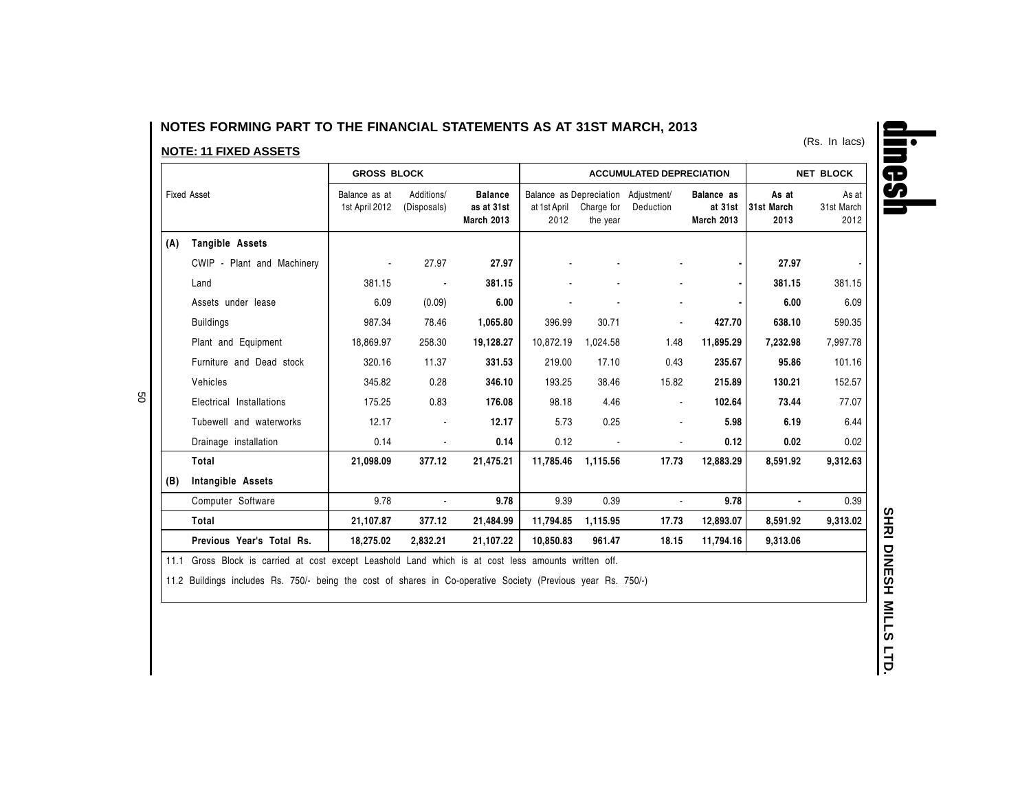## NOTES FORMING PART TO THE FINANCIAL STATEMENTS AS AT 31ST MARCH, 2013

### NOTE: 11 FIXED ASSETS

(Rs. In lacs)

| Fixed Asset | GROSS BLOCK | | | ACCUMULATED DEPRECIATION | | | | NET BLOCK | |
|---|---|---|---|---|---|---|---|---|---|
| | Balance as at 1st April 2012 | Additions/ (Disposals) | **Balance as at 31st March 2013** | Balance as at 1st April 2012 | Depreciation Charge for the year | Adjustment/ Deduction | **Balance as at 31st March 2013** | **As at 31st March 2013** | As at 31st March 2012 |
| **(A) Tangible Assets** | | | | | | | | | |
| CWIP - Plant and Machinery | - | 27.97 | **27.97** | - | - | - | **-** | **27.97** | - |
| Land | 381.15 | - | **381.15** | - | - | - | **-** | **381.15** | 381.15 |
| Assets under lease | 6.09 | (0.09) | **6.00** | - | - | - | **-** | **6.00** | 6.09 |
| Buildings | 987.34 | 78.46 | **1,065.80** | 396.99 | 30.71 | - | **427.70** | **638.10** | 590.35 |
| Plant and Equipment | 18,869.97 | 258.30 | **19,128.27** | 10,872.19 | 1,024.58 | 1.48 | **11,895.29** | **7,232.98** | 7,997.78 |
| Furniture and Dead stock | 320.16 | 11.37 | **331.53** | 219.00 | 17.10 | 0.43 | **235.67** | **95.86** | 101.16 |
| Vehicles | 345.82 | 0.28 | **346.10** | 193.25 | 38.46 | 15.82 | **215.89** | **130.21** | 152.57 |
| Electrical Installations | 175.25 | 0.83 | **176.08** | 98.18 | 4.46 | - | **102.64** | **73.44** | 77.07 |
| Tubewell and waterworks | 12.17 | - | **12.17** | 5.73 | 0.25 | - | **5.98** | **6.19** | 6.44 |
| Drainage installation | 0.14 | - | **0.14** | 0.12 | - | - | **0.12** | **0.02** | 0.02 |
| **Total** | **21,098.09** | **377.12** | **21,475.21** | **11,785.46** | **1,115.56** | **17.73** | **12,883.29** | **8,591.92** | **9,312.63** |
| **(B) Intangible Assets** | | | | | | | | | |
| Computer Software | 9.78 | - | **9.78** | 9.39 | 0.39 | - | **9.78** | **-** | 0.39 |
| **Total** | **21,107.87** | **377.12** | **21,484.99** | **11,794.85** | **1,115.95** | **17.73** | **12,893.07** | **8,591.92** | **9,313.02** |
| **Previous Year's Total Rs.** | **18,275.02** | **2,832.21** | **21,107.22** | **10,850.83** | **961.47** | **18.15** | **11,794.16** | **9,313.06** | |

11.1 Gross Block is carried at cost except Leashold Land which is at cost less amounts written off.

11.2 Buildings includes Rs. 750/- being the cost of shares in Co-operative Society (Previous year Rs. 750/-)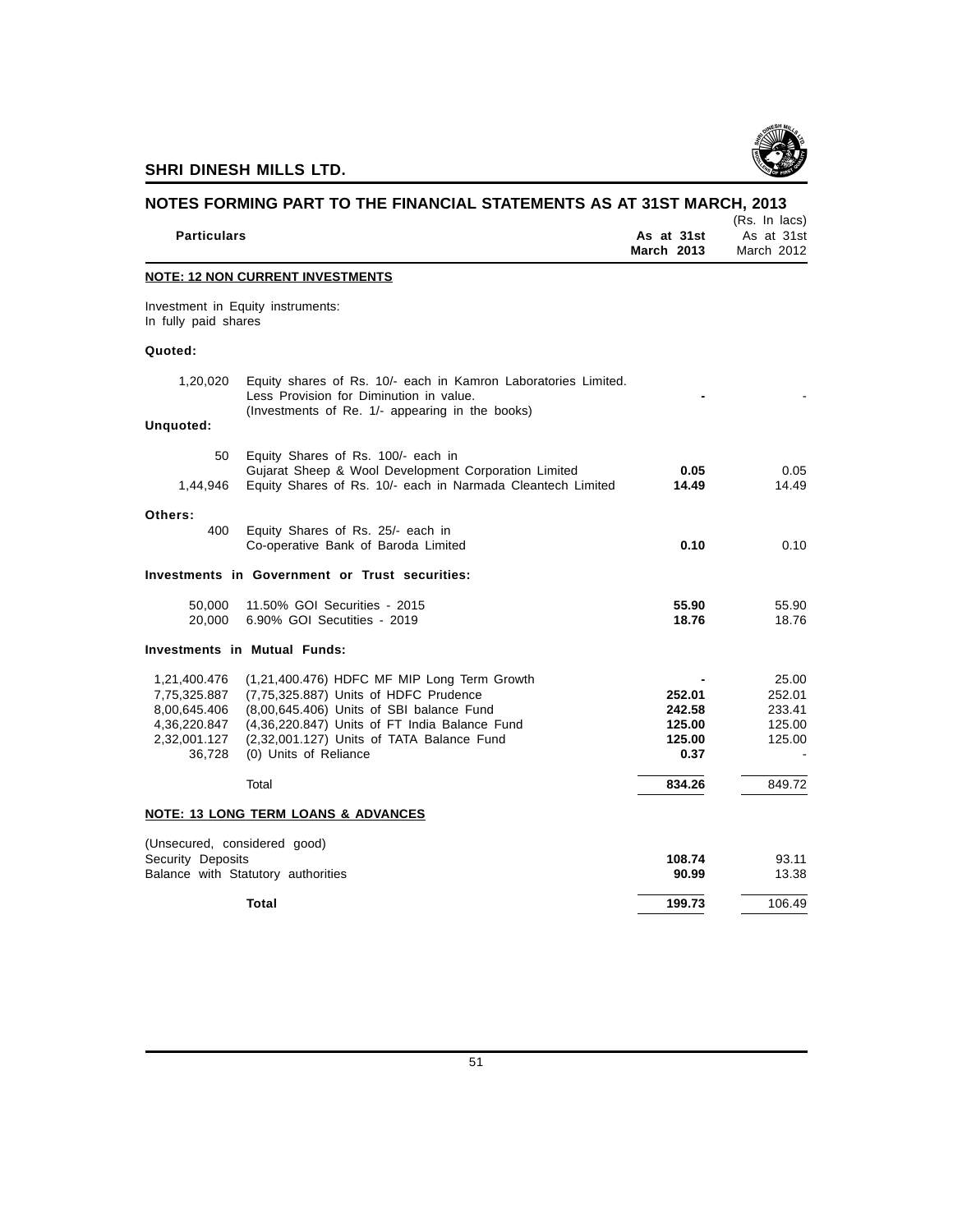**SHRI DINESH MILLS LTD.**

## NOTES FORMING PART TO THE FINANCIAL STATEMENTS AS AT 31ST MARCH, 2013

(Rs. In lacs)

| | Particulars | As at 31st March 2013 | As at 31st March 2012 |
|---|---|---|---|
| | **NOTE: 12 NON CURRENT INVESTMENTS** | | |
| | Investment in Equity instruments: In fully paid shares | | |
| **Quoted:** | | | |
| 1,20,020 | Equity shares of Rs. 10/- each in Kamron Laboratories Limited. Less Provision for Diminution in value. (Investments of Re. 1/- appearing in the books) | **-** | - |
| **Unquoted:** | | | |
| 50 | Equity Shares of Rs. 100/- each in Gujarat Sheep & Wool Development Corporation Limited | **0.05** | 0.05 |
| 1,44,946 | Equity Shares of Rs. 10/- each in Narmada Cleantech Limited | **14.49** | 14.49 |
| **Others:** | | | |
| 400 | Equity Shares of Rs. 25/- each in Co-operative Bank of Baroda Limited | **0.10** | 0.10 |
| | **Investments in Government or Trust securities:** | | |
| 50,000 | 11.50% GOI Securities - 2015 | **55.90** | 55.90 |
| 20,000 | 6.90% GOI Secutities - 2019 | **18.76** | 18.76 |
| | **Investments in Mutual Funds:** | | |
| 1,21,400.476 | (1,21,400.476) HDFC MF MIP Long Term Growth | **-** | 25.00 |
| 7,75,325.887 | (7,75,325.887) Units of HDFC Prudence | **252.01** | 252.01 |
| 8,00,645.406 | (8,00,645.406) Units of SBI balance Fund | **242.58** | 233.41 |
| 4,36,220.847 | (4,36,220.847) Units of FT India Balance Fund | **125.00** | 125.00 |
| 2,32,001.127 | (2,32,001.127) Units of TATA Balance Fund | **125.00** | 125.00 |
| 36,728 | (0) Units of Reliance | **0.37** | - |
| | Total | **834.26** | 849.72 |

**NOTE: 13 LONG TERM LOANS & ADVANCES**

| Particulars | As at 31st March 2013 | As at 31st March 2012 |
|---|---|---|
| (Unsecured, considered good) | | |
| Security Deposits | **108.74** | 93.11 |
| Balance with Statutory authorities | **90.99** | 13.38 |
| **Total** | **199.73** | 106.49 |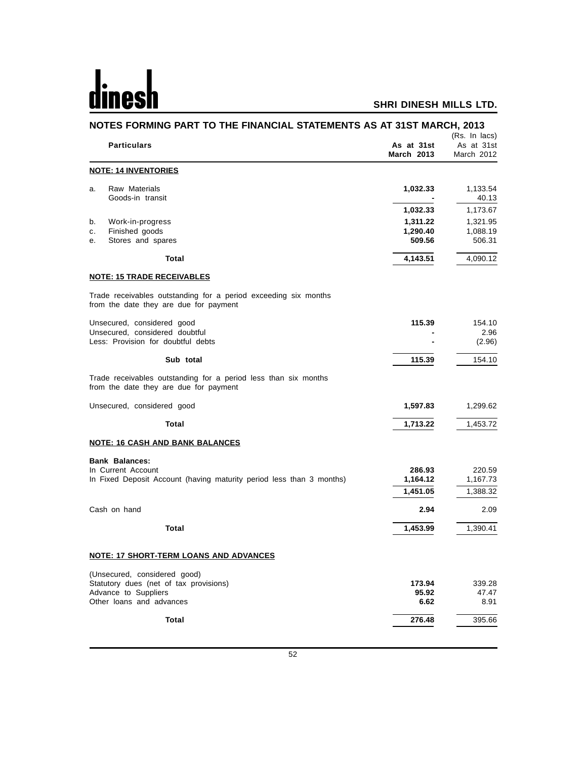## NOTES FORMING PART TO THE FINANCIAL STATEMENTS AS AT 31ST MARCH, 2013

(Rs. In lacs)

| Particulars | As at 31st March 2013 | As at 31st March 2012 |
|---|---|---|
| **NOTE: 14 INVENTORIES** | | |
| a. Raw Materials | **1,032.33** | 1,133.54 |
| Goods-in transit | **-** | 40.13 |
| | **1,032.33** | 1,173.67 |
| b. Work-in-progress | **1,311.22** | 1,321.95 |
| c. Finished goods | **1,290.40** | 1,088.19 |
| e. Stores and spares | **509.56** | 506.31 |
| **Total** | **4,143.51** | 4,090.12 |
| **NOTE: 15 TRADE RECEIVABLES** | | |
| Trade receivables outstanding for a period exceeding six months from the date they are due for payment | | |
| Unsecured, considered good | **115.39** | 154.10 |
| Unsecured, considered doubtful | **-** | 2.96 |
| Less: Provision for doubtful debts | **-** | (2.96) |
| **Sub total** | **115.39** | 154.10 |
| Trade receivables outstanding for a period less than six months from the date they are due for payment | | |
| Unsecured, considered good | **1,597.83** | 1,299.62 |
| **Total** | **1,713.22** | 1,453.72 |
| **NOTE: 16 CASH AND BANK BALANCES** | | |
| **Bank Balances:** | | |
| In Current Account | **286.93** | 220.59 |
| In Fixed Deposit Account (having maturity period less than 3 months) | **1,164.12** | 1,167.73 |
| | **1,451.05** | 1,388.32 |
| Cash on hand | **2.94** | 2.09 |
| **Total** | **1,453.99** | 1,390.41 |
| **NOTE: 17 SHORT-TERM LOANS AND ADVANCES** | | |
| (Unsecured, considered good) | | |
| Statutory dues (net of tax provisions) | **173.94** | 339.28 |
| Advance to Suppliers | **95.92** | 47.47 |
| Other loans and advances | **6.62** | 8.91 |
| **Total** | **276.48** | 395.66 |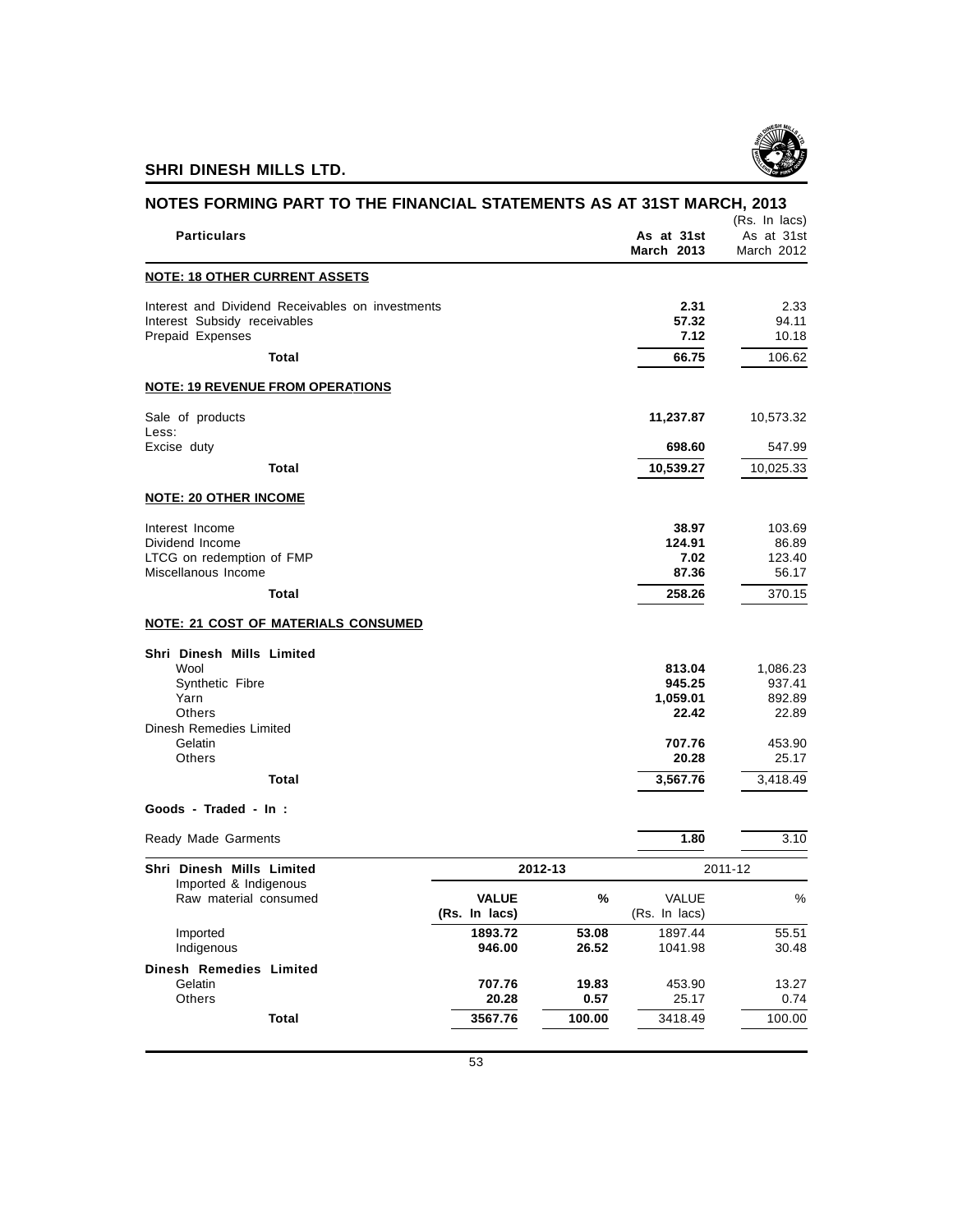## NOTES FORMING PART TO THE FINANCIAL STATEMENTS AS AT 31ST MARCH, 2013

(Rs. In lacs)

| Particulars | As at 31st March 2013 | As at 31st March 2012 |
|---|---|---|
| **NOTE: 18 OTHER CURRENT ASSETS** | | |
| Interest and Dividend Receivables on investments | **2.31** | 2.33 |
| Interest Subsidy receivables | **57.32** | 94.11 |
| Prepaid Expenses | **7.12** | 10.18 |
| **Total** | **66.75** | 106.62 |
| **NOTE: 19 REVENUE FROM OPERATIONS** | | |
| Sale of products | **11,237.87** | 10,573.32 |
| Less: | | |
| Excise duty | **698.60** | 547.99 |
| **Total** | **10,539.27** | 10,025.33 |
| **NOTE: 20 OTHER INCOME** | | |
| Interest Income | **38.97** | 103.69 |
| Dividend Income | **124.91** | 86.89 |
| LTCG on redemption of FMP | **7.02** | 123.40 |
| Miscellanous Income | **87.36** | 56.17 |
| **Total** | **258.26** | 370.15 |
| **NOTE: 21 COST OF MATERIALS CONSUMED** | | |
| **Shri Dinesh Mills Limited** | | |
| Wool | **813.04** | 1,086.23 |
| Synthetic Fibre | **945.25** | 937.41 |
| Yarn | **1,059.01** | 892.89 |
| Others | **22.42** | 22.89 |
| Dinesh Remedies Limited | | |
| Gelatin | **707.76** | 453.90 |
| Others | **20.28** | 25.17 |
| **Total** | **3,567.76** | 3,418.49 |
| **Goods - Traded - In :** | | |
| Ready Made Garments | **1.80** | 3.10 |

| Shri Dinesh Mills Limited | 2012-13 | | 2011-12 | |
|---|---|---|---|---|
| Imported & Indigenous Raw material consumed | **VALUE (Rs. In lacs)** | **%** | VALUE (Rs. In lacs) | % |
| Imported | **1893.72** | **53.08** | 1897.44 | 55.51 |
| Indigenous | **946.00** | **26.52** | 1041.98 | 30.48 |
| **Dinesh Remedies Limited** | | | | |
| Gelatin | **707.76** | **19.83** | 453.90 | 13.27 |
| Others | **20.28** | **0.57** | 25.17 | 0.74 |
| **Total** | **3567.76** | **100.00** | 3418.49 | 100.00 |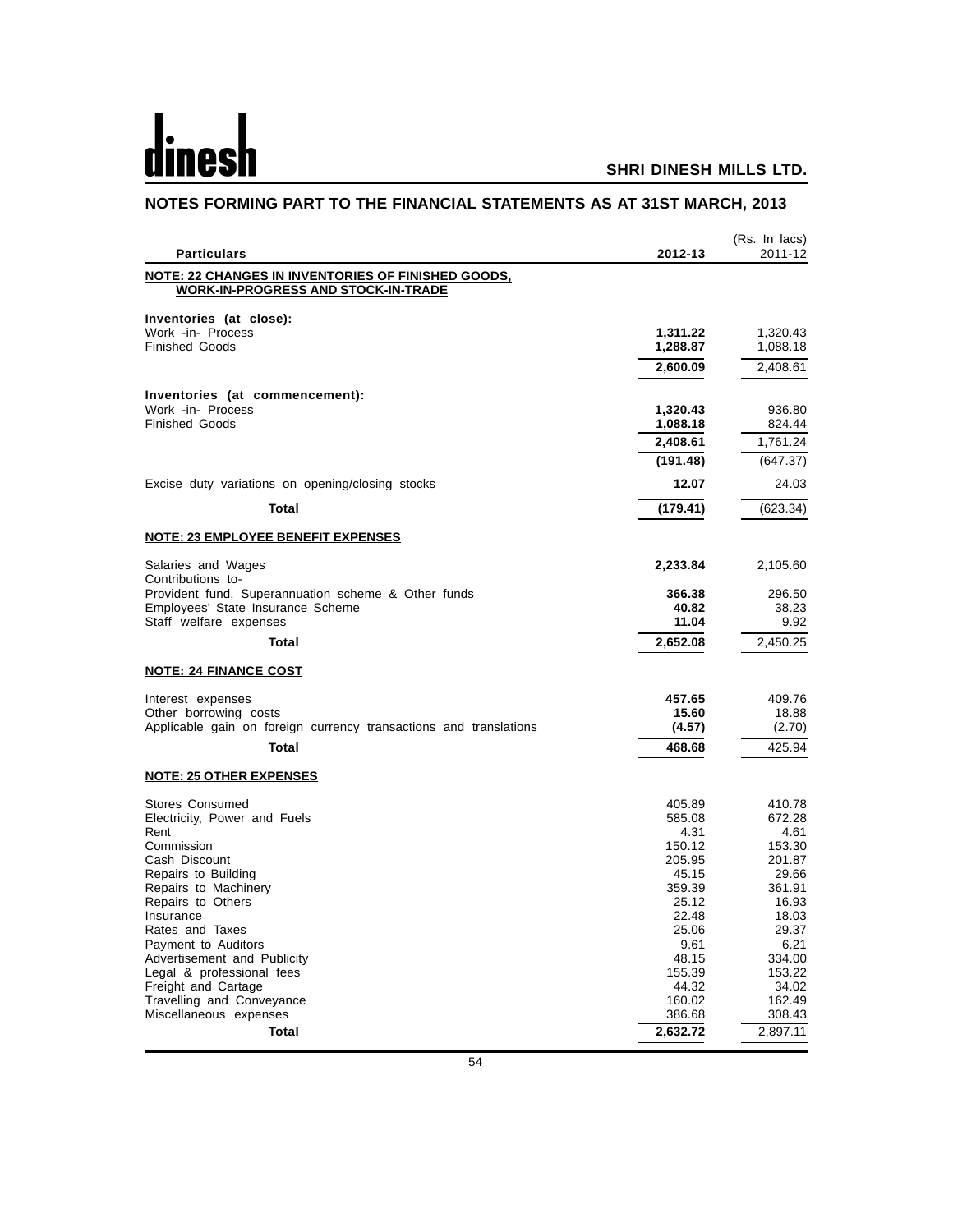## NOTES FORMING PART TO THE FINANCIAL STATEMENTS AS AT 31ST MARCH, 2013

(Rs. In lacs)

| Particulars | 2012-13 | 2011-12 |
|---|---|---|
| **NOTE: 22 CHANGES IN INVENTORIES OF FINISHED GOODS, WORK-IN-PROGRESS AND STOCK-IN-TRADE** | | |
| **Inventories (at close):** | | |
| Work -in- Process | **1,311.22** | 1,320.43 |
| Finished Goods | **1,288.87** | 1,088.18 |
| | **2,600.09** | 2,408.61 |
| **Inventories (at commencement):** | | |
| Work -in- Process | **1,320.43** | 936.80 |
| Finished Goods | **1,088.18** | 824.44 |
| | **2,408.61** | 1,761.24 |
| | **(191.48)** | (647.37) |
| Excise duty variations on opening/closing stocks | **12.07** | 24.03 |
| **Total** | **(179.41)** | (623.34) |
| **NOTE: 23 EMPLOYEE BENEFIT EXPENSES** | | |
| Salaries and Wages | **2,233.84** | 2,105.60 |
| Contributions to- | | |
| Provident fund, Superannuation scheme & Other funds | **366.38** | 296.50 |
| Employees' State Insurance Scheme | **40.82** | 38.23 |
| Staff welfare expenses | **11.04** | 9.92 |
| **Total** | **2,652.08** | 2,450.25 |
| **NOTE: 24 FINANCE COST** | | |
| Interest expenses | **457.65** | 409.76 |
| Other borrowing costs | **15.60** | 18.88 |
| Applicable gain on foreign currency transactions and translations | **(4.57)** | (2.70) |
| **Total** | **468.68** | 425.94 |
| **NOTE: 25 OTHER EXPENSES** | | |
| Stores Consumed | 405.89 | 410.78 |
| Electricity, Power and Fuels | 585.08 | 672.28 |
| Rent | 4.31 | 4.61 |
| Commission | 150.12 | 153.30 |
| Cash Discount | 205.95 | 201.87 |
| Repairs to Building | 45.15 | 29.66 |
| Repairs to Machinery | 359.39 | 361.91 |
| Repairs to Others | 25.12 | 16.93 |
| Insurance | 22.48 | 18.03 |
| Rates and Taxes | 25.06 | 29.37 |
| Payment to Auditors | 9.61 | 6.21 |
| Advertisement and Publicity | 48.15 | 334.00 |
| Legal & professional fees | 155.39 | 153.22 |
| Freight and Cartage | 44.32 | 34.02 |
| Travelling and Conveyance | 160.02 | 162.49 |
| Miscellaneous expenses | 386.68 | 308.43 |
| **Total** | **2,632.72** | 2,897.11 |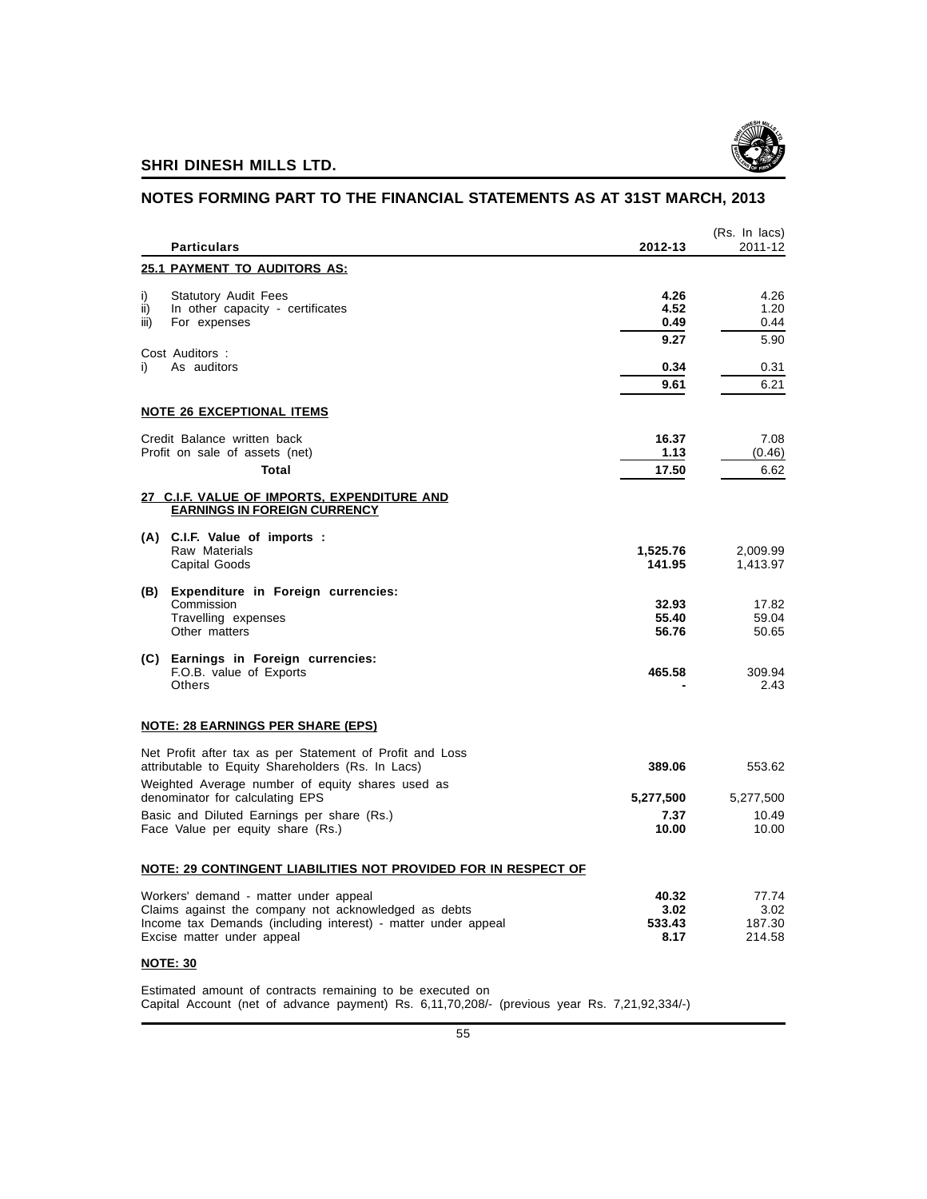## NOTES FORMING PART TO THE FINANCIAL STATEMENTS AS AT 31ST MARCH, 2013

(Rs. In lacs)

| Particulars | 2012-13 | 2011-12 |
|---|---|---|
| **25.1 PAYMENT TO AUDITORS AS:** | | |
| i) Statutory Audit Fees | **4.26** | 4.26 |
| ii) In other capacity - certificates | **4.52** | 1.20 |
| iii) For expenses | **0.49** | 0.44 |
| | **9.27** | 5.90 |
| Cost Auditors : | | |
| i) As auditors | **0.34** | 0.31 |
| | **9.61** | 6.21 |
| **NOTE 26 EXCEPTIONAL ITEMS** | | |
| Credit Balance written back | **16.37** | 7.08 |
| Profit on sale of assets (net) | **1.13** | (0.46) |
| **Total** | **17.50** | 6.62 |
| **27 C.I.F. VALUE OF IMPORTS, EXPENDITURE AND EARNINGS IN FOREIGN CURRENCY** | | |
| **(A) C.I.F. Value of imports :** | | |
| Raw Materials | **1,525.76** | 2,009.99 |
| Capital Goods | **141.95** | 1,413.97 |
| **(B) Expenditure in Foreign currencies:** | | |
| Commission | **32.93** | 17.82 |
| Travelling expenses | **55.40** | 59.04 |
| Other matters | **56.76** | 50.65 |
| **(C) Earnings in Foreign currencies:** | | |
| F.O.B. value of Exports | **465.58** | 309.94 |
| Others | **-** | 2.43 |
| **NOTE: 28 EARNINGS PER SHARE (EPS)** | | |
| Net Profit after tax as per Statement of Profit and Loss attributable to Equity Shareholders (Rs. In Lacs) | **389.06** | 553.62 |
| Weighted Average number of equity shares used as denominator for calculating EPS | **5,277,500** | 5,277,500 |
| Basic and Diluted Earnings per share (Rs.) | **7.37** | 10.49 |
| Face Value per equity share (Rs.) | **10.00** | 10.00 |
| **NOTE: 29 CONTINGENT LIABILITIES NOT PROVIDED FOR IN RESPECT OF** | | |
| Workers' demand - matter under appeal | **40.32** | 77.74 |
| Claims against the company not acknowledged as debts | **3.02** | 3.02 |
| Income tax Demands (including interest) - matter under appeal | **533.43** | 187.30 |
| Excise matter under appeal | **8.17** | 214.58 |

**NOTE: 30**

Estimated amount of contracts remaining to be executed on Capital Account (net of advance payment) Rs. 6,11,70,208/- (previous year Rs. 7,21,92,334/-)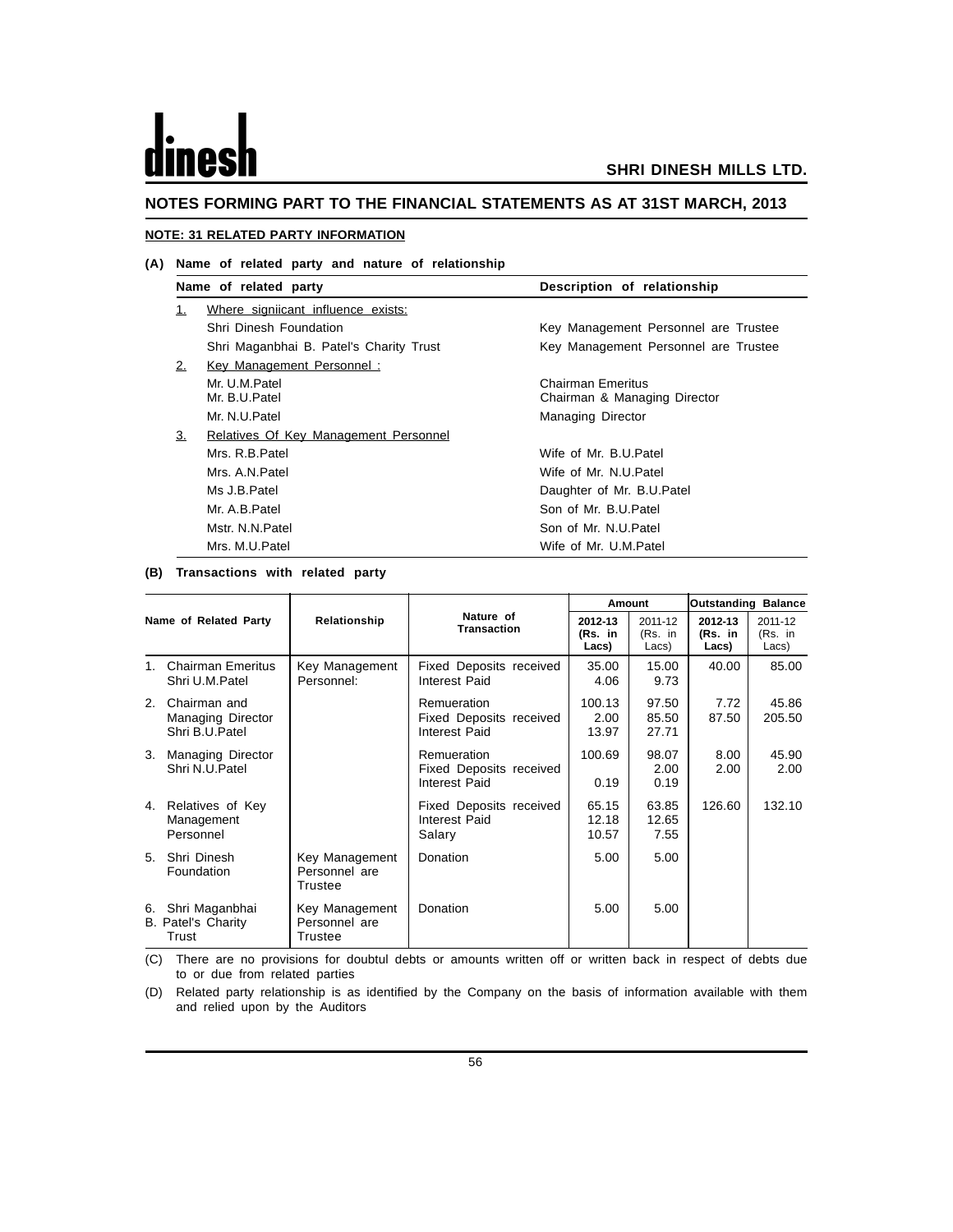## NOTES FORMING PART TO THE FINANCIAL STATEMENTS AS AT 31ST MARCH, 2013

### NOTE: 31 RELATED PARTY INFORMATION

**(A) Name of related party and nature of relationship**

| | Name of related party | Description of relationship |
|---|---|---|
| 1. | Where signiicant influence exists: | |
| | Shri Dinesh Foundation | Key Management Personnel are Trustee |
| | Shri Maganbhai B. Patel's Charity Trust | Key Management Personnel are Trustee |
| 2. | Key Management Personnel : | |
| | Mr. U.M.Patel | Chairman Emeritus |
| | Mr. B.U.Patel | Chairman & Managing Director |
| | Mr. N.U.Patel | Managing Director |
| 3. | Relatives Of Key Management Personnel | |
| | Mrs. R.B.Patel | Wife of Mr. B.U.Patel |
| | Mrs. A.N.Patel | Wife of Mr. N.U.Patel |
| | Ms J.B.Patel | Daughter of Mr. B.U.Patel |
| | Mr. A.B.Patel | Son of Mr. B.U.Patel |
| | Mstr. N.N.Patel | Son of Mr. N.U.Patel |
| | Mrs. M.U.Patel | Wife of Mr. U.M.Patel |

**(B) Transactions with related party**

| Name of Related Party | Relationship | Nature of Transaction | Amount | | Outstanding Balance | |
|---|---|---|---|---|---|---|
| | | | **2012-13 (Rs. in Lacs)** | 2011-12 (Rs. in Lacs) | **2012-13 (Rs. in Lacs)** | 2011-12 (Rs. in Lacs) |
| 1. Chairman Emeritus Shri U.M.Patel | Key Management Personnel: | Fixed Deposits received<br>Interest Paid | 35.00<br>4.06 | 15.00<br>9.73 | 40.00 | 85.00 |
| 2. Chairman and Managing Director Shri B.U.Patel | | Remueration<br>Fixed Deposits received<br>Interest Paid | 100.13<br>2.00<br>13.97 | 97.50<br>85.50<br>27.71 | 7.72<br>87.50 | 45.86<br>205.50 |
| 3. Managing Director Shri N.U.Patel | | Remueration<br>Fixed Deposits received<br>Interest Paid | 100.69<br><br>0.19 | 98.07<br>2.00<br>0.19 | 8.00<br>2.00 | 45.90<br>2.00 |
| 4. Relatives of Key Management Personnel | | Fixed Deposits received<br>Interest Paid<br>Salary | 65.15<br>12.18<br>10.57 | 63.85<br>12.65<br>7.55 | 126.60 | 132.10 |
| 5. Shri Dinesh Foundation | Key Management Personnel are Trustee | Donation | 5.00 | 5.00 | | |
| 6. Shri Maganbhai B. Patel's Charity Trust | Key Management Personnel are Trustee | Donation | 5.00 | 5.00 | | |

(C) There are no provisions for doubtul debts or amounts written off or written back in respect of debts due to or due from related parties

(D) Related party relationship is as identified by the Company on the basis of information available with them and relied upon by the Auditors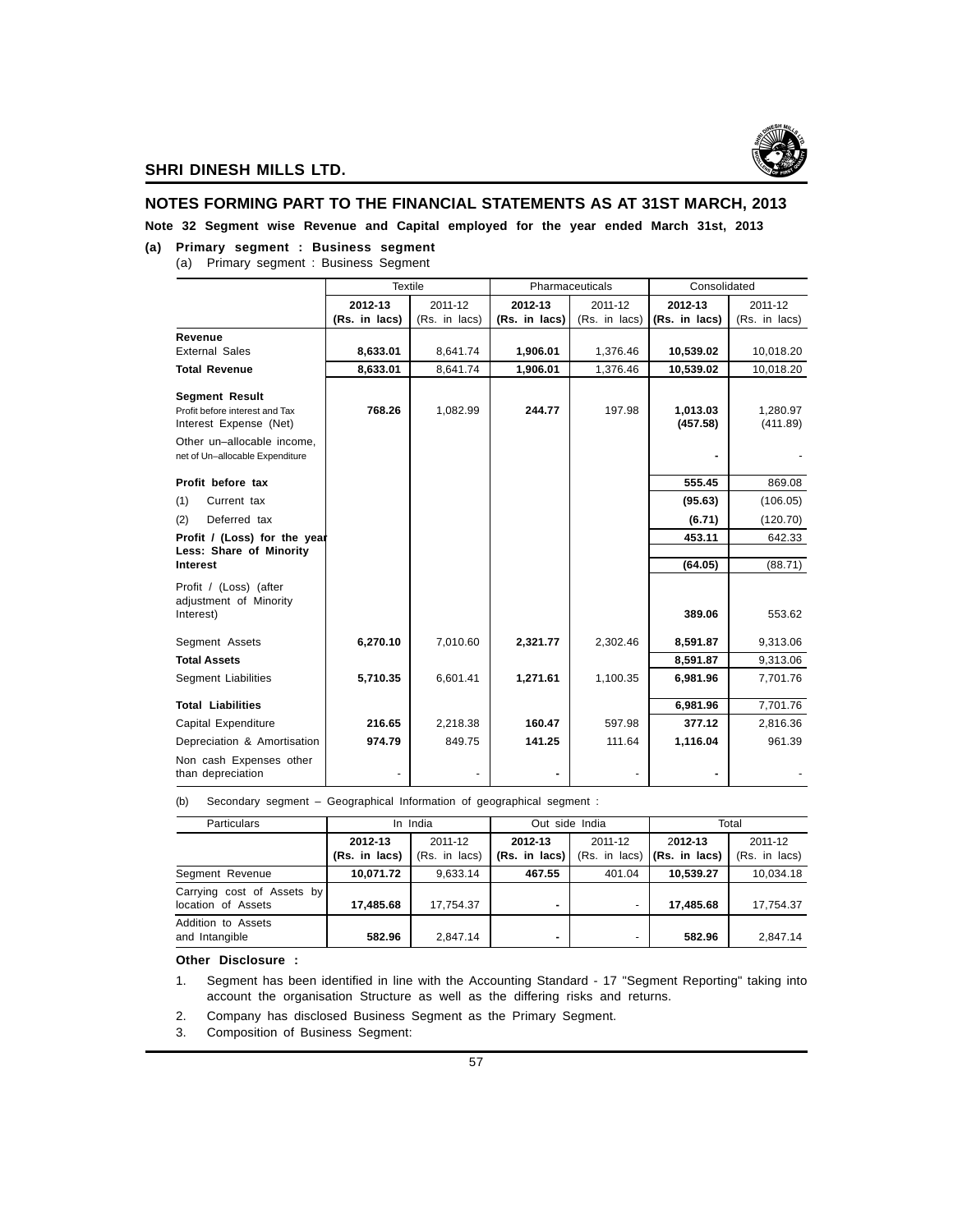## NOTES FORMING PART TO THE FINANCIAL STATEMENTS AS AT 31ST MARCH, 2013

**Note 32 Segment wise Revenue and Capital employed for the year ended March 31st, 2013**

**(a) Primary segment : Business segment**

(a) Primary segment : Business Segment

| | Textile | | Pharmaceuticals | | Consolidated | |
|---|---|---|---|---|---|---|
| | **2012-13 (Rs. in lacs)** | 2011-12 (Rs. in lacs) | **2012-13 (Rs. in lacs)** | 2011-12 (Rs. in lacs) | **2012-13 (Rs. in lacs)** | 2011-12 (Rs. in lacs) |
| **Revenue** | | | | | | |
| External Sales | **8,633.01** | 8,641.74 | **1,906.01** | 1,376.46 | **10,539.02** | 10,018.20 |
| **Total Revenue** | **8,633.01** | 8,641.74 | **1,906.01** | 1,376.46 | **10,539.02** | 10,018.20 |
| **Segment Result** | | | | | | |
| Profit before interest and Tax | **768.26** | 1,082.99 | **244.77** | 197.98 | **1,013.03** | 1,280.97 |
| Interest Expense (Net) | | | | | **(457.58)** | (411.89) |
| Other un–allocable income, net of Un–allocable Expenditure | | | | | **-** | - |
| **Profit before tax** | | | | | **555.45** | 869.08 |
| (1) Current tax | | | | | **(95.63)** | (106.05) |
| (2) Deferred tax | | | | | **(6.71)** | (120.70) |
| **Profit / (Loss) for the year** | | | | | **453.11** | 642.33 |
| **Less: Share of Minority Interest** | | | | | **(64.05)** | (88.71) |
| Profit / (Loss) (after adjustment of Minority Interest) | | | | | **389.06** | 553.62 |
| Segment Assets | **6,270.10** | 7,010.60 | **2,321.77** | 2,302.46 | **8,591.87** | 9,313.06 |
| **Total Assets** | | | | | **8,591.87** | 9,313.06 |
| Segment Liabilities | **5,710.35** | 6,601.41 | **1,271.61** | 1,100.35 | **6,981.96** | 7,701.76 |
| **Total Liabilities** | | | | | **6,981.96** | 7,701.76 |
| Capital Expenditure | **216.65** | 2,218.38 | **160.47** | 597.98 | **377.12** | 2,816.36 |
| Depreciation & Amortisation | **974.79** | 849.75 | **141.25** | 111.64 | **1,116.04** | 961.39 |
| Non cash Expenses other than depreciation | - | - | **-** | - | **-** | - |

(b) Secondary segment – Geographical Information of geographical segment :

| Particulars | In India | | Out side India | | Total | |
|---|---|---|---|---|---|---|
| | **2012-13 (Rs. in lacs)** | 2011-12 (Rs. in lacs) | **2012-13 (Rs. in lacs)** | 2011-12 (Rs. in lacs) | **2012-13 (Rs. in lacs)** | 2011-12 (Rs. in lacs) |
| Segment Revenue | **10,071.72** | 9,633.14 | **467.55** | 401.04 | **10,539.27** | 10,034.18 |
| Carrying cost of Assets by location of Assets | **17,485.68** | 17,754.37 | **-** | - | **17,485.68** | 17,754.37 |
| Addition to Assets and Intangible | **582.96** | 2,847.14 | **-** | - | **582.96** | 2,847.14 |

**Other Disclosure :**

1. Segment has been identified in line with the Accounting Standard - 17 "Segment Reporting" taking into account the organisation Structure as well as the differing risks and returns.
2. Company has disclosed Business Segment as the Primary Segment.
3. Composition of Business Segment: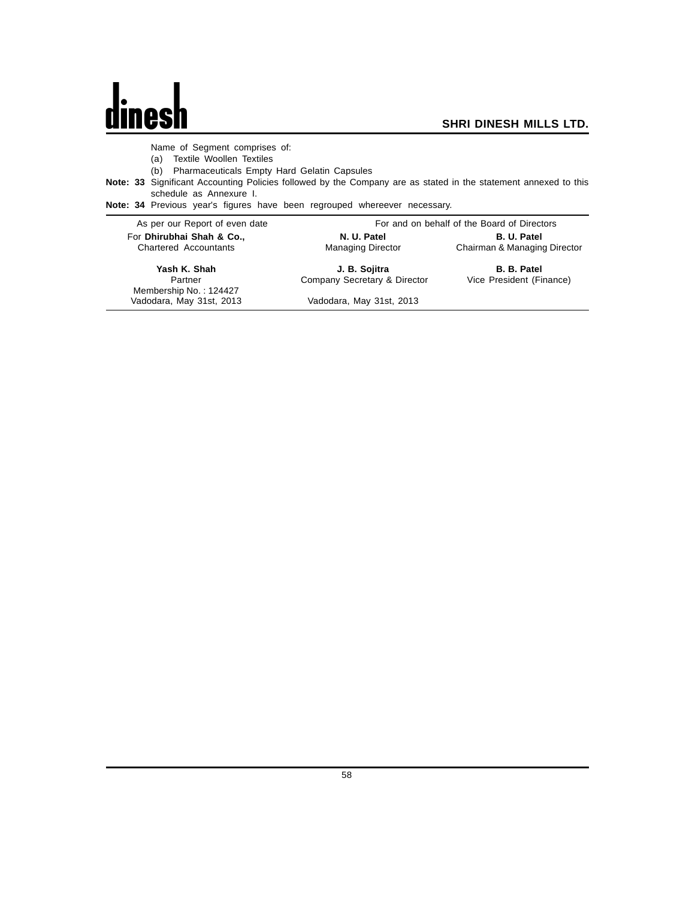Name of Segment comprises of:

(a) Textile Woollen Textiles

(b) Pharmaceuticals Empty Hard Gelatin Capsules

**Note: 33** Significant Accounting Policies followed by the Company are as stated in the statement annexed to this schedule as Annexure I.

**Note: 34** Previous year's figures have been regrouped whereever necessary.

| As per our Report of even date | For and on behalf of the Board of Directors | |
|---|---|---|
| For **Dhirubhai Shah & Co.,**<br>Chartered Accountants | **N. U. Patel**<br>Managing Director | **B. U. Patel**<br>Chairman & Managing Director |
| **Yash K. Shah**<br>Partner<br>Membership No. : 124427 | **J. B. Sojitra**<br>Company Secretary & Director | **B. B. Patel**<br>Vice President (Finance) |
| Vadodara, May 31st, 2013 | Vadodara, May 31st, 2013 | |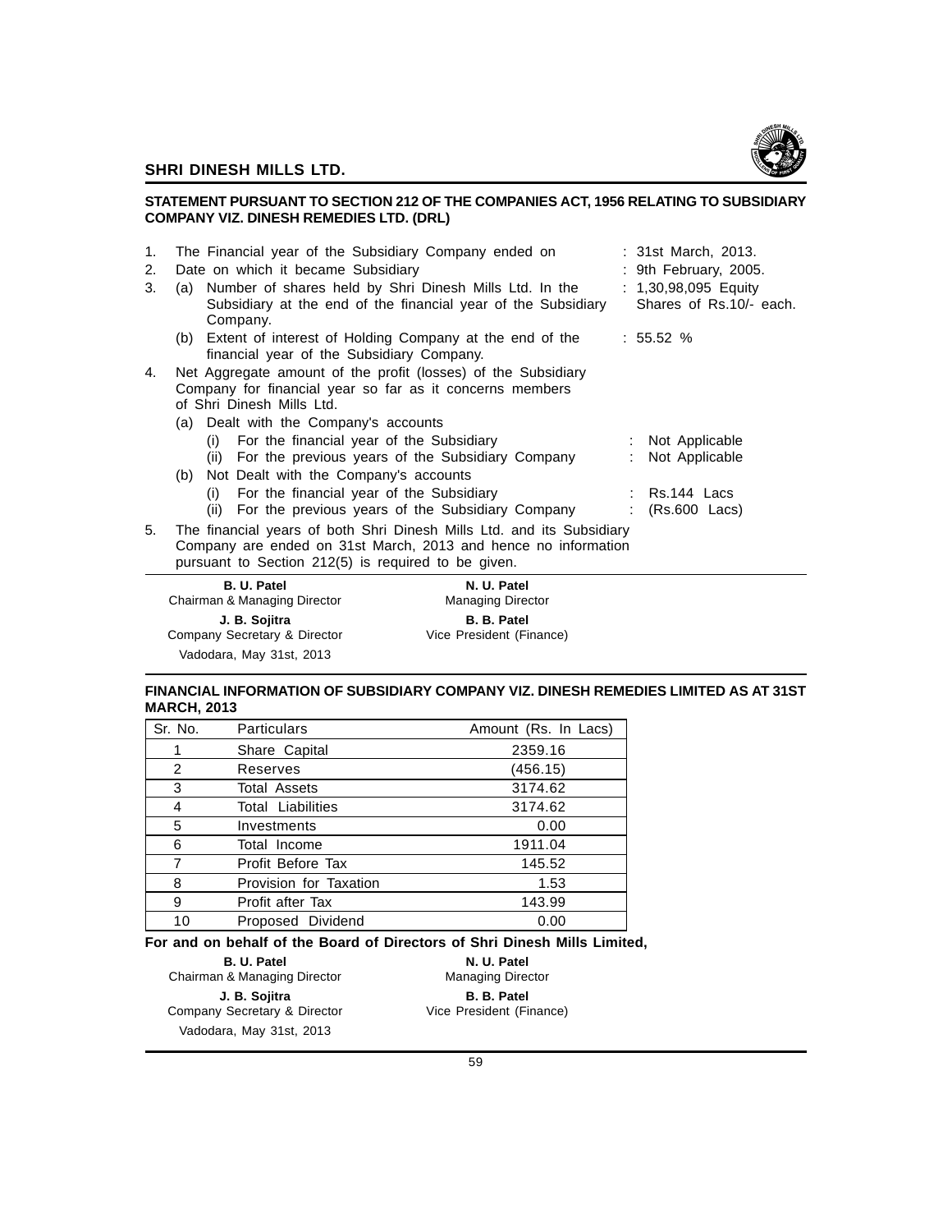## STATEMENT PURSUANT TO SECTION 212 OF THE COMPANIES ACT, 1956 RELATING TO SUBSIDIARY COMPANY VIZ. DINESH REMEDIES LTD. (DRL)

1. The Financial year of the Subsidiary Company ended on : 31st March, 2013.
2. Date on which it became Subsidiary : 9th February, 2005.
3. (a) Number of shares held by Shri Dinesh Mills Ltd. In the Subsidiary at the end of the financial year of the Subsidiary Company. : 1,30,98,095 Equity Shares of Rs.10/- each.

   (b) Extent of interest of Holding Company at the end of the financial year of the Subsidiary Company. : 55.52 %
4. Net Aggregate amount of the profit (losses) of the Subsidiary Company for financial year so far as it concerns members of Shri Dinesh Mills Ltd.

   (a) Dealt with the Company's accounts
      - (i) For the financial year of the Subsidiary : Not Applicable
      - (ii) For the previous years of the Subsidiary Company : Not Applicable

   (b) Not Dealt with the Company's accounts
      - (i) For the financial year of the Subsidiary : Rs.144 Lacs
      - (ii) For the previous years of the Subsidiary Company : (Rs.600 Lacs)
5. The financial years of both Shri Dinesh Mills Ltd. and its Subsidiary Company are ended on 31st March, 2013 and hence no information pursuant to Section 212(5) is required to be given.

**B. U. Patel**
Chairman & Managing Director

**N. U. Patel**
Managing Director

**J. B. Sojitra**
Company Secretary & Director

**B. B. Patel**
Vice President (Finance)

Vadodara, May 31st, 2013

## FINANCIAL INFORMATION OF SUBSIDIARY COMPANY VIZ. DINESH REMEDIES LIMITED AS AT 31ST MARCH, 2013

| Sr. No. | Particulars | Amount (Rs. In Lacs) |
|---|---|---|
| 1 | Share Capital | 2359.16 |
| 2 | Reserves | (456.15) |
| 3 | Total Assets | 3174.62 |
| 4 | Total Liabilities | 3174.62 |
| 5 | Investments | 0.00 |
| 6 | Total Income | 1911.04 |
| 7 | Profit Before Tax | 145.52 |
| 8 | Provision for Taxation | 1.53 |
| 9 | Profit after Tax | 143.99 |
| 10 | Proposed Dividend | 0.00 |

**For and on behalf of the Board of Directors of Shri Dinesh Mills Limited,**

**B. U. Patel**
Chairman & Managing Director

**N. U. Patel**
Managing Director

**J. B. Sojitra**
Company Secretary & Director

**B. B. Patel**
Vice President (Finance)

Vadodara, May 31st, 2013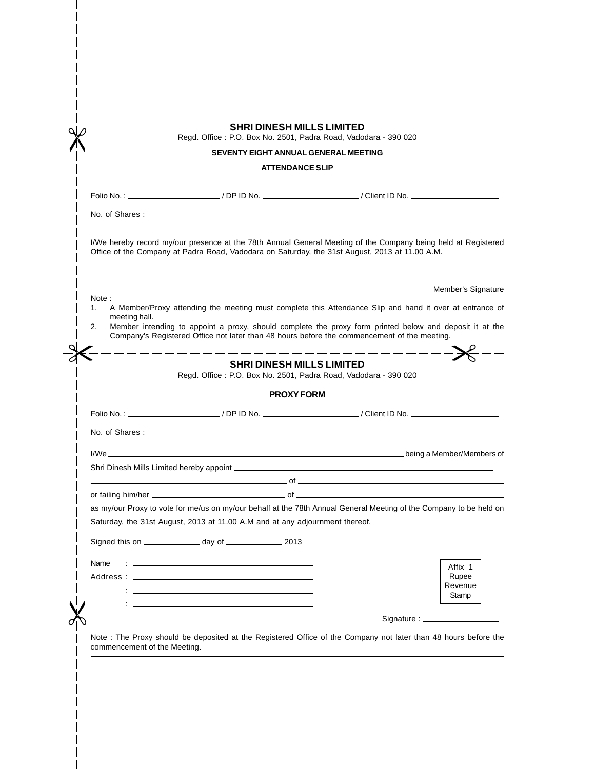## SHRI DINESH MILLS LIMITED

Regd. Office : P.O. Box No. 2501, Padra Road, Vadodara - 390 020

**SEVENTY EIGHT ANNUAL GENERAL MEETING**

**ATTENDANCE SLIP**

Folio No. : ____________________ / DP ID No. ____________________ / Client ID No. ____________________

No. of Shares : ________________

I/We hereby record my/our presence at the 78th Annual General Meeting of the Company being held at Registered Office of the Company at Padra Road, Vadodara on Saturday, the 31st August, 2013 at 11.00 A.M.

Member's Signature

Note :

1. A Member/Proxy attending the meeting must complete this Attendance Slip and hand it over at entrance of meeting hall.
2. Member intending to appoint a proxy, should complete the proxy form printed below and deposit it at the Company's Registered Office not later than 48 hours before the commencement of the meeting.

---

## SHRI DINESH MILLS LIMITED

Regd. Office : P.O. Box No. 2501, Padra Road, Vadodara - 390 020

**PROXY FORM**

Folio No. : ____________________ / DP ID No. ____________________ / Client ID No. ____________________

No. of Shares : ________________

I/We ____________________________________________ being a Member/Members of Shri Dinesh Mills Limited hereby appoint ____________________________________________ of ____________________________________________ or failing him/her ____________________ of ____________________ as my/our Proxy to vote for me/us on my/our behalf at the 78th Annual General Meeting of the Company to be held on Saturday, the 31st August, 2013 at 11.00 A.M and at any adjournment thereof.

Signed this on ____________ day of ____________ 2013

Name : ________________________________

Address : ________________________________

: ________________________________

: ________________________________

Affix 1 Rupee Revenue Stamp

Signature : ________________

Note : The Proxy should be deposited at the Registered Office of the Company not later than 48 hours before the commencement of the Meeting.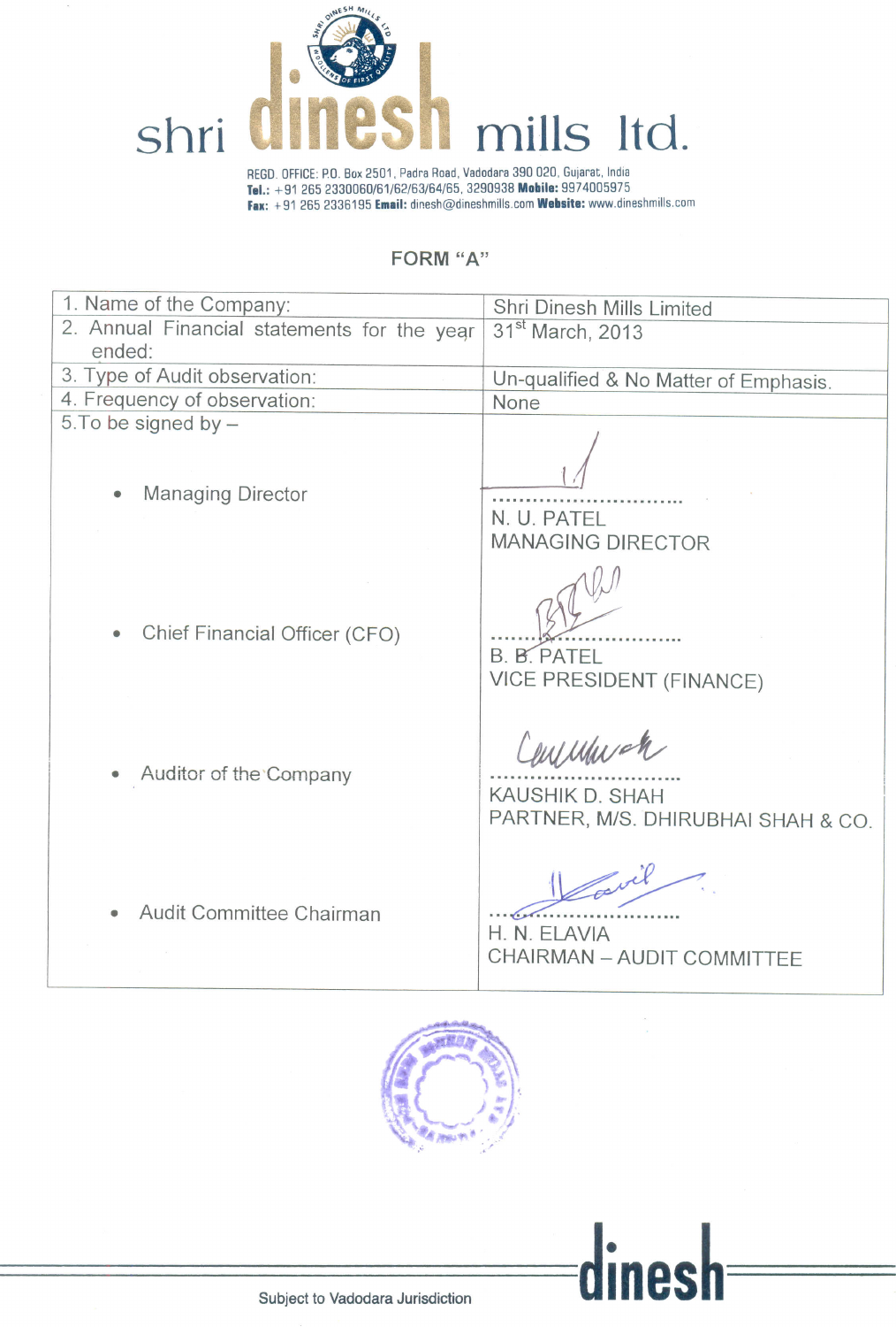shri **dinesh** mills ltd.

REGD. OFFICE: P.O. Box 2501, Padra Road, Vadodara 390 020, Gujarat, India
**Tel.:** +91 265 2330060/61/62/63/64/65, 3290938 **Mobile:** 9974005975
**Fax:** +91 265 2336195 **Email:** dinesh@dineshmills.com **Website:** www.dineshmills.com

## FORM "A"

| | |
|---|---|
| 1. Name of the Company: | Shri Dinesh Mills Limited |
| 2. Annual Financial statements for the year ended: | 31st March, 2013 |
| 3. Type of Audit observation: | Un-qualified & No Matter of Emphasis. |
| 4. Frequency of observation: | None |
| 5. To be signed by – | |
| • Managing Director | N. U. PATEL<br>MANAGING DIRECTOR |
| • Chief Financial Officer (CFO) | B. B. PATEL<br>VICE PRESIDENT (FINANCE) |
| • Auditor of the Company | KAUSHIK D. SHAH<br>PARTNER, M/S. DHIRUBHAI SHAH & CO. |
| • Audit Committee Chairman | H. N. ELAVIA<br>CHAIRMAN – AUDIT COMMITTEE |

Subject to Vadodara Jurisdiction

**dinesh**